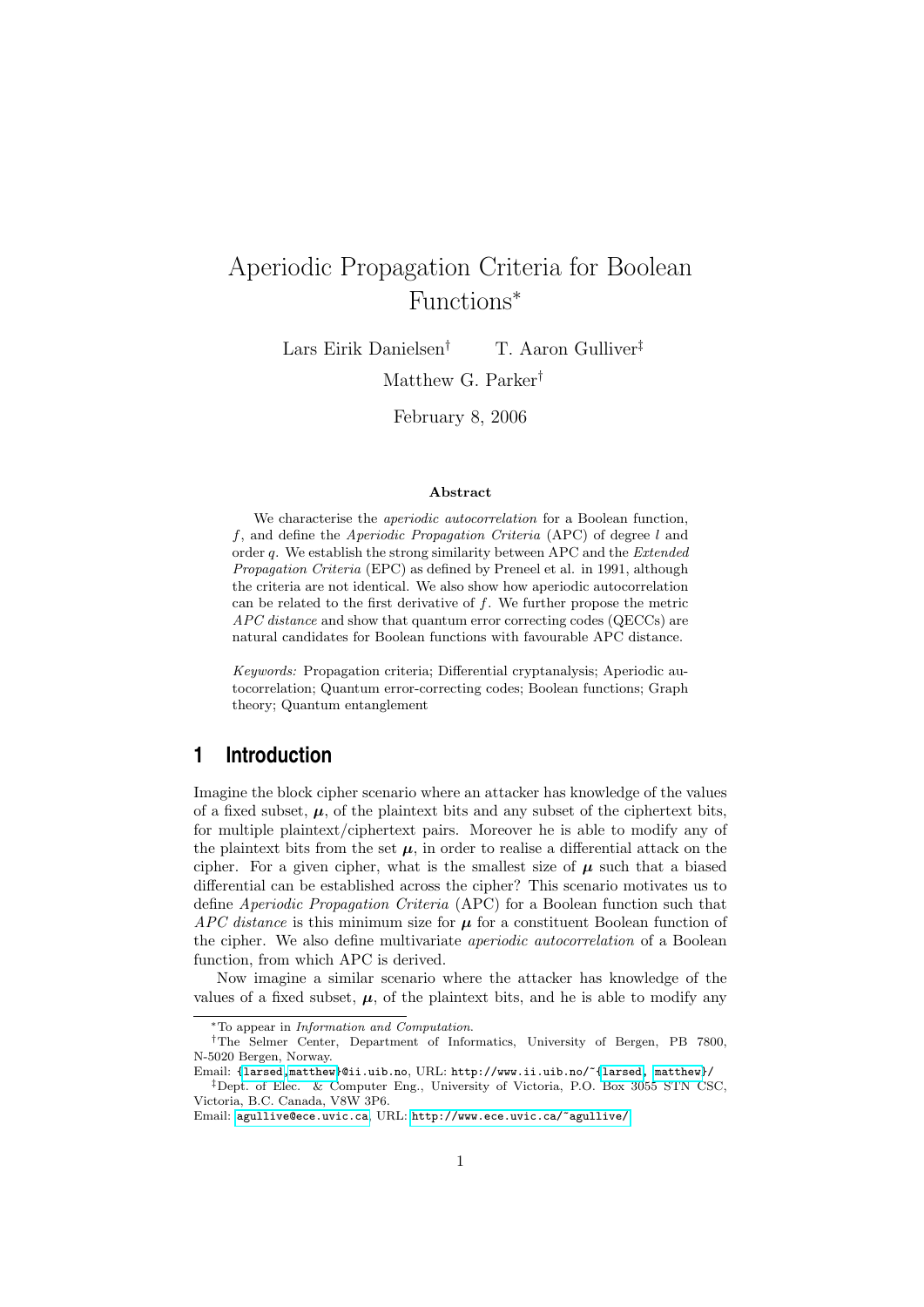# Aperiodic Propagation Criteria for Boolean Functions*

Lars Eirik Danielsen[†] T. Aaron Gulliver[‡]

Matthew G. Parker[†]

February 8, 2006

### Abstract

We characterise the *aperiodic autocorrelation* for a Boolean function, $f$, and define the *Aperiodic Propagation Criteria* (APC) of degree $l$ and order $q$. We establish the strong similarity between APC and the *Extended Propagation Criteria* (EPC) as defined by Preneel et al. in 1991, although the criteria are not identical. We also show how aperiodic autocorrelation can be related to the first derivative of $f$. We further propose the metric *APC distance* and show that quantum error correcting codes (QECCs) are natural candidates for Boolean functions with favourable APC distance.

*Keywords:* Propagation criteria; Differential cryptanalysis; Aperiodic autocorrelation; Quantum error-correcting codes; Boolean functions; Graph theory; Quantum entanglement

## 1 Introduction

Imagine the block cipher scenario where an attacker has knowledge of the values of a fixed subset, $\boldsymbol{\mu}$, of the plaintext bits and any subset of the ciphertext bits, for multiple plaintext/ciphertext pairs. Moreover he is able to modify any of the plaintext bits from the set $\boldsymbol{\mu}$, in order to realise a differential attack on the cipher. For a given cipher, what is the smallest size of $\boldsymbol{\mu}$ such that a biased differential can be established across the cipher? This scenario motivates us to define *Aperiodic Propagation Criteria* (APC) for a Boolean function such that *APC distance* is this minimum size for $\boldsymbol{\mu}$ for a constituent Boolean function of the cipher. We also define multivariate *aperiodic autocorrelation* of a Boolean function, from which APC is derived.

Now imagine a similar scenario where the attacker has knowledge of the values of a fixed subset, $\boldsymbol{\mu}$, of the plaintext bits, and he is able to modify any

---

*To appear in *Information and Computation*.

[†]The Selmer Center, Department of Informatics, University of Bergen, PB 7800, N-5020 Bergen, Norway.
Email: {larsed,matthew}@ii.uib.no, URL: http://www.ii.uib.no/~{larsed, matthew}/

[‡]Dept. of Elec. & Computer Eng., University of Victoria, P.O. Box 3055 STN CSC, Victoria, B.C. Canada, V8W 3P6.
Email: agullive@ece.uvic.ca, URL: http://www.ece.uvic.ca/~agullive/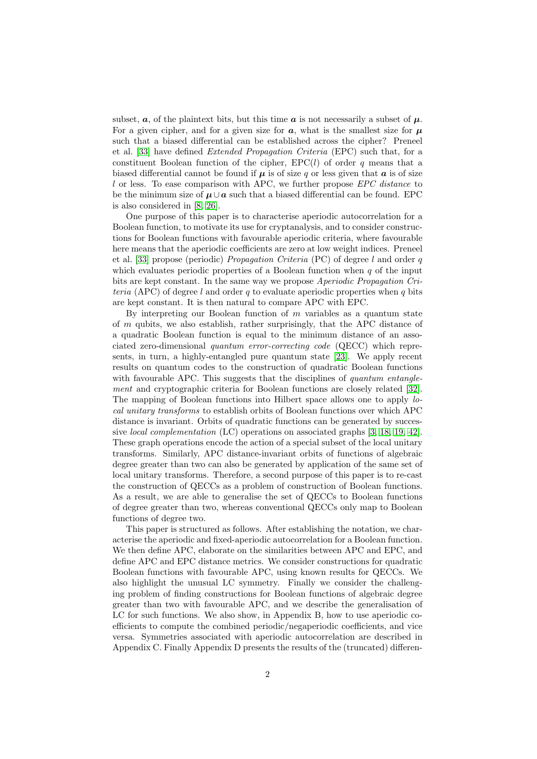subset, $\boldsymbol{a}$, of the plaintext bits, but this time $\boldsymbol{a}$ is not necessarily a subset of $\boldsymbol{\mu}$. For a given cipher, and for a given size for $\boldsymbol{a}$, what is the smallest size for $\boldsymbol{\mu}$ such that a biased differential can be established across the cipher? Preneel et al. [33] have defined *Extended Propagation Criteria* (EPC) such that, for a constituent Boolean function of the cipher, EPC($l$) of order $q$ means that a biased differential cannot be found if $\boldsymbol{\mu}$ is of size $q$ or less given that $\boldsymbol{a}$ is of size $l$ or less. To ease comparison with APC, we further propose *EPC distance* to be the minimum size of $\boldsymbol{\mu} \cup \boldsymbol{a}$ such that a biased differential can be found. EPC is also considered in [8, 26].

One purpose of this paper is to characterise aperiodic autocorrelation for a Boolean function, to motivate its use for cryptanalysis, and to consider constructions for Boolean functions with favourable aperiodic criteria, where favourable here means that the aperiodic coefficients are zero at low weight indices. Preneel et al. [33] propose (periodic) *Propagation Criteria* (PC) of degree $l$ and order $q$ which evaluates periodic properties of a Boolean function when $q$ of the input bits are kept constant. In the same way we propose *Aperiodic Propagation Criteria* (APC) of degree $l$ and order $q$ to evaluate aperiodic properties when $q$ bits are kept constant. It is then natural to compare APC with EPC.

By interpreting our Boolean function of $m$ variables as a quantum state of $m$ qubits, we also establish, rather surprisingly, that the APC distance of a quadratic Boolean function is equal to the minimum distance of an associated zero-dimensional *quantum error-correcting code* (QECC) which represents, in turn, a highly-entangled pure quantum state [23]. We apply recent results on quantum codes to the construction of quadratic Boolean functions with favourable APC. This suggests that the disciplines of *quantum entanglement* and cryptographic criteria for Boolean functions are closely related [32]. The mapping of Boolean functions into Hilbert space allows one to apply *local unitary transforms* to establish orbits of Boolean functions over which APC distance is invariant. Orbits of quadratic functions can be generated by successive *local complementation* (LC) operations on associated graphs [3, 18, 19, 42]. These graph operations encode the action of a special subset of the local unitary transforms. Similarly, APC distance-invariant orbits of functions of algebraic degree greater than two can also be generated by application of the same set of local unitary transforms. Therefore, a second purpose of this paper is to re-cast the construction of QECCs as a problem of construction of Boolean functions. As a result, we are able to generalise the set of QECCs to Boolean functions of degree greater than two, whereas conventional QECCs only map to Boolean functions of degree two.

This paper is structured as follows. After establishing the notation, we characterise the aperiodic and fixed-aperiodic autocorrelation for a Boolean function. We then define APC, elaborate on the similarities between APC and EPC, and define APC and EPC distance metrics. We consider constructions for quadratic Boolean functions with favourable APC, using known results for QECCs. We also highlight the unusual LC symmetry. Finally we consider the challenging problem of finding constructions for Boolean functions of algebraic degree greater than two with favourable APC, and we describe the generalisation of LC for such functions. We also show, in Appendix B, how to use aperiodic coefficients to compute the combined periodic/negaperiodic coefficients, and vice versa. Symmetries associated with aperiodic autocorrelation are described in Appendix C. Finally Appendix D presents the results of the (truncated) differen-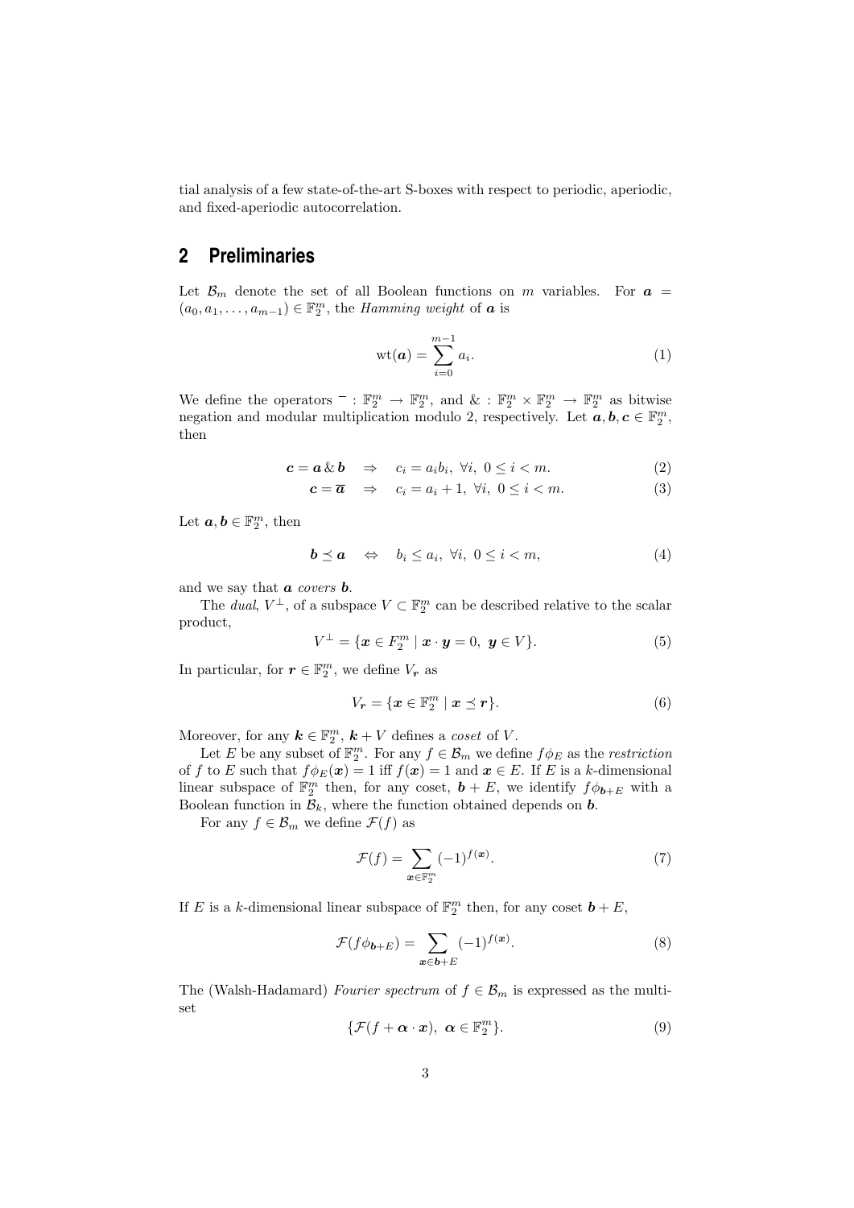tial analysis of a few state-of-the-art S-boxes with respect to periodic, aperiodic, and fixed-aperiodic autocorrelation.

## 2 Preliminaries

Let $\mathcal{B}_m$ denote the set of all Boolean functions on $m$ variables. For $\boldsymbol{a} = (a_0, a_1, \ldots, a_{m-1}) \in \mathbb{F}_2^m$, the *Hamming weight* of $\boldsymbol{a}$ is

$$\mathrm{wt}(\boldsymbol{a}) = \sum_{i=0}^{m-1} a_i. \tag{1}$$

We define the operators $\bar{\ } : \mathbb{F}_2^m \to \mathbb{F}_2^m$, and $\& : \mathbb{F}_2^m \times \mathbb{F}_2^m \to \mathbb{F}_2^m$ as bitwise negation and modular multiplication modulo 2, respectively. Let $\boldsymbol{a}, \boldsymbol{b}, \boldsymbol{c} \in \mathbb{F}_2^m$, then

$$\boldsymbol{c} = \boldsymbol{a} \,\&\, \boldsymbol{b} \quad \Rightarrow \quad c_i = a_i b_i, \ \forall i, \ 0 \le i < m. \tag{2}$$

$$\boldsymbol{c} = \overline{\boldsymbol{a}} \quad \Rightarrow \quad c_i = a_i + 1, \ \forall i, \ 0 \le i < m. \tag{3}$$

Let $\boldsymbol{a}, \boldsymbol{b} \in \mathbb{F}_2^m$, then

$$\boldsymbol{b} \preceq \boldsymbol{a} \quad \Leftrightarrow \quad b_i \le a_i, \ \forall i, \ 0 \le i < m, \tag{4}$$

and we say that $\boldsymbol{a}$ *covers* $\boldsymbol{b}$.

The *dual*, $V^{\perp}$, of a subspace $V \subset \mathbb{F}_2^m$ can be described relative to the scalar product,

$$V^{\perp} = \{\boldsymbol{x} \in F_2^m \mid \boldsymbol{x} \cdot \boldsymbol{y} = 0, \ \boldsymbol{y} \in V\}. \tag{5}$$

In particular, for $\boldsymbol{r} \in \mathbb{F}_2^m$, we define $V_{\boldsymbol{r}}$ as

$$V_{\boldsymbol{r}} = \{\boldsymbol{x} \in \mathbb{F}_2^m \mid \boldsymbol{x} \preceq \boldsymbol{r}\}. \tag{6}$$

Moreover, for any $\boldsymbol{k} \in \mathbb{F}_2^m$, $\boldsymbol{k} + V$ defines a *coset* of $V$.

Let $E$ be any subset of $\mathbb{F}_2^m$. For any $f \in \mathcal{B}_m$ we define $f\phi_E$ as the *restriction* of $f$ to $E$ such that $f\phi_E(\boldsymbol{x}) = 1$ iff $f(\boldsymbol{x}) = 1$ and $\boldsymbol{x} \in E$. If $E$ is a $k$-dimensional linear subspace of $\mathbb{F}_2^m$ then, for any coset, $\boldsymbol{b} + E$, we identify $f\phi_{\boldsymbol{b}+E}$ with a Boolean function in $\mathcal{B}_k$, where the function obtained depends on $\boldsymbol{b}$.

For any $f \in \mathcal{B}_m$ we define $\mathcal{F}(f)$ as

$$\mathcal{F}(f) = \sum_{\boldsymbol{x} \in \mathbb{F}_2^m} (-1)^{f(\boldsymbol{x})}. \tag{7}$$

If $E$ is a $k$-dimensional linear subspace of $\mathbb{F}_2^m$ then, for any coset $\boldsymbol{b} + E$,

$$\mathcal{F}(f\phi_{\boldsymbol{b}+E}) = \sum_{\boldsymbol{x} \in \boldsymbol{b}+E} (-1)^{f(\boldsymbol{x})}. \tag{8}$$

The (Walsh-Hadamard) *Fourier spectrum* of $f \in \mathcal{B}_m$ is expressed as the multiset

$$\{\mathcal{F}(f + \boldsymbol{\alpha} \cdot \boldsymbol{x}), \ \boldsymbol{\alpha} \in \mathbb{F}_2^m\}. \tag{9}$$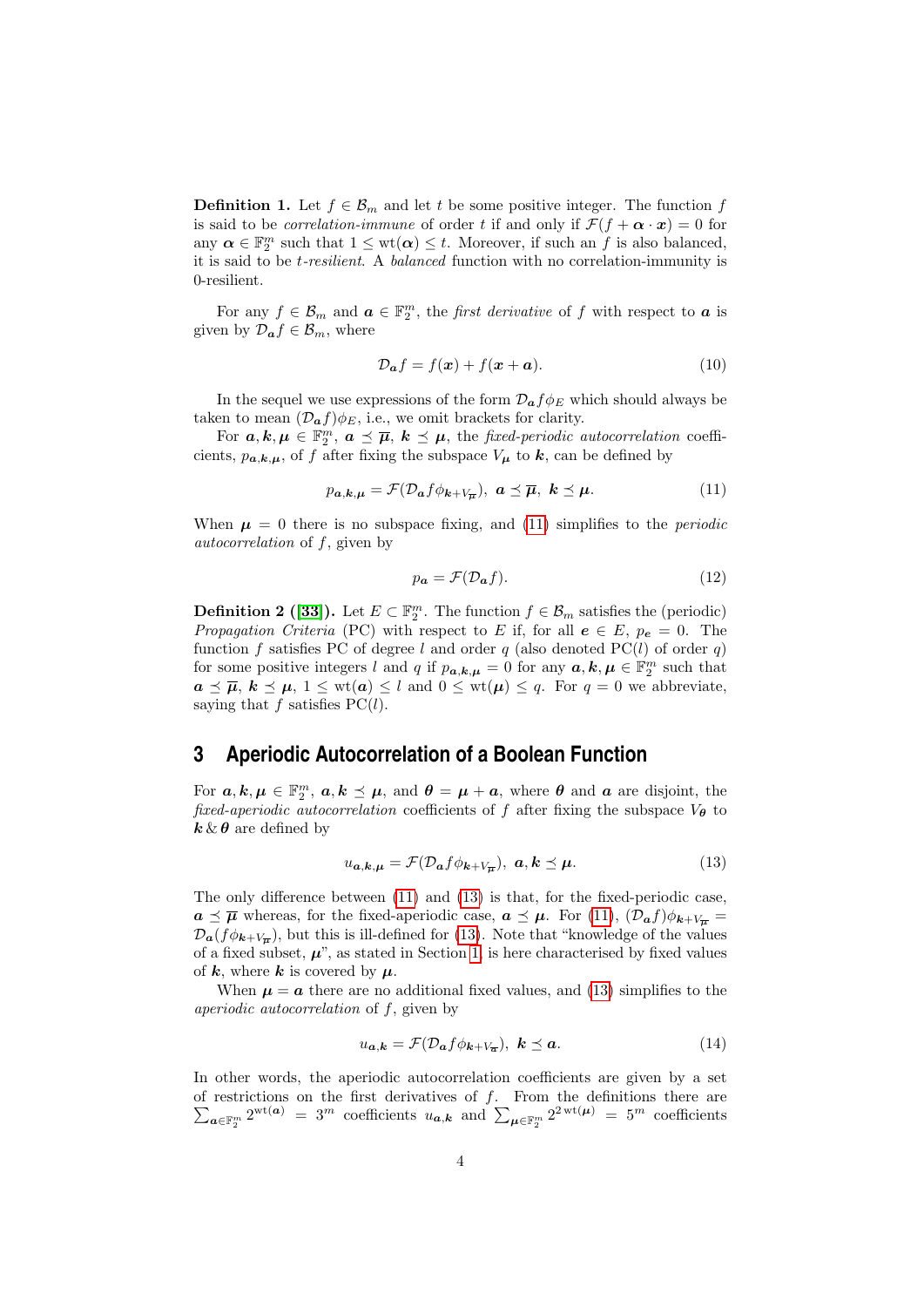**Definition 1.** Let $f \in \mathcal{B}_m$ and let $t$ be some positive integer. The function $f$ is said to be *correlation-immune* of order $t$ if and only if $\mathcal{F}(f + \boldsymbol{\alpha} \cdot \boldsymbol{x}) = 0$ for any $\boldsymbol{\alpha} \in \mathbb{F}_2^m$ such that $1 \leq \mathrm{wt}(\boldsymbol{\alpha}) \leq t$. Moreover, if such an $f$ is also balanced, it is said to be *$t$-resilient*. A *balanced* function with no correlation-immunity is 0-resilient.

For any $f \in \mathcal{B}_m$ and $\boldsymbol{a} \in \mathbb{F}_2^m$, the *first derivative* of $f$ with respect to $\boldsymbol{a}$ is given by $\mathcal{D}_{\boldsymbol{a}} f \in \mathcal{B}_m$, where

$$\mathcal{D}_{\boldsymbol{a}} f = f(\boldsymbol{x}) + f(\boldsymbol{x} + \boldsymbol{a}). \tag{10}$$

In the sequel we use expressions of the form $\mathcal{D}_{\boldsymbol{a}} f \phi_E$ which should always be taken to mean $(\mathcal{D}_{\boldsymbol{a}} f)\phi_E$, i.e., we omit brackets for clarity.

For $\boldsymbol{a}, \boldsymbol{k}, \boldsymbol{\mu} \in \mathbb{F}_2^m$, $\boldsymbol{a} \preceq \overline{\boldsymbol{\mu}}$, $\boldsymbol{k} \preceq \boldsymbol{\mu}$, the *fixed-periodic autocorrelation* coefficients, $p_{\boldsymbol{a},\boldsymbol{k},\boldsymbol{\mu}}$, of $f$ after fixing the subspace $V_{\boldsymbol{\mu}}$ to $\boldsymbol{k}$, can be defined by

$$p_{\boldsymbol{a},\boldsymbol{k},\boldsymbol{\mu}} = \mathcal{F}(\mathcal{D}_{\boldsymbol{a}} f \phi_{\boldsymbol{k}+V_{\overline{\boldsymbol{\mu}}}}), \ \boldsymbol{a} \preceq \overline{\boldsymbol{\mu}}, \ \boldsymbol{k} \preceq \boldsymbol{\mu}. \tag{11}$$

When $\boldsymbol{\mu} = 0$ there is no subspace fixing, and (11) simplifies to the *periodic autocorrelation* of $f$, given by

$$p_{\boldsymbol{a}} = \mathcal{F}(\mathcal{D}_{\boldsymbol{a}} f). \tag{12}$$

**Definition 2 ([33]).** Let $E \subset \mathbb{F}_2^m$. The function $f \in \mathcal{B}_m$ satisfies the (periodic) *Propagation Criteria* (PC) with respect to $E$ if, for all $\boldsymbol{e} \in E$, $p_{\boldsymbol{e}} = 0$. The function $f$ satisfies PC of degree $l$ and order $q$ (also denoted PC($l$) of order $q$) for some positive integers $l$ and $q$ if $p_{\boldsymbol{a},\boldsymbol{k},\boldsymbol{\mu}} = 0$ for any $\boldsymbol{a}, \boldsymbol{k}, \boldsymbol{\mu} \in \mathbb{F}_2^m$ such that $\boldsymbol{a} \preceq \overline{\boldsymbol{\mu}}$, $\boldsymbol{k} \preceq \boldsymbol{\mu}$, $1 \leq \mathrm{wt}(\boldsymbol{a}) \leq l$ and $0 \leq \mathrm{wt}(\boldsymbol{\mu}) \leq q$. For $q = 0$ we abbreviate, saying that $f$ satisfies PC($l$).

## 3 Aperiodic Autocorrelation of a Boolean Function

For $\boldsymbol{a}, \boldsymbol{k}, \boldsymbol{\mu} \in \mathbb{F}_2^m$, $\boldsymbol{a}, \boldsymbol{k} \preceq \boldsymbol{\mu}$, and $\boldsymbol{\theta} = \boldsymbol{\mu} + \boldsymbol{a}$, where $\boldsymbol{\theta}$ and $\boldsymbol{a}$ are disjoint, the *fixed-aperiodic autocorrelation* coefficients of $f$ after fixing the subspace $V_{\boldsymbol{\theta}}$ to $\boldsymbol{k} \,\&\, \boldsymbol{\theta}$ are defined by

$$u_{\boldsymbol{a},\boldsymbol{k},\boldsymbol{\mu}} = \mathcal{F}(\mathcal{D}_{\boldsymbol{a}} f \phi_{\boldsymbol{k}+V_{\overline{\boldsymbol{\mu}}}}), \ \boldsymbol{a}, \boldsymbol{k} \preceq \boldsymbol{\mu}. \tag{13}$$

The only difference between (11) and (13) is that, for the fixed-periodic case, $\boldsymbol{a} \preceq \overline{\boldsymbol{\mu}}$ whereas, for the fixed-aperiodic case, $\boldsymbol{a} \preceq \boldsymbol{\mu}$. For (11), $(\mathcal{D}_{\boldsymbol{a}} f)\phi_{\boldsymbol{k}+V_{\overline{\boldsymbol{\mu}}}} = \mathcal{D}_{\boldsymbol{a}}(f\phi_{\boldsymbol{k}+V_{\overline{\boldsymbol{\mu}}}})$, but this is ill-defined for (13). Note that "knowledge of the values of a fixed subset, $\boldsymbol{\mu}$", as stated in Section 1, is here characterised by fixed values of $\boldsymbol{k}$, where $\boldsymbol{k}$ is covered by $\boldsymbol{\mu}$.

When $\boldsymbol{\mu} = \boldsymbol{a}$ there are no additional fixed values, and (13) simplifies to the *aperiodic autocorrelation* of $f$, given by

$$u_{\boldsymbol{a},\boldsymbol{k}} = \mathcal{F}(\mathcal{D}_{\boldsymbol{a}} f \phi_{\boldsymbol{k}+V_{\overline{\boldsymbol{a}}}}), \ \boldsymbol{k} \preceq \boldsymbol{a}. \tag{14}$$

In other words, the aperiodic autocorrelation coefficients are given by a set of restrictions on the first derivatives of $f$. From the definitions there are $\sum_{\boldsymbol{a} \in \mathbb{F}_2^m} 2^{\mathrm{wt}(\boldsymbol{a})} = 3^m$ coefficients $u_{\boldsymbol{a},\boldsymbol{k}}$ and $\sum_{\boldsymbol{\mu} \in \mathbb{F}_2^m} 2^{2\,\mathrm{wt}(\boldsymbol{\mu})} = 5^m$ coefficients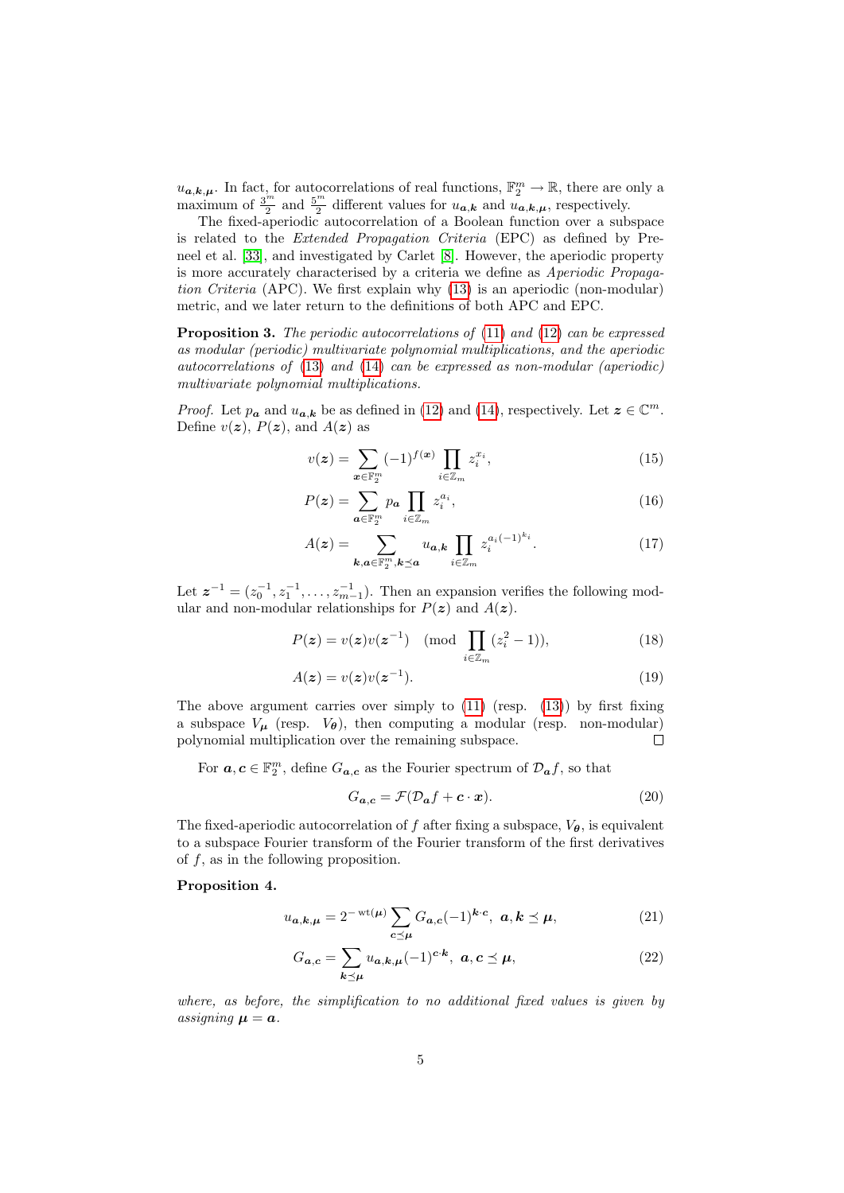$u_{\boldsymbol{a},\boldsymbol{k},\boldsymbol{\mu}}$. In fact, for autocorrelations of real functions, $\mathbb{F}_2^m \to \mathbb{R}$, there are only a maximum of $\frac{3^m}{2}$ and $\frac{5^m}{2}$ different values for $u_{\boldsymbol{a},\boldsymbol{k}}$ and $u_{\boldsymbol{a},\boldsymbol{k},\boldsymbol{\mu}}$, respectively.

The fixed-aperiodic autocorrelation of a Boolean function over a subspace is related to the *Extended Propagation Criteria* (EPC) as defined by Preneel et al. [33], and investigated by Carlet [8]. However, the aperiodic property is more accurately characterised by a criteria we define as *Aperiodic Propagation Criteria* (APC). We first explain why (13) is an aperiodic (non-modular) metric, and we later return to the definitions of both APC and EPC.

**Proposition 3.** *The periodic autocorrelations of (11) and (12) can be expressed as modular (periodic) multivariate polynomial multiplications, and the aperiodic autocorrelations of (13) and (14) can be expressed as non-modular (aperiodic) multivariate polynomial multiplications.*

*Proof.* Let $p_{\boldsymbol{a}}$ and $u_{\boldsymbol{a},\boldsymbol{k}}$ be as defined in (12) and (14), respectively. Let $\boldsymbol{z} \in \mathbb{C}^m$. Define $v(\boldsymbol{z})$, $P(\boldsymbol{z})$, and $A(\boldsymbol{z})$ as

$$v(\boldsymbol{z}) = \sum_{\boldsymbol{x}\in\mathbb{F}_2^m} (-1)^{f(\boldsymbol{x})} \prod_{i\in\mathbb{Z}_m} z_i^{x_i}, \tag{15}$$

$$P(\boldsymbol{z}) = \sum_{\boldsymbol{a}\in\mathbb{F}_2^m} p_{\boldsymbol{a}} \prod_{i\in\mathbb{Z}_m} z_i^{a_i}, \tag{16}$$

$$A(\boldsymbol{z}) = \sum_{\boldsymbol{k},\boldsymbol{a}\in\mathbb{F}_2^m, \boldsymbol{k}\preceq\boldsymbol{a}} u_{\boldsymbol{a},\boldsymbol{k}} \prod_{i\in\mathbb{Z}_m} z_i^{a_i(-1)^{k_i}}. \tag{17}$$

Let $\boldsymbol{z}^{-1} = (z_0^{-1}, z_1^{-1}, \ldots, z_{m-1}^{-1})$. Then an expansion verifies the following modular and non-modular relationships for $P(\boldsymbol{z})$ and $A(\boldsymbol{z})$.

$$P(\boldsymbol{z}) = v(\boldsymbol{z})v(\boldsymbol{z}^{-1}) \pmod{\prod_{i\in\mathbb{Z}_m}(z_i^2 - 1)}, \tag{18}$$

$$A(\boldsymbol{z}) = v(\boldsymbol{z})v(\boldsymbol{z}^{-1}). \tag{19}$$

The above argument carries over simply to (11) (resp. (13)) by first fixing a subspace $V_{\boldsymbol{\mu}}$ (resp. $V_{\boldsymbol{\theta}}$), then computing a modular (resp. non-modular) polynomial multiplication over the remaining subspace. $\square$

For $\boldsymbol{a}, \boldsymbol{c} \in \mathbb{F}_2^m$, define $G_{\boldsymbol{a},\boldsymbol{c}}$ as the Fourier spectrum of $\mathcal{D}_{\boldsymbol{a}} f$, so that

$$G_{\boldsymbol{a},\boldsymbol{c}} = \mathcal{F}(\mathcal{D}_{\boldsymbol{a}} f + \boldsymbol{c}\cdot\boldsymbol{x}). \tag{20}$$

The fixed-aperiodic autocorrelation of $f$ after fixing a subspace, $V_{\boldsymbol{\theta}}$, is equivalent to a subspace Fourier transform of the Fourier transform of the first derivatives of $f$, as in the following proposition.

**Proposition 4.**

$$u_{\boldsymbol{a},\boldsymbol{k},\boldsymbol{\mu}} = 2^{-\operatorname{wt}(\boldsymbol{\mu})} \sum_{\boldsymbol{c}\preceq\boldsymbol{\mu}} G_{\boldsymbol{a},\boldsymbol{c}} (-1)^{\boldsymbol{k}\cdot\boldsymbol{c}}, \ \boldsymbol{a},\boldsymbol{k}\preceq\boldsymbol{\mu}, \tag{21}$$

$$G_{\boldsymbol{a},\boldsymbol{c}} = \sum_{\boldsymbol{k}\preceq\boldsymbol{\mu}} u_{\boldsymbol{a},\boldsymbol{k},\boldsymbol{\mu}} (-1)^{\boldsymbol{c}\cdot\boldsymbol{k}}, \ \boldsymbol{a},\boldsymbol{c}\preceq\boldsymbol{\mu}, \tag{22}$$

*where, as before, the simplification to no additional fixed values is given by assigning* $\boldsymbol{\mu} = \boldsymbol{a}$.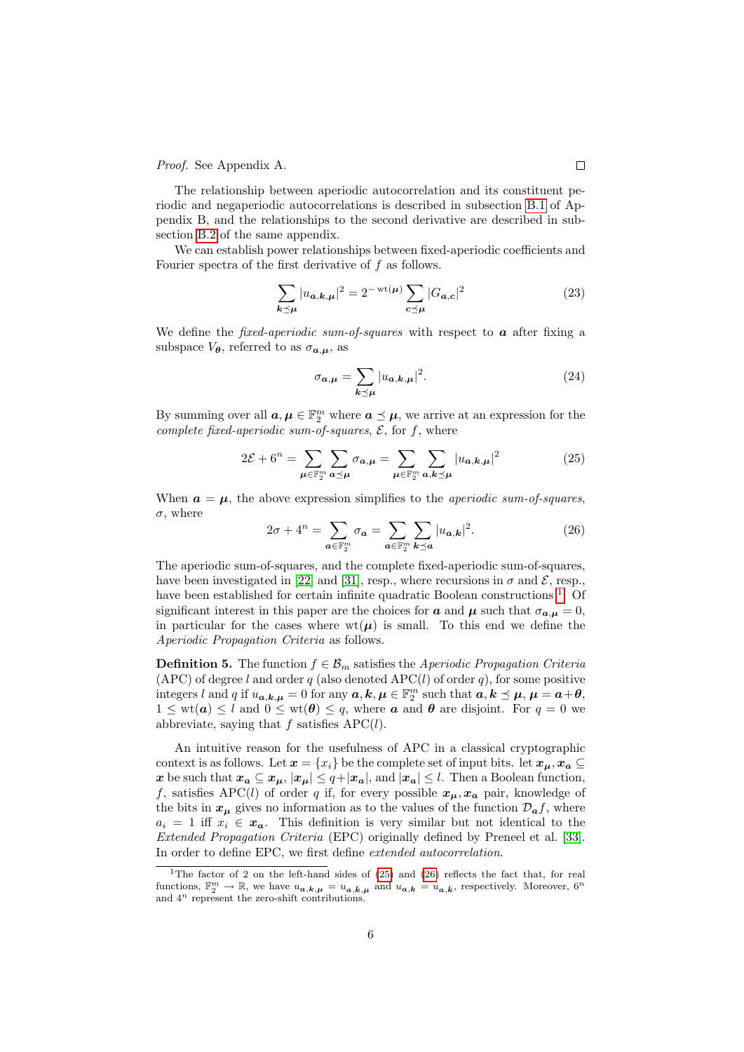*Proof.* See Appendix A. □

The relationship between aperiodic autocorrelation and its constituent periodic and negaperiodic autocorrelations is described in subsection B.1 of Appendix B, and the relationships to the second derivative are described in subsection B.2 of the same appendix.

We can establish power relationships between fixed-aperiodic coefficients and Fourier spectra of the first derivative of $f$ as follows.

$$\sum_{\boldsymbol{k} \preceq \boldsymbol{\mu}} |u_{\boldsymbol{a},\boldsymbol{k},\boldsymbol{\mu}}|^2 = 2^{-\operatorname{wt}(\boldsymbol{\mu})} \sum_{\boldsymbol{c} \preceq \boldsymbol{\mu}} |G_{\boldsymbol{a},\boldsymbol{c}}|^2 \tag{23}$$

We define the *fixed-aperiodic sum-of-squares* with respect to $\boldsymbol{a}$ after fixing a subspace $V_{\boldsymbol{\theta}}$, referred to as $\sigma_{\boldsymbol{a},\boldsymbol{\mu}}$, as

$$\sigma_{\boldsymbol{a},\boldsymbol{\mu}} = \sum_{\boldsymbol{k} \preceq \boldsymbol{\mu}} |u_{\boldsymbol{a},\boldsymbol{k},\boldsymbol{\mu}}|^2. \tag{24}$$

By summing over all $\boldsymbol{a}, \boldsymbol{\mu} \in \mathbb{F}_2^m$ where $\boldsymbol{a} \preceq \boldsymbol{\mu}$, we arrive at an expression for the *complete fixed-aperiodic sum-of-squares*, $\mathcal{E}$, for $f$, where

$$2\mathcal{E} + 6^n = \sum_{\boldsymbol{\mu} \in \mathbb{F}_2^m} \sum_{\boldsymbol{a} \preceq \boldsymbol{\mu}} \sigma_{\boldsymbol{a},\boldsymbol{\mu}} = \sum_{\boldsymbol{\mu} \in \mathbb{F}_2^m} \sum_{\boldsymbol{a},\boldsymbol{k} \preceq \boldsymbol{\mu}} |u_{\boldsymbol{a},\boldsymbol{k},\boldsymbol{\mu}}|^2 \tag{25}$$

When $\boldsymbol{a} = \boldsymbol{\mu}$, the above expression simplifies to the *aperiodic sum-of-squares*, $\sigma$, where

$$2\sigma + 4^n = \sum_{\boldsymbol{a} \in \mathbb{F}_2^m} \sigma_{\boldsymbol{a}} = \sum_{\boldsymbol{a} \in \mathbb{F}_2^m} \sum_{\boldsymbol{k} \preceq \boldsymbol{a}} |u_{\boldsymbol{a},\boldsymbol{k}}|^2. \tag{26}$$

The aperiodic sum-of-squares, and the complete fixed-aperiodic sum-of-squares, have been investigated in [22] and [31], resp., where recursions in $\sigma$ and $\mathcal{E}$, resp., have been established for certain infinite quadratic Boolean constructions [1]. Of significant interest in this paper are the choices for $\boldsymbol{a}$ and $\boldsymbol{\mu}$ such that $\sigma_{\boldsymbol{a},\boldsymbol{\mu}} = 0$, in particular for the cases where $\operatorname{wt}(\boldsymbol{\mu})$ is small. To this end we define the *Aperiodic Propagation Criteria* as follows.

**Definition 5.** The function $f \in \mathcal{B}_m$ satisfies the *Aperiodic Propagation Criteria* (APC) of degree $l$ and order $q$ (also denoted APC($l$) of order $q$), for some positive integers $l$ and $q$ if $u_{\boldsymbol{a},\boldsymbol{k},\boldsymbol{\mu}} = 0$ for any $\boldsymbol{a}, \boldsymbol{k}, \boldsymbol{\mu} \in \mathbb{F}_2^m$ such that $\boldsymbol{a}, \boldsymbol{k} \preceq \boldsymbol{\mu}$, $\boldsymbol{\mu} = \boldsymbol{a} + \boldsymbol{\theta}$, $1 \leq \operatorname{wt}(\boldsymbol{a}) \leq l$ and $0 \leq \operatorname{wt}(\boldsymbol{\theta}) \leq q$, where $\boldsymbol{a}$ and $\boldsymbol{\theta}$ are disjoint. For $q = 0$ we abbreviate, saying that $f$ satisfies APC($l$).

An intuitive reason for the usefulness of APC in a classical cryptographic context is as follows. Let $\boldsymbol{x} = \{x_i\}$ be the complete set of input bits. let $\boldsymbol{x}_{\boldsymbol{\mu}}, \boldsymbol{x}_{\boldsymbol{a}} \subseteq \boldsymbol{x}$ be such that $\boldsymbol{x}_{\boldsymbol{a}} \subseteq \boldsymbol{x}_{\boldsymbol{\mu}}$, $|\boldsymbol{x}_{\boldsymbol{\mu}}| \leq q + |\boldsymbol{x}_{\boldsymbol{a}}|$, and $|\boldsymbol{x}_{\boldsymbol{a}}| \leq l$. Then a Boolean function, $f$, satisfies APC($l$) of order $q$ if, for every possible $\boldsymbol{x}_{\boldsymbol{\mu}}, \boldsymbol{x}_{\boldsymbol{a}}$ pair, knowledge of the bits in $\boldsymbol{x}_{\boldsymbol{\mu}}$ gives no information as to the values of the function $\mathcal{D}_{\boldsymbol{a}} f$, where $a_i = 1$ iff $x_i \in \boldsymbol{x}_{\boldsymbol{a}}$. This definition is very similar but not identical to the *Extended Propagation Criteria* (EPC) originally defined by Preneel et al. [33]. In order to define EPC, we first define *extended autocorrelation*.

[1] The factor of 2 on the left-hand sides of (25) and (26) reflects the fact that, for real functions, $\mathbb{F}_2^m \to \mathbb{R}$, we have $u_{\boldsymbol{a},\boldsymbol{k},\boldsymbol{\mu}} = u_{\boldsymbol{a},\bar{\boldsymbol{k}},\boldsymbol{\mu}}$ and $u_{\boldsymbol{a},\boldsymbol{k}} = u_{\boldsymbol{a},\bar{\boldsymbol{k}}}$, respectively. Moreover, $6^n$ and $4^n$ represent the zero-shift contributions.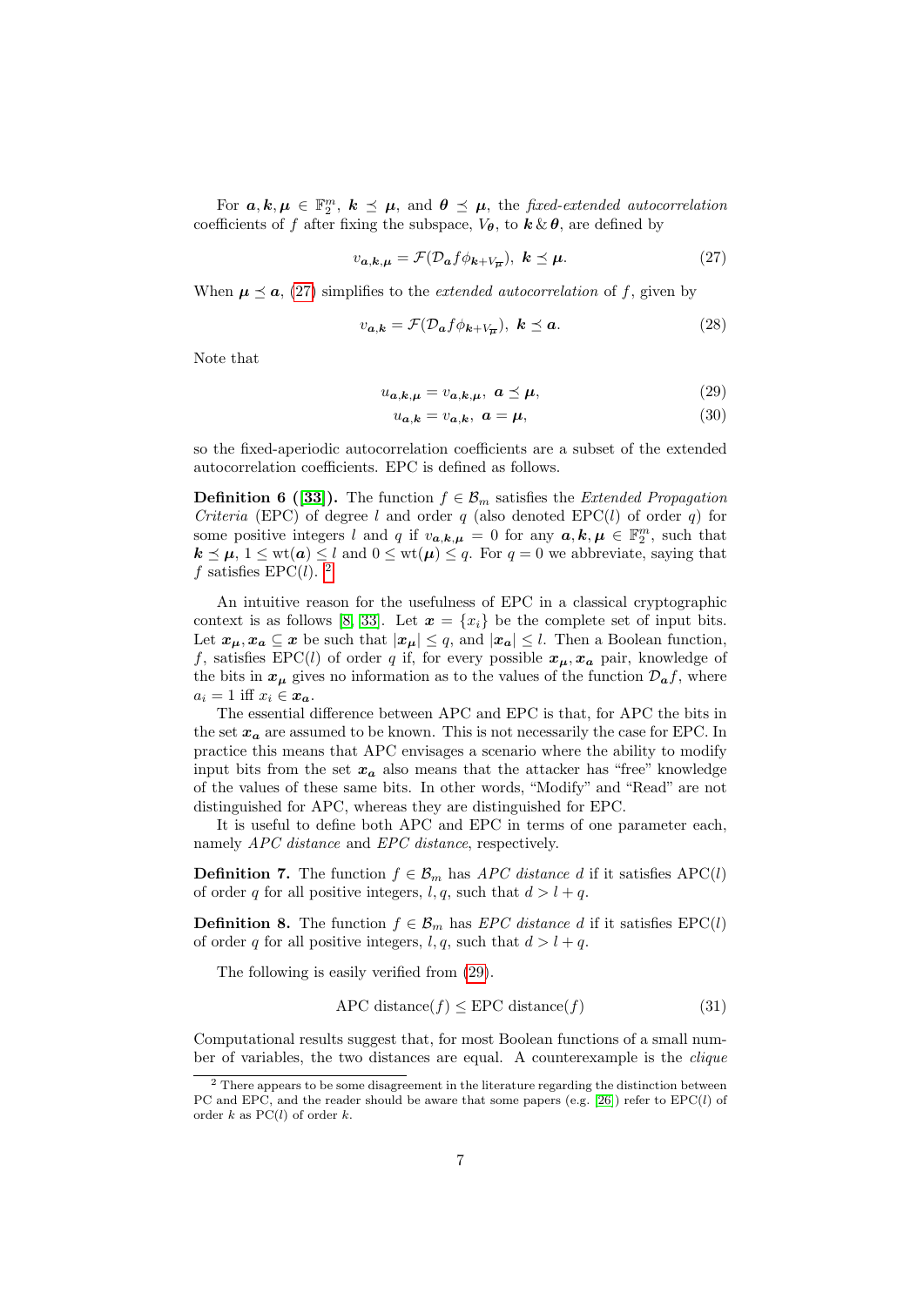For $\boldsymbol{a}, \boldsymbol{k}, \boldsymbol{\mu} \in \mathbb{F}_2^m$, $\boldsymbol{k} \preceq \boldsymbol{\mu}$, and $\boldsymbol{\theta} \preceq \boldsymbol{\mu}$, the *fixed-extended autocorrelation* coefficients of $f$ after fixing the subspace, $V_{\boldsymbol{\theta}}$, to $\boldsymbol{k} \,\&\, \boldsymbol{\theta}$, are defined by

$$v_{\boldsymbol{a},\boldsymbol{k},\boldsymbol{\mu}} = \mathcal{F}(\mathcal{D}_{\boldsymbol{a}} f \phi_{\boldsymbol{k}+V_{\overline{\boldsymbol{\mu}}}}),\ \boldsymbol{k} \preceq \boldsymbol{\mu}. \tag{27}$$

When $\boldsymbol{\mu} \preceq \boldsymbol{a}$, (27) simplifies to the *extended autocorrelation* of $f$, given by

$$v_{\boldsymbol{a},\boldsymbol{k}} = \mathcal{F}(\mathcal{D}_{\boldsymbol{a}} f \phi_{\boldsymbol{k}+V_{\overline{\boldsymbol{\mu}}}}),\ \boldsymbol{k} \preceq \boldsymbol{a}. \tag{28}$$

Note that

$$u_{\boldsymbol{a},\boldsymbol{k},\boldsymbol{\mu}} = v_{\boldsymbol{a},\boldsymbol{k},\boldsymbol{\mu}},\ \boldsymbol{a} \preceq \boldsymbol{\mu}, \tag{29}$$

$$u_{\boldsymbol{a},\boldsymbol{k}} = v_{\boldsymbol{a},\boldsymbol{k}},\ \boldsymbol{a} = \boldsymbol{\mu}, \tag{30}$$

so the fixed-aperiodic autocorrelation coefficients are a subset of the extended autocorrelation coefficients. EPC is defined as follows.

**Definition 6 ([33]).** The function $f \in \mathcal{B}_m$ satisfies the *Extended Propagation Criteria* (EPC) of degree $l$ and order $q$ (also denoted EPC($l$) of order $q$) for some positive integers $l$ and $q$ if $v_{\boldsymbol{a},\boldsymbol{k},\boldsymbol{\mu}} = 0$ for any $\boldsymbol{a}, \boldsymbol{k}, \boldsymbol{\mu} \in \mathbb{F}_2^m$, such that $\boldsymbol{k} \preceq \boldsymbol{\mu}$, $1 \le \mathrm{wt}(\boldsymbol{a}) \le l$ and $0 \le \mathrm{wt}(\boldsymbol{\mu}) \le q$. For $q = 0$ we abbreviate, saying that $f$ satisfies EPC($l$). [2]

An intuitive reason for the usefulness of EPC in a classical cryptographic context is as follows [8, 33]. Let $\boldsymbol{x} = \{x_i\}$ be the complete set of input bits. Let $\boldsymbol{x}_{\boldsymbol{\mu}}, \boldsymbol{x}_{\boldsymbol{a}} \subseteq \boldsymbol{x}$ be such that $|\boldsymbol{x}_{\boldsymbol{\mu}}| \le q$, and $|\boldsymbol{x}_{\boldsymbol{a}}| \le l$. Then a Boolean function, $f$, satisfies EPC($l$) of order $q$ if, for every possible $\boldsymbol{x}_{\boldsymbol{\mu}}, \boldsymbol{x}_{\boldsymbol{a}}$ pair, knowledge of the bits in $\boldsymbol{x}_{\boldsymbol{\mu}}$ gives no information as to the values of the function $\mathcal{D}_{\boldsymbol{a}} f$, where $a_i = 1$ iff $x_i \in \boldsymbol{x}_{\boldsymbol{a}}$.

The essential difference between APC and EPC is that, for APC the bits in the set $\boldsymbol{x}_{\boldsymbol{a}}$ are assumed to be known. This is not necessarily the case for EPC. In practice this means that APC envisages a scenario where the ability to modify input bits from the set $\boldsymbol{x}_{\boldsymbol{a}}$ also means that the attacker has "free" knowledge of the values of these same bits. In other words, "Modify" and "Read" are not distinguished for APC, whereas they are distinguished for EPC.

It is useful to define both APC and EPC in terms of one parameter each, namely *APC distance* and *EPC distance*, respectively.

**Definition 7.** The function $f \in \mathcal{B}_m$ has *APC distance* $d$ if it satisfies APC($l$) of order $q$ for all positive integers, $l, q$, such that $d > l + q$.

**Definition 8.** The function $f \in \mathcal{B}_m$ has *EPC distance* $d$ if it satisfies EPC($l$) of order $q$ for all positive integers, $l, q$, such that $d > l + q$.

The following is easily verified from (29).

$$\text{APC distance}(f) \le \text{EPC distance}(f) \tag{31}$$

Computational results suggest that, for most Boolean functions of a small number of variables, the two distances are equal. A counterexample is the *clique*

[2] There appears to be some disagreement in the literature regarding the distinction between PC and EPC, and the reader should be aware that some papers (e.g. [26]) refer to EPC($l$) of order $k$ as PC($l$) of order $k$.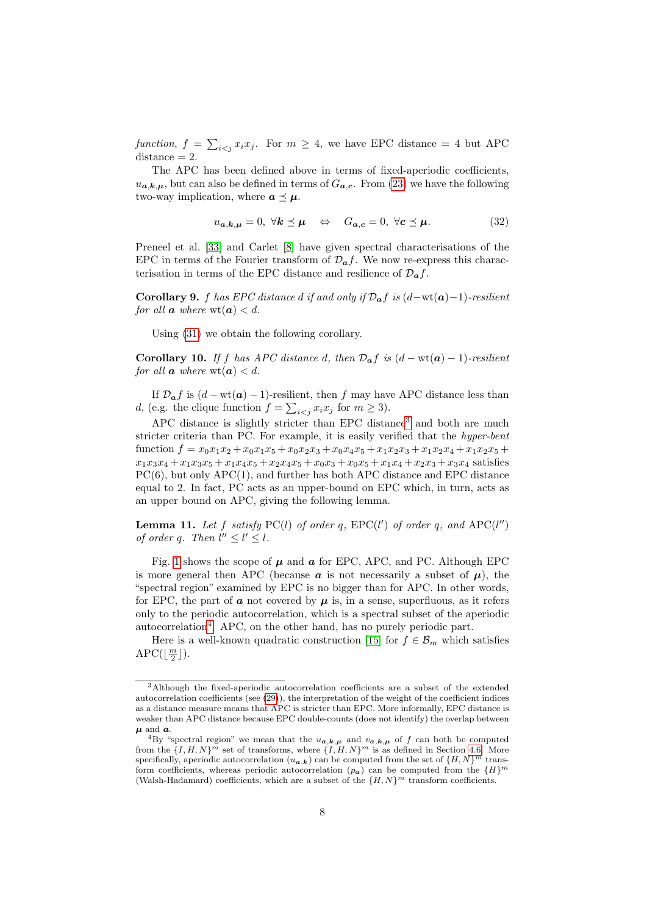*function*, $f = \sum_{i<j} x_i x_j$. For $m \geq 4$, we have EPC distance = 4 but APC distance = 2.

The APC has been defined above in terms of fixed-aperiodic coefficients, $u_{\boldsymbol{a},\boldsymbol{k},\boldsymbol{\mu}}$, but can also be defined in terms of $G_{\boldsymbol{a},\boldsymbol{c}}$. From (23) we have the following two-way implication, where $\boldsymbol{a} \preceq \boldsymbol{\mu}$.

$$u_{\boldsymbol{a},\boldsymbol{k},\boldsymbol{\mu}} = 0, \ \forall \boldsymbol{k} \preceq \boldsymbol{\mu} \quad \Leftrightarrow \quad G_{\boldsymbol{a},\boldsymbol{c}} = 0, \ \forall \boldsymbol{c} \preceq \boldsymbol{\mu}. \tag{32}$$

Preneel et al. [33] and Carlet [8] have given spectral characterisations of the EPC in terms of the Fourier transform of $\mathcal{D}_{\boldsymbol{a}} f$. We now re-express this characterisation in terms of the EPC distance and resilience of $\mathcal{D}_{\boldsymbol{a}} f$.

**Corollary 9.** *$f$ has EPC distance $d$ if and only if $\mathcal{D}_{\boldsymbol{a}} f$ is $(d - \mathrm{wt}(\boldsymbol{a}) - 1)$-resilient for all $\boldsymbol{a}$ where $\mathrm{wt}(\boldsymbol{a}) < d$.*

Using (31) we obtain the following corollary.

**Corollary 10.** *If $f$ has APC distance $d$, then $\mathcal{D}_{\boldsymbol{a}} f$ is $(d - \mathrm{wt}(\boldsymbol{a}) - 1)$-resilient for all $\boldsymbol{a}$ where $\mathrm{wt}(\boldsymbol{a}) < d$.*

If $\mathcal{D}_{\boldsymbol{a}} f$ is $(d - \mathrm{wt}(\boldsymbol{a}) - 1)$-resilient, then $f$ may have APC distance less than $d$, (e.g. the clique function $f = \sum_{i<j} x_i x_j$ for $m \geq 3$).

APC distance is slightly stricter than EPC distance[3] and both are much stricter criteria than PC. For example, it is easily verified that the *hyper-bent* function $f = x_0x_1x_2 + x_0x_1x_5 + x_0x_2x_3 + x_0x_4x_5 + x_1x_2x_3 + x_1x_2x_4 + x_1x_2x_5 + x_1x_3x_4 + x_1x_3x_5 + x_1x_4x_5 + x_2x_4x_5 + x_0x_3 + x_0x_5 + x_1x_4 + x_2x_3 + x_3x_4$ satisfies PC(6), but only APC(1), and further has both APC distance and EPC distance equal to 2. In fact, PC acts as an upper-bound on EPC which, in turn, acts as an upper bound on APC, giving the following lemma.

**Lemma 11.** *Let $f$ satisfy PC($l$) of order $q$, EPC($l'$) of order $q$, and APC($l''$) of order $q$. Then $l'' \leq l' \leq l$.*

Fig. 1 shows the scope of $\boldsymbol{\mu}$ and $\boldsymbol{a}$ for EPC, APC, and PC. Although EPC is more general then APC (because $\boldsymbol{a}$ is not necessarily a subset of $\boldsymbol{\mu}$), the "spectral region" examined by EPC is no bigger than for APC. In other words, for EPC, the part of $\boldsymbol{a}$ not covered by $\boldsymbol{\mu}$ is, in a sense, superfluous, as it refers only to the periodic autocorrelation, which is a spectral subset of the aperiodic autocorrelation[4]. APC, on the other hand, has no purely periodic part.

Here is a well-known quadratic construction [15] for $f \in \mathcal{B}_m$ which satisfies APC($\lfloor \frac{m}{2} \rfloor$).

---

[3] Although the fixed-aperiodic autocorrelation coefficients are a subset of the extended autocorrelation coefficients (see (29)), the interpretation of the weight of the coefficient indices as a distance measure means that APC is stricter than EPC. More informally, EPC distance is weaker than APC distance because EPC double-counts (does not identify) the overlap between $\boldsymbol{\mu}$ and $\boldsymbol{a}$.

[4] By "spectral region" we mean that the $u_{\boldsymbol{a},\boldsymbol{k},\boldsymbol{\mu}}$ and $v_{\boldsymbol{a},\boldsymbol{k},\boldsymbol{\mu}}$ of $f$ can both be computed from the $\{I, H, N\}^m$ set of transforms, where $\{I, H, N\}^m$ is as defined in Section 4.6. More specifically, aperiodic autocorrelation ($u_{\boldsymbol{a},\boldsymbol{k}}$) can be computed from the set of $\{H, N\}^m$ transform coefficients, whereas periodic autocorrelation ($p_{\boldsymbol{a}}$) can be computed from the $\{H\}^m$ (Walsh-Hadamard) coefficients, which are a subset of the $\{H, N\}^m$ transform coefficients.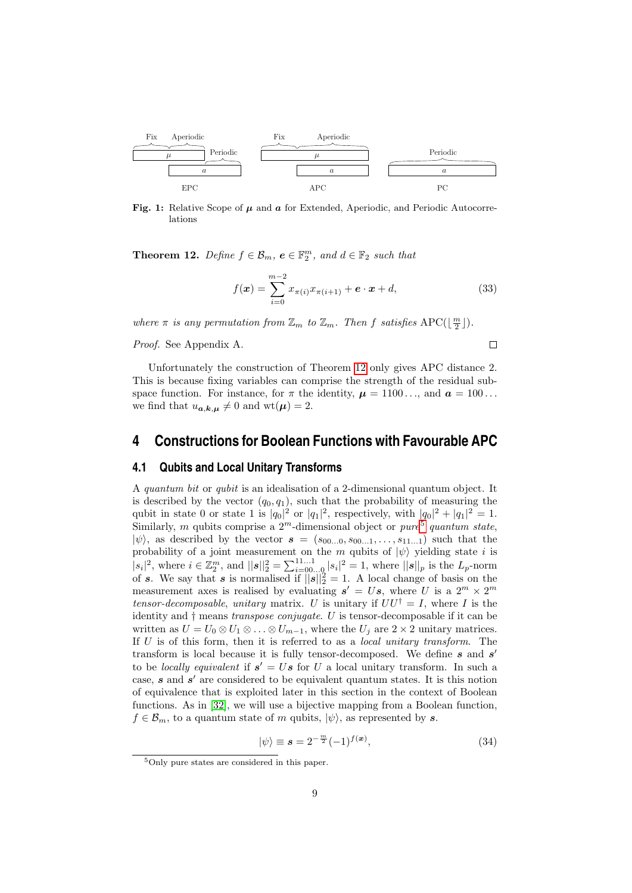Fix Aperiodic

μ

Periodic

a

EPC

Fix Aperiodic

μ

a

APC

Periodic

a

PC

**Fig. 1:** Relative Scope of $\boldsymbol{\mu}$ and $\boldsymbol{a}$ for Extended, Aperiodic, and Periodic Autocorrelations

**Theorem 12.** *Define $f \in \mathcal{B}_m$, $\boldsymbol{e} \in \mathbb{F}_2^m$, and $d \in \mathbb{F}_2$ such that*

$$f(\boldsymbol{x}) = \sum_{i=0}^{m-2} x_{\pi(i)} x_{\pi(i+1)} + \boldsymbol{e} \cdot \boldsymbol{x} + d, \tag{33}$$

*where $\pi$ is any permutation from $\mathbb{Z}_m$ to $\mathbb{Z}_m$. Then $f$ satisfies* $\mathrm{APC}(\lfloor \frac{m}{2} \rfloor)$.

*Proof.* See Appendix A. □

Unfortunately the construction of Theorem 12 only gives APC distance 2. This is because fixing variables can comprise the strength of the residual subspace function. For instance, for $\pi$ the identity, $\boldsymbol{\mu} = 1100\ldots$, and $\boldsymbol{a} = 100\ldots$ we find that $u_{\boldsymbol{a},\boldsymbol{k},\boldsymbol{\mu}} \neq 0$ and $\mathrm{wt}(\boldsymbol{\mu}) = 2$.

## 4 Constructions for Boolean Functions with Favourable APC

### 4.1 Qubits and Local Unitary Transforms

A *quantum bit* or *qubit* is an idealisation of a 2-dimensional quantum object. It is described by the vector $(q_0, q_1)$, such that the probability of measuring the qubit in state 0 or state 1 is $|q_0|^2$ or $|q_1|^2$, respectively, with $|q_0|^2 + |q_1|^2 = 1$. Similarly, $m$ qubits comprise a $2^m$-dimensional object or *pure*[5] *quantum state*, $|\psi\rangle$, as described by the vector $\boldsymbol{s} = (s_{00\ldots0}, s_{00\ldots1}, \ldots, s_{11\ldots1})$ such that the probability of a joint measurement on the $m$ qubits of $|\psi\rangle$ yielding state $i$ is $|s_i|^2$, where $i \in \mathbb{Z}_2^m$, and $||\boldsymbol{s}||_2^2 = \sum_{i=00\ldots0}^{11\ldots1} |s_i|^2 = 1$, where $||\boldsymbol{s}||_p$ is the $L_p$-norm of $\boldsymbol{s}$. We say that $\boldsymbol{s}$ is normalised if $||\boldsymbol{s}||_2^2 = 1$. A local change of basis on the measurement axes is realised by evaluating $\boldsymbol{s}' = U\boldsymbol{s}$, where $U$ is a $2^m \times 2^m$ *tensor-decomposable*, *unitary* matrix. $U$ is unitary if $UU^\dagger = I$, where $I$ is the identity and $\dagger$ means *transpose conjugate*. $U$ is tensor-decomposable if it can be written as $U = U_0 \otimes U_1 \otimes \ldots \otimes U_{m-1}$, where the $U_j$ are $2 \times 2$ unitary matrices. If $U$ is of this form, then it is referred to as a *local unitary transform*. The transform is local because it is fully tensor-decomposed. We define $\boldsymbol{s}$ and $\boldsymbol{s}'$ to be *locally equivalent* if $\boldsymbol{s}' = U\boldsymbol{s}$ for $U$ a local unitary transform. In such a case, $\boldsymbol{s}$ and $\boldsymbol{s}'$ are considered to be equivalent quantum states. It is this notion of equivalence that is exploited later in this section in the context of Boolean functions. As in [32], we will use a bijective mapping from a Boolean function, $f \in \mathcal{B}_m$, to a quantum state of $m$ qubits, $|\psi\rangle$, as represented by $\boldsymbol{s}$.

$$|\psi\rangle \equiv \boldsymbol{s} = 2^{-\frac{m}{2}} (-1)^{f(\boldsymbol{x})}, \tag{34}$$

[5] Only pure states are considered in this paper.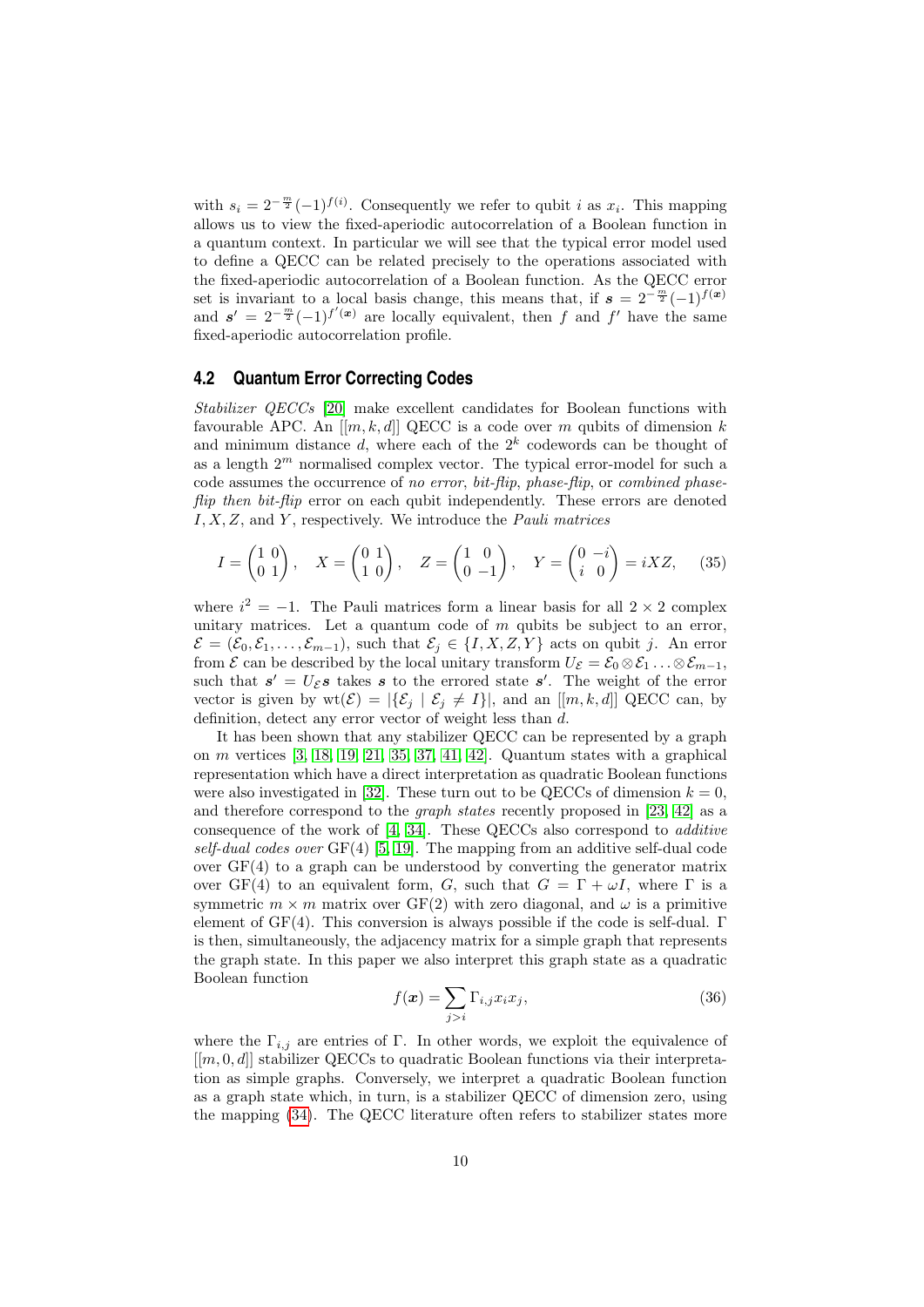with $s_i = 2^{-\frac{m}{2}}(-1)^{f(i)}$. Consequently we refer to qubit $i$ as $x_i$. This mapping allows us to view the fixed-aperiodic autocorrelation of a Boolean function in a quantum context. In particular we will see that the typical error model used to define a QECC can be related precisely to the operations associated with the fixed-aperiodic autocorrelation of a Boolean function. As the QECC error set is invariant to a local basis change, this means that, if $\boldsymbol{s} = 2^{-\frac{m}{2}}(-1)^{f(\boldsymbol{x})}$ and $\boldsymbol{s}' = 2^{-\frac{m}{2}}(-1)^{f'(\boldsymbol{x})}$ are locally equivalent, then $f$ and $f'$ have the same fixed-aperiodic autocorrelation profile.

## 4.2 Quantum Error Correcting Codes

*Stabilizer QECCs* [20] make excellent candidates for Boolean functions with favourable APC. An $[[m, k, d]]$ QECC is a code over $m$ qubits of dimension $k$ and minimum distance $d$, where each of the $2^k$ codewords can be thought of as a length $2^m$ normalised complex vector. The typical error-model for such a code assumes the occurrence of *no error*, *bit-flip*, *phase-flip*, or *combined phase-flip then bit-flip* error on each qubit independently. These errors are denoted $I, X, Z$, and $Y$, respectively. We introduce the *Pauli matrices*

$$I = \begin{pmatrix} 1 & 0 \\ 0 & 1 \end{pmatrix}, \quad X = \begin{pmatrix} 0 & 1 \\ 1 & 0 \end{pmatrix}, \quad Z = \begin{pmatrix} 1 & 0 \\ 0 & -1 \end{pmatrix}, \quad Y = \begin{pmatrix} 0 & -i \\ i & 0 \end{pmatrix} = iXZ, \tag{35}$$

where $i^2 = -1$. The Pauli matrices form a linear basis for all $2 \times 2$ complex unitary matrices. Let a quantum code of $m$ qubits be subject to an error, $\mathcal{E} = (\mathcal{E}_0, \mathcal{E}_1, \ldots, \mathcal{E}_{m-1})$, such that $\mathcal{E}_j \in \{I, X, Z, Y\}$ acts on qubit $j$. An error from $\mathcal{E}$ can be described by the local unitary transform $U_{\mathcal{E}} = \mathcal{E}_0 \otimes \mathcal{E}_1 \ldots \otimes \mathcal{E}_{m-1}$, such that $\boldsymbol{s}' = U_{\mathcal{E}}\boldsymbol{s}$ takes $\boldsymbol{s}$ to the errored state $\boldsymbol{s}'$. The weight of the error vector is given by $\mathrm{wt}(\mathcal{E}) = |\{\mathcal{E}_j \mid \mathcal{E}_j \neq I\}|$, and an $[[m, k, d]]$ QECC can, by definition, detect any error vector of weight less than $d$.

It has been shown that any stabilizer QECC can be represented by a graph on $m$ vertices [3, 18, 19, 21, 35, 37, 41, 42]. Quantum states with a graphical representation which have a direct interpretation as quadratic Boolean functions were also investigated in [32]. These turn out to be QECCs of dimension $k = 0$, and therefore correspond to the *graph states* recently proposed in [23, 42] as a consequence of the work of [4, 34]. These QECCs also correspond to *additive self-dual codes over* GF(4) [5, 19]. The mapping from an additive self-dual code over GF(4) to a graph can be understood by converting the generator matrix over GF(4) to an equivalent form, $G$, such that $G = \Gamma + \omega I$, where $\Gamma$ is a symmetric $m \times m$ matrix over GF(2) with zero diagonal, and $\omega$ is a primitive element of GF(4). This conversion is always possible if the code is self-dual. $\Gamma$ is then, simultaneously, the adjacency matrix for a simple graph that represents the graph state. In this paper we also interpret this graph state as a quadratic Boolean function

$$f(\boldsymbol{x}) = \sum_{j>i} \Gamma_{i,j} x_i x_j, \tag{36}$$

where the $\Gamma_{i,j}$ are entries of $\Gamma$. In other words, we exploit the equivalence of $[[m, 0, d]]$ stabilizer QECCs to quadratic Boolean functions via their interpretation as simple graphs. Conversely, we interpret a quadratic Boolean function as a graph state which, in turn, is a stabilizer QECC of dimension zero, using the mapping (34). The QECC literature often refers to stabilizer states more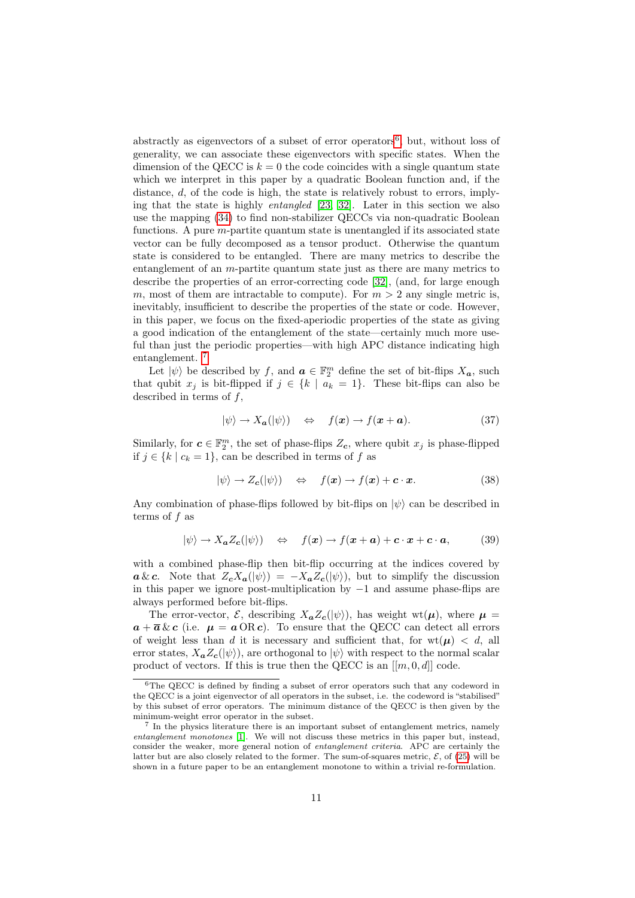abstractly as eigenvectors of a subset of error operators[6] but, without loss of generality, we can associate these eigenvectors with specific states. When the dimension of the QECC is $k = 0$ the code coincides with a single quantum state which we interpret in this paper by a quadratic Boolean function and, if the distance, $d$, of the code is high, the state is relatively robust to errors, implying that the state is highly *entangled* [23, 32]. Later in this section we also use the mapping (34) to find non-stabilizer QECCs via non-quadratic Boolean functions. A pure $m$-partite quantum state is unentangled if its associated state vector can be fully decomposed as a tensor product. Otherwise the quantum state is considered to be entangled. There are many metrics to describe the entanglement of an $m$-partite quantum state just as there are many metrics to describe the properties of an error-correcting code [32], (and, for large enough $m$, most of them are intractable to compute). For $m > 2$ any single metric is, inevitably, insufficient to describe the properties of the state or code. However, in this paper, we focus on the fixed-aperiodic properties of the state as giving a good indication of the entanglement of the state—certainly much more useful than just the periodic properties—with high APC distance indicating high entanglement. [7]

Let $|\psi\rangle$ be described by $f$, and $\boldsymbol{a} \in \mathbb{F}_2^m$ define the set of bit-flips $X_{\boldsymbol{a}}$, such that qubit $x_j$ is bit-flipped if $j \in \{k \mid a_k = 1\}$. These bit-flips can also be described in terms of $f$,

$$|\psi\rangle \to X_{\boldsymbol{a}}(|\psi\rangle) \quad \Leftrightarrow \quad f(\boldsymbol{x}) \to f(\boldsymbol{x} + \boldsymbol{a}). \tag{37}$$

Similarly, for $\boldsymbol{c} \in \mathbb{F}_2^m$, the set of phase-flips $Z_{\boldsymbol{c}}$, where qubit $x_j$ is phase-flipped if $j \in \{k \mid c_k = 1\}$, can be described in terms of $f$ as

$$|\psi\rangle \to Z_{\boldsymbol{c}}(|\psi\rangle) \quad \Leftrightarrow \quad f(\boldsymbol{x}) \to f(\boldsymbol{x}) + \boldsymbol{c} \cdot \boldsymbol{x}. \tag{38}$$

Any combination of phase-flips followed by bit-flips on $|\psi\rangle$ can be described in terms of $f$ as

$$|\psi\rangle \to X_{\boldsymbol{a}} Z_{\boldsymbol{c}}(|\psi\rangle) \quad \Leftrightarrow \quad f(\boldsymbol{x}) \to f(\boldsymbol{x} + \boldsymbol{a}) + \boldsymbol{c} \cdot \boldsymbol{x} + \boldsymbol{c} \cdot \boldsymbol{a}, \tag{39}$$

with a combined phase-flip then bit-flip occurring at the indices covered by $\boldsymbol{a} \,\&\, \boldsymbol{c}$. Note that $Z_{\boldsymbol{c}} X_{\boldsymbol{a}}(|\psi\rangle) = -X_{\boldsymbol{a}} Z_{\boldsymbol{c}}(|\psi\rangle)$, but to simplify the discussion in this paper we ignore post-multiplication by $-1$ and assume phase-flips are always performed before bit-flips.

The error-vector, $\mathcal{E}$, describing $X_{\boldsymbol{a}} Z_{\boldsymbol{c}}(|\psi\rangle)$, has weight $\text{wt}(\boldsymbol{\mu})$, where $\boldsymbol{\mu} = \boldsymbol{a} + \overline{\boldsymbol{a}} \,\&\, \boldsymbol{c}$ (i.e. $\boldsymbol{\mu} = \boldsymbol{a} \,\text{OR}\, \boldsymbol{c}$). To ensure that the QECC can detect all errors of weight less than $d$ it is necessary and sufficient that, for $\text{wt}(\boldsymbol{\mu}) < d$, all error states, $X_{\boldsymbol{a}} Z_{\boldsymbol{c}}(|\psi\rangle)$, are orthogonal to $|\psi\rangle$ with respect to the normal scalar product of vectors. If this is true then the QECC is an $[[m, 0, d]]$ code.

---

[6] The QECC is defined by finding a subset of error operators such that any codeword in the QECC is a joint eigenvector of all operators in the subset, i.e. the codeword is "stabilised" by this subset of error operators. The minimum distance of the QECC is then given by the minimum-weight error operator in the subset.

[7] In the physics literature there is an important subset of entanglement metrics, namely *entanglement monotones* [1]. We will not discuss these metrics in this paper but, instead, consider the weaker, more general notion of *entanglement criteria*. APC are certainly the latter but are also closely related to the former. The sum-of-squares metric, $\mathcal{E}$, of (25) will be shown in a future paper to be an entanglement monotone to within a trivial re-formulation.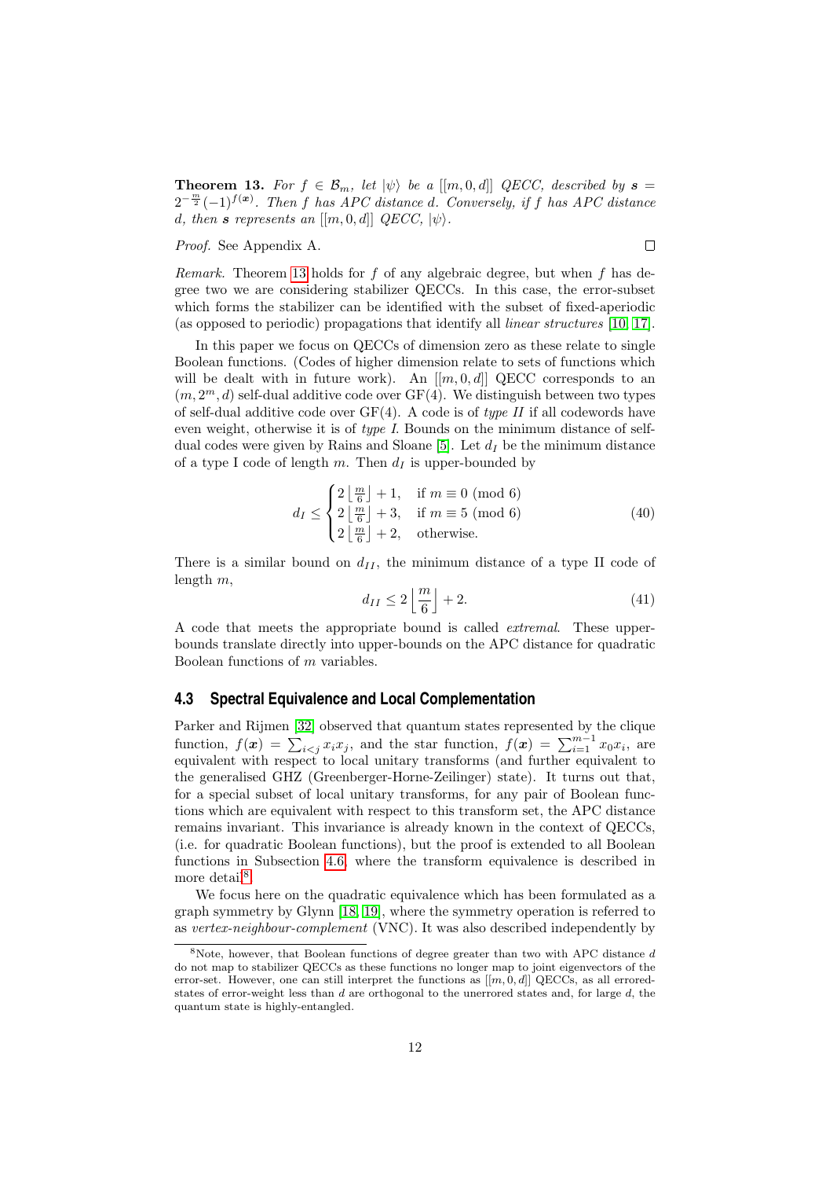**Theorem 13.** *For $f \in \mathcal{B}_m$, let $|\psi\rangle$ be a $[[m,0,d]]$ QECC, described by $\boldsymbol{s} = 2^{-\frac{m}{2}}(-1)^{f(\boldsymbol{x})}$. Then $f$ has APC distance $d$. Conversely, if $f$ has APC distance $d$, then $\boldsymbol{s}$ represents an $[[m,0,d]]$ QECC, $|\psi\rangle$.*

*Proof.* See Appendix A. □

*Remark.* Theorem 13 holds for $f$ of any algebraic degree, but when $f$ has degree two we are considering stabilizer QECCs. In this case, the error-subset which forms the stabilizer can be identified with the subset of fixed-aperiodic (as opposed to periodic) propagations that identify all *linear structures* [10, 17].

In this paper we focus on QECCs of dimension zero as these relate to single Boolean functions. (Codes of higher dimension relate to sets of functions which will be dealt with in future work). An $[[m,0,d]]$ QECC corresponds to an $(m, 2^m, d)$ self-dual additive code over GF(4). We distinguish between two types of self-dual additive code over GF(4). A code is of *type II* if all codewords have even weight, otherwise it is of *type I*. Bounds on the minimum distance of self-dual codes were given by Rains and Sloane [5]. Let $d_I$ be the minimum distance of a type I code of length $m$. Then $d_I$ is upper-bounded by

$$d_I \leq \begin{cases} 2\left\lfloor \frac{m}{6} \right\rfloor + 1, & \text{if } m \equiv 0 \pmod 6 \\ 2\left\lfloor \frac{m}{6} \right\rfloor + 3, & \text{if } m \equiv 5 \pmod 6 \\ 2\left\lfloor \frac{m}{6} \right\rfloor + 2, & \text{otherwise.} \end{cases} \tag{40}$$

There is a similar bound on $d_{II}$, the minimum distance of a type II code of length $m$,

$$d_{II} \leq 2\left\lfloor \frac{m}{6} \right\rfloor + 2. \tag{41}$$

A code that meets the appropriate bound is called *extremal*. These upper-bounds translate directly into upper-bounds on the APC distance for quadratic Boolean functions of $m$ variables.

### 4.3 Spectral Equivalence and Local Complementation

Parker and Rijmen [32] observed that quantum states represented by the clique function, $f(\boldsymbol{x}) = \sum_{i<j} x_i x_j$, and the star function, $f(\boldsymbol{x}) = \sum_{i=1}^{m-1} x_0 x_i$, are equivalent with respect to local unitary transforms (and further equivalent to the generalised GHZ (Greenberger-Horne-Zeilinger) state). It turns out that, for a special subset of local unitary transforms, for any pair of Boolean functions which are equivalent with respect to this transform set, the APC distance remains invariant. This invariance is already known in the context of QECCs, (i.e. for quadratic Boolean functions), but the proof is extended to all Boolean functions in Subsection 4.6, where the transform equivalence is described in more detail[8].

We focus here on the quadratic equivalence which has been formulated as a graph symmetry by Glynn [18, 19], where the symmetry operation is referred to as *vertex-neighbour-complement* (VNC). It was also described independently by

[8] Note, however, that Boolean functions of degree greater than two with APC distance $d$ do not map to stabilizer QECCs as these functions no longer map to joint eigenvectors of the error-set. However, one can still interpret the functions as $[[m,0,d]]$ QECCs, as all errored-states of error-weight less than $d$ are orthogonal to the unerrored states and, for large $d$, the quantum state is highly-entangled.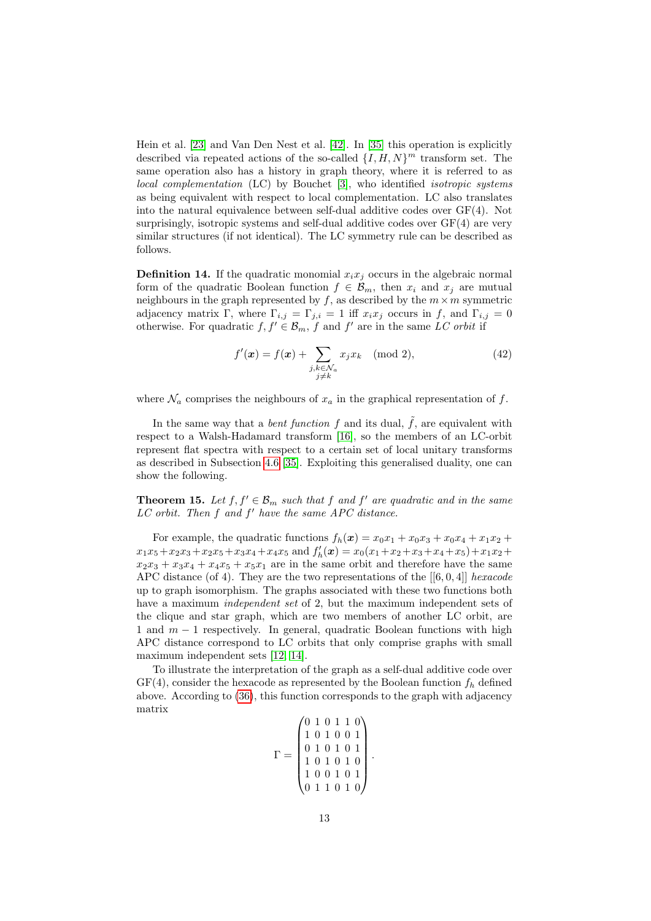Hein et al. [23] and Van Den Nest et al. [42]. In [35] this operation is explicitly described via repeated actions of the so-called $\{I, H, N\}^m$ transform set. The same operation also has a history in graph theory, where it is referred to as *local complementation* (LC) by Bouchet [3], who identified *isotropic systems* as being equivalent with respect to local complementation. LC also translates into the natural equivalence between self-dual additive codes over GF(4). Not surprisingly, isotropic systems and self-dual additive codes over GF(4) are very similar structures (if not identical). The LC symmetry rule can be described as follows.

**Definition 14.** If the quadratic monomial $x_i x_j$ occurs in the algebraic normal form of the quadratic Boolean function $f \in \mathcal{B}_m$, then $x_i$ and $x_j$ are mutual neighbours in the graph represented by $f$, as described by the $m \times m$ symmetric adjacency matrix $\Gamma$, where $\Gamma_{i,j} = \Gamma_{j,i} = 1$ iff $x_i x_j$ occurs in $f$, and $\Gamma_{i,j} = 0$ otherwise. For quadratic $f, f' \in \mathcal{B}_m$, $f$ and $f'$ are in the same *LC orbit* if

$$f'(\boldsymbol{x}) = f(\boldsymbol{x}) + \sum_{\substack{j,k \in \mathcal{N}_a \\ j \neq k}} x_j x_k \pmod 2, \tag{42}$$

where $\mathcal{N}_a$ comprises the neighbours of $x_a$ in the graphical representation of $f$.

In the same way that a *bent function* $f$ and its dual, $\tilde{f}$, are equivalent with respect to a Walsh-Hadamard transform [16], so the members of an LC-orbit represent flat spectra with respect to a certain set of local unitary transforms as described in Subsection 4.6 [35]. Exploiting this generalised duality, one can show the following.

**Theorem 15.** *Let $f, f' \in \mathcal{B}_m$ such that $f$ and $f'$ are quadratic and in the same LC orbit. Then $f$ and $f'$ have the same APC distance.*

For example, the quadratic functions $f_h(\boldsymbol{x}) = x_0x_1 + x_0x_3 + x_0x_4 + x_1x_2 + x_1x_5 + x_2x_3 + x_2x_5 + x_3x_4 + x_4x_5$ and $f'_h(\boldsymbol{x}) = x_0(x_1 + x_2 + x_3 + x_4 + x_5) + x_1x_2 + x_2x_3 + x_3x_4 + x_4x_5 + x_5x_1$ are in the same orbit and therefore have the same APC distance (of 4). They are the two representations of the $[[6, 0, 4]]$ *hexacode* up to graph isomorphism. The graphs associated with these two functions both have a maximum *independent set* of 2, but the maximum independent sets of the clique and star graph, which are two members of another LC orbit, are 1 and $m - 1$ respectively. In general, quadratic Boolean functions with high APC distance correspond to LC orbits that only comprise graphs with small maximum independent sets [12, 14].

To illustrate the interpretation of the graph as a self-dual additive code over GF(4), consider the hexacode as represented by the Boolean function $f_h$ defined above. According to (36), this function corresponds to the graph with adjacency matrix

$$\Gamma = \begin{pmatrix} 0 & 1 & 0 & 1 & 1 & 0 \\ 1 & 0 & 1 & 0 & 0 & 1 \\ 0 & 1 & 0 & 1 & 0 & 1 \\ 1 & 0 & 1 & 0 & 1 & 0 \\ 1 & 0 & 0 & 1 & 0 & 1 \\ 0 & 1 & 1 & 0 & 1 & 0 \end{pmatrix}.$$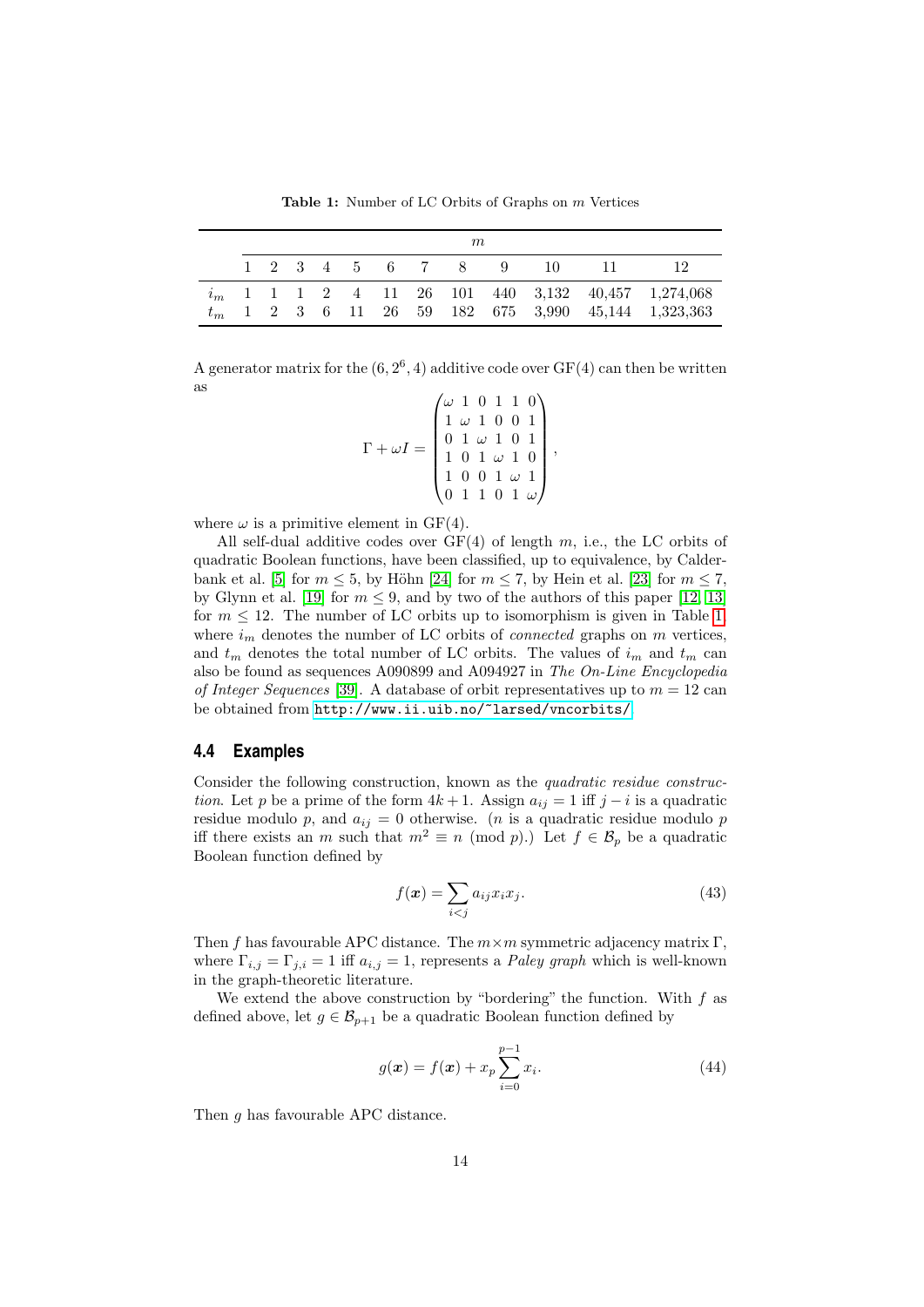**Table 1:** Number of LC Orbits of Graphs on $m$ Vertices

| | $m$ | | | | | | | | | | | |
|---|---|---|---|---|---|---|---|---|---|---|---|---|
| | 1 | 2 | 3 | 4 | 5 | 6 | 7 | 8 | 9 | 10 | 11 | 12 |
| $i_m$ | 1 | 1 | 1 | 2 | 4 | 11 | 26 | 101 | 440 | 3,132 | 40,457 | 1,274,068 |
| $t_m$ | 1 | 2 | 3 | 6 | 11 | 26 | 59 | 182 | 675 | 3,990 | 45,144 | 1,323,363 |

A generator matrix for the $(6, 2^6, 4)$ additive code over GF(4) can then be written as

$$\Gamma + \omega I = \begin{pmatrix} \omega & 1 & 0 & 1 & 1 & 0 \\ 1 & \omega & 1 & 0 & 0 & 1 \\ 0 & 1 & \omega & 1 & 0 & 1 \\ 1 & 0 & 1 & \omega & 1 & 0 \\ 1 & 0 & 0 & 1 & \omega & 1 \\ 0 & 1 & 1 & 0 & 1 & \omega \end{pmatrix},$$

where $\omega$ is a primitive element in GF(4).

All self-dual additive codes over GF(4) of length $m$, i.e., the LC orbits of quadratic Boolean functions, have been classified, up to equivalence, by Calderbank et al. [5] for $m \leq 5$, by Höhn [24] for $m \leq 7$, by Hein et al. [23] for $m \leq 7$, by Glynn et al. [19] for $m \leq 9$, and by two of the authors of this paper [12, 13] for $m \leq 12$. The number of LC orbits up to isomorphism is given in Table 1, where $i_m$ denotes the number of LC orbits of *connected* graphs on $m$ vertices, and $t_m$ denotes the total number of LC orbits. The values of $i_m$ and $t_m$ can also be found as sequences A090899 and A094927 in *The On-Line Encyclopedia of Integer Sequences* [39]. A database of orbit representatives up to $m = 12$ can be obtained from http://www.ii.uib.no/~larsed/vncorbits/.

### 4.4 Examples

Consider the following construction, known as the *quadratic residue construction*. Let $p$ be a prime of the form $4k+1$. Assign $a_{ij} = 1$ iff $j - i$ is a quadratic residue modulo $p$, and $a_{ij} = 0$ otherwise. ($n$ is a quadratic residue modulo $p$ iff there exists an $m$ such that $m^2 \equiv n \pmod{p}$.) Let $f \in \mathcal{B}_p$ be a quadratic Boolean function defined by

$$f(\boldsymbol{x}) = \sum_{i<j} a_{ij} x_i x_j. \tag{43}$$

Then $f$ has favourable APC distance. The $m \times m$ symmetric adjacency matrix $\Gamma$, where $\Gamma_{i,j} = \Gamma_{j,i} = 1$ iff $a_{i,j} = 1$, represents a *Paley graph* which is well-known in the graph-theoretic literature.

We extend the above construction by "bordering" the function. With $f$ as defined above, let $g \in \mathcal{B}_{p+1}$ be a quadratic Boolean function defined by

$$g(\boldsymbol{x}) = f(\boldsymbol{x}) + x_p \sum_{i=0}^{p-1} x_i. \tag{44}$$

Then $g$ has favourable APC distance.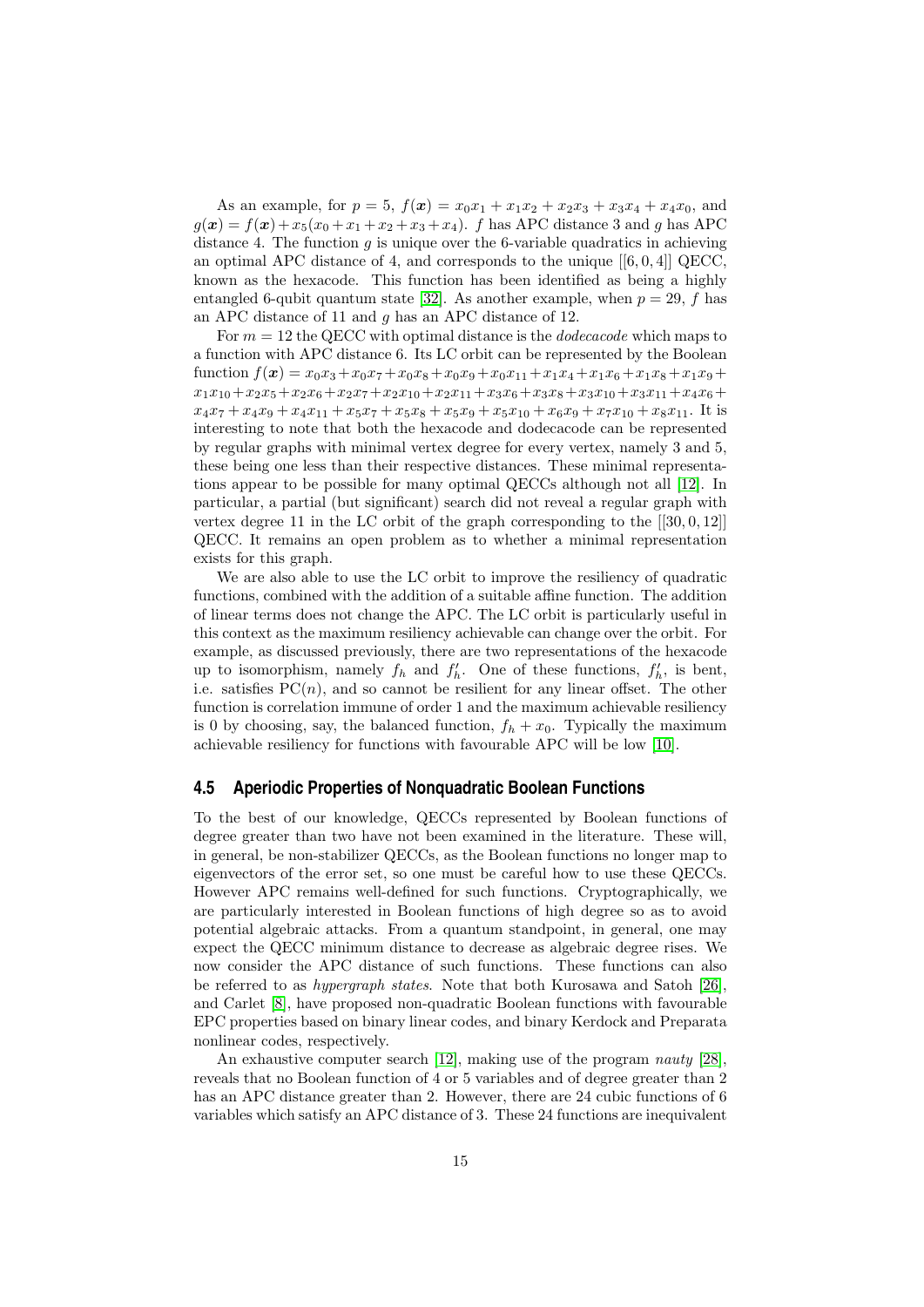As an example, for $p = 5$, $f(\boldsymbol{x}) = x_0x_1 + x_1x_2 + x_2x_3 + x_3x_4 + x_4x_0$, and $g(\boldsymbol{x}) = f(\boldsymbol{x}) + x_5(x_0 + x_1 + x_2 + x_3 + x_4)$. $f$ has APC distance 3 and $g$ has APC distance 4. The function $g$ is unique over the 6-variable quadratics in achieving an optimal APC distance of 4, and corresponds to the unique $[[6, 0, 4]]$ QECC, known as the hexacode. This function has been identified as being a highly entangled 6-qubit quantum state [32]. As another example, when $p = 29$, $f$ has an APC distance of 11 and $g$ has an APC distance of 12.

For $m = 12$ the QECC with optimal distance is the *dodecacode* which maps to a function with APC distance 6. Its LC orbit can be represented by the Boolean function $f(\boldsymbol{x}) = x_0x_3 + x_0x_7 + x_0x_8 + x_0x_9 + x_0x_{11} + x_1x_4 + x_1x_6 + x_1x_8 + x_1x_9 + x_1x_{10} + x_2x_5 + x_2x_6 + x_2x_7 + x_2x_{10} + x_2x_{11} + x_3x_6 + x_3x_8 + x_3x_{10} + x_3x_{11} + x_4x_6 + x_4x_7 + x_4x_9 + x_4x_{11} + x_5x_7 + x_5x_8 + x_5x_9 + x_5x_{10} + x_6x_9 + x_7x_{10} + x_8x_{11}$. It is interesting to note that both the hexacode and dodecacode can be represented by regular graphs with minimal vertex degree for every vertex, namely 3 and 5, these being one less than their respective distances. These minimal representations appear to be possible for many optimal QECCs although not all [12]. In particular, a partial (but significant) search did not reveal a regular graph with vertex degree 11 in the LC orbit of the graph corresponding to the $[[30, 0, 12]]$ QECC. It remains an open problem as to whether a minimal representation exists for this graph.

We are also able to use the LC orbit to improve the resiliency of quadratic functions, combined with the addition of a suitable affine function. The addition of linear terms does not change the APC. The LC orbit is particularly useful in this context as the maximum resiliency achievable can change over the orbit. For example, as discussed previously, there are two representations of the hexacode up to isomorphism, namely $f_h$ and $f'_h$. One of these functions, $f'_h$, is bent, i.e. satisfies $\mathrm{PC}(n)$, and so cannot be resilient for any linear offset. The other function is correlation immune of order 1 and the maximum achievable resiliency is 0 by choosing, say, the balanced function, $f_h + x_0$. Typically the maximum achievable resiliency for functions with favourable APC will be low [10].

## 4.5 Aperiodic Properties of Nonquadratic Boolean Functions

To the best of our knowledge, QECCs represented by Boolean functions of degree greater than two have not been examined in the literature. These will, in general, be non-stabilizer QECCs, as the Boolean functions no longer map to eigenvectors of the error set, so one must be careful how to use these QECCs. However APC remains well-defined for such functions. Cryptographically, we are particularly interested in Boolean functions of high degree so as to avoid potential algebraic attacks. From a quantum standpoint, in general, one may expect the QECC minimum distance to decrease as algebraic degree rises. We now consider the APC distance of such functions. These functions can also be referred to as *hypergraph states*. Note that both Kurosawa and Satoh [26], and Carlet [8], have proposed non-quadratic Boolean functions with favourable EPC properties based on binary linear codes, and binary Kerdock and Preparata nonlinear codes, respectively.

An exhaustive computer search [12], making use of the program *nauty* [28], reveals that no Boolean function of 4 or 5 variables and of degree greater than 2 has an APC distance greater than 2. However, there are 24 cubic functions of 6 variables which satisfy an APC distance of 3. These 24 functions are inequivalent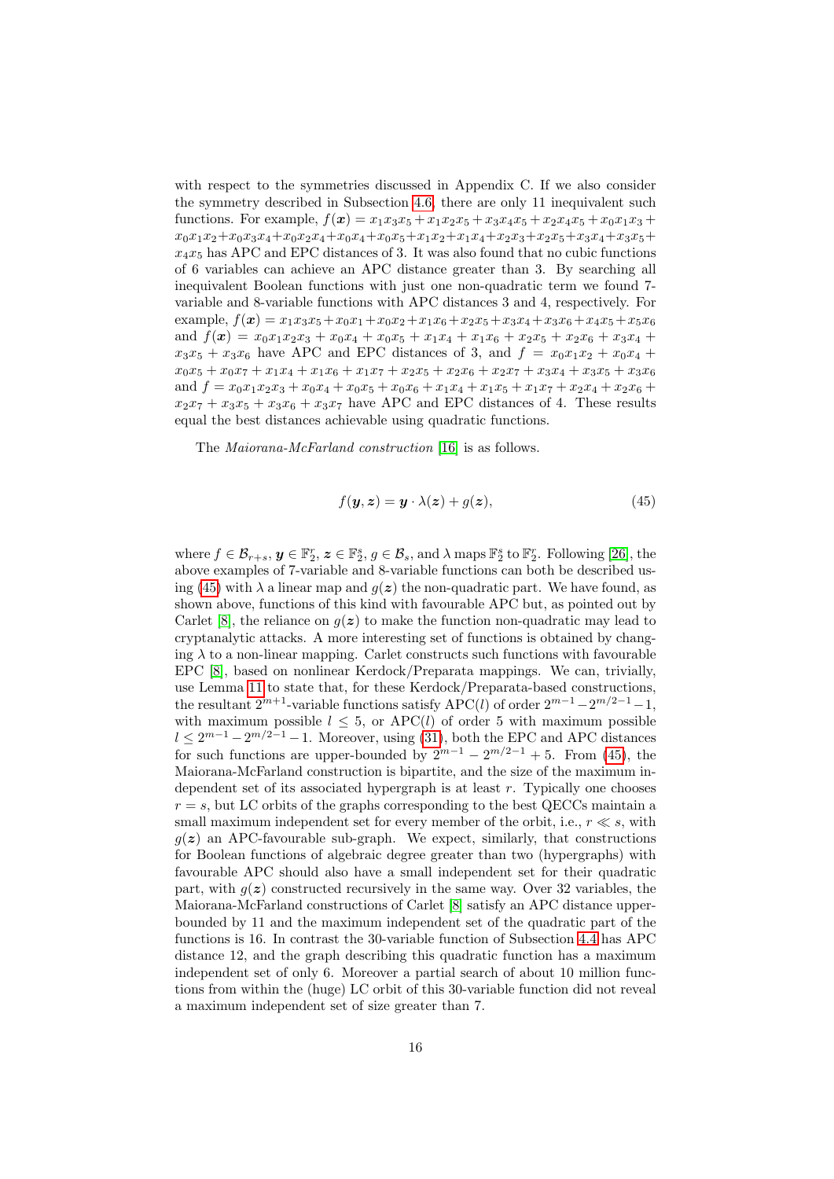with respect to the symmetries discussed in Appendix C. If we also consider the symmetry described in Subsection 4.6, there are only 11 inequivalent such functions. For example, $f(\boldsymbol{x}) = x_1x_3x_5 + x_1x_2x_5 + x_3x_4x_5 + x_2x_4x_5 + x_0x_1x_3 + x_0x_1x_2 + x_0x_3x_4 + x_0x_2x_4 + x_0x_4 + x_0x_5 + x_1x_2 + x_1x_4 + x_2x_3 + x_2x_5 + x_3x_4 + x_3x_5 + x_4x_5$ has APC and EPC distances of 3. It was also found that no cubic functions of 6 variables can achieve an APC distance greater than 3. By searching all inequivalent Boolean functions with just one non-quadratic term we found 7-variable and 8-variable functions with APC distances 3 and 4, respectively. For example, $f(\boldsymbol{x}) = x_1x_3x_5 + x_0x_1 + x_0x_2 + x_1x_6 + x_2x_5 + x_3x_4 + x_3x_6 + x_4x_5 + x_5x_6$ and $f(\boldsymbol{x}) = x_0x_1x_2x_3 + x_0x_4 + x_0x_5 + x_1x_4 + x_1x_6 + x_2x_5 + x_2x_6 + x_3x_4 + x_3x_5 + x_3x_6$ have APC and EPC distances of 3, and $f = x_0x_1x_2 + x_0x_4 + x_0x_5 + x_0x_7 + x_1x_4 + x_1x_6 + x_1x_7 + x_2x_5 + x_2x_6 + x_2x_7 + x_3x_4 + x_3x_5 + x_3x_6$ and $f = x_0x_1x_2x_3 + x_0x_4 + x_0x_5 + x_0x_6 + x_1x_4 + x_1x_5 + x_1x_7 + x_2x_4 + x_2x_6 + x_2x_7 + x_3x_5 + x_3x_6 + x_3x_7$ have APC and EPC distances of 4. These results equal the best distances achievable using quadratic functions.

The *Maiorana-McFarland construction* [16] is as follows.

$$f(\boldsymbol{y}, \boldsymbol{z}) = \boldsymbol{y} \cdot \lambda(\boldsymbol{z}) + g(\boldsymbol{z}), \tag{45}$$

where $f \in \mathcal{B}_{r+s}$, $\boldsymbol{y} \in \mathbb{F}_2^r$, $\boldsymbol{z} \in \mathbb{F}_2^s$, $g \in \mathcal{B}_s$, and $\lambda$ maps $\mathbb{F}_2^s$ to $\mathbb{F}_2^r$. Following [26], the above examples of 7-variable and 8-variable functions can both be described using (45) with $\lambda$ a linear map and $g(\boldsymbol{z})$ the non-quadratic part. We have found, as shown above, functions of this kind with favourable APC but, as pointed out by Carlet [8], the reliance on $g(\boldsymbol{z})$ to make the function non-quadratic may lead to cryptanalytic attacks. A more interesting set of functions is obtained by changing $\lambda$ to a non-linear mapping. Carlet constructs such functions with favourable EPC [8], based on nonlinear Kerdock/Preparata mappings. We can, trivially, use Lemma 11 to state that, for these Kerdock/Preparata-based constructions, the resultant $2^{m+1}$-variable functions satisfy APC($l$) of order $2^{m-1} - 2^{m/2-1} - 1$, with maximum possible $l \leq 5$, or APC($l$) of order 5 with maximum possible $l \leq 2^{m-1} - 2^{m/2-1} - 1$. Moreover, using (31), both the EPC and APC distances for such functions are upper-bounded by $2^{m-1} - 2^{m/2-1} + 5$. From (45), the Maiorana-McFarland construction is bipartite, and the size of the maximum independent set of its associated hypergraph is at least $r$. Typically one chooses $r = s$, but LC orbits of the graphs corresponding to the best QECCs maintain a small maximum independent set for every member of the orbit, i.e., $r \ll s$, with $g(\boldsymbol{z})$ an APC-favourable sub-graph. We expect, similarly, that constructions for Boolean functions of algebraic degree greater than two (hypergraphs) with favourable APC should also have a small independent set for their quadratic part, with $g(\boldsymbol{z})$ constructed recursively in the same way. Over 32 variables, the Maiorana-McFarland constructions of Carlet [8] satisfy an APC distance upper-bounded by 11 and the maximum independent set of the quadratic part of the functions is 16. In contrast the 30-variable function of Subsection 4.4 has APC distance 12, and the graph describing this quadratic function has a maximum independent set of only 6. Moreover a partial search of about 10 million functions from within the (huge) LC orbit of this 30-variable function did not reveal a maximum independent set of size greater than 7.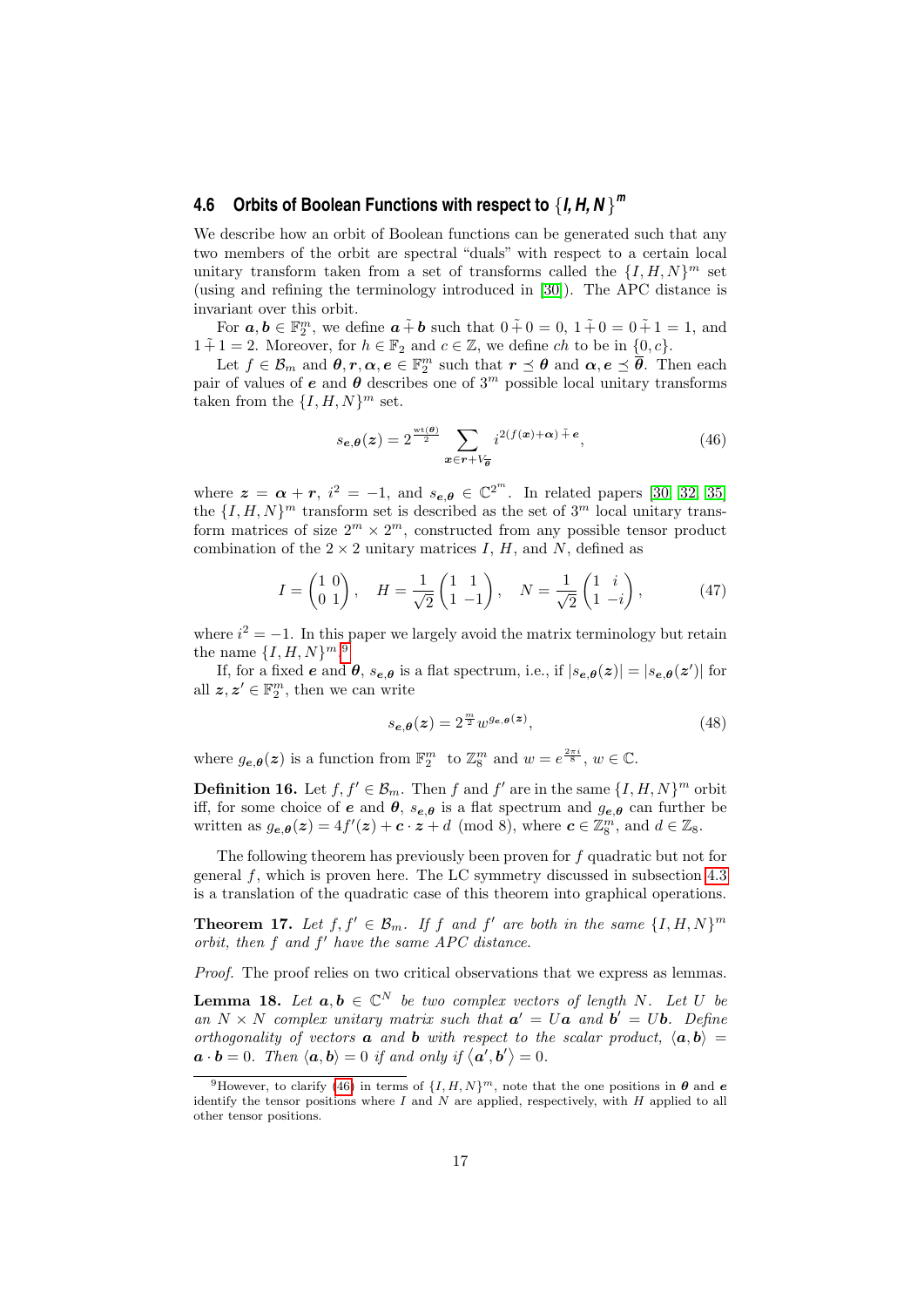### 4.6 Orbits of Boolean Functions with respect to $\{I, H, N\}^m$

We describe how an orbit of Boolean functions can be generated such that any two members of the orbit are spectral "duals" with respect to a certain local unitary transform taken from a set of transforms called the $\{I, H, N\}^m$ set (using and refining the terminology introduced in [30]). The APC distance is invariant over this orbit.

For $\boldsymbol{a}, \boldsymbol{b} \in \mathbb{F}_2^m$, we define $\boldsymbol{a} \tilde{+} \boldsymbol{b}$ such that $0 \tilde{+} 0 = 0$, $1 \tilde{+} 0 = 0 \tilde{+} 1 = 1$, and $1 \tilde{+} 1 = 2$. Moreover, for $h \in \mathbb{F}_2$ and $c \in \mathbb{Z}$, we define $ch$ to be in $\{0, c\}$.

Let $f \in \mathcal{B}_m$ and $\boldsymbol{\theta}, \boldsymbol{r}, \boldsymbol{\alpha}, \boldsymbol{e} \in \mathbb{F}_2^m$ such that $\boldsymbol{r} \preceq \boldsymbol{\theta}$ and $\boldsymbol{\alpha}, \boldsymbol{e} \preceq \overline{\boldsymbol{\theta}}$. Then each pair of values of $\boldsymbol{e}$ and $\boldsymbol{\theta}$ describes one of $3^m$ possible local unitary transforms taken from the $\{I, H, N\}^m$ set.

$$
s_{\boldsymbol{e},\boldsymbol{\theta}}(\boldsymbol{z}) = 2^{\frac{\mathrm{wt}(\boldsymbol{\theta})}{2}} \sum_{\boldsymbol{x} \in \boldsymbol{r} + V_{\overline{\boldsymbol{\theta}}}} i^{2(f(\boldsymbol{x})+\boldsymbol{\alpha}) \tilde{+} \boldsymbol{e}}, \tag{46}
$$

where $\boldsymbol{z} = \boldsymbol{\alpha} + \boldsymbol{r}$, $i^2 = -1$, and $s_{\boldsymbol{e},\boldsymbol{\theta}} \in \mathbb{C}^{2^m}$. In related papers [30, 32, 35] the $\{I, H, N\}^m$ transform set is described as the set of $3^m$ local unitary transform matrices of size $2^m \times 2^m$, constructed from any possible tensor product combination of the $2 \times 2$ unitary matrices $I$, $H$, and $N$, defined as

$$
I = \begin{pmatrix} 1 & 0 \\ 0 & 1 \end{pmatrix}, \quad H = \frac{1}{\sqrt{2}} \begin{pmatrix} 1 & 1 \\ 1 & -1 \end{pmatrix}, \quad N = \frac{1}{\sqrt{2}} \begin{pmatrix} 1 & i \\ 1 & -i \end{pmatrix}, \tag{47}
$$

where $i^2 = -1$. In this paper we largely avoid the matrix terminology but retain the name $\{I, H, N\}^m$.[9]

If, for a fixed $\boldsymbol{e}$ and $\boldsymbol{\theta}$, $s_{\boldsymbol{e},\boldsymbol{\theta}}$ is a flat spectrum, i.e., if $|s_{\boldsymbol{e},\boldsymbol{\theta}}(\boldsymbol{z})| = |s_{\boldsymbol{e},\boldsymbol{\theta}}(\boldsymbol{z}')|$ for all $\boldsymbol{z}, \boldsymbol{z}' \in \mathbb{F}_2^m$, then we can write

$$
s_{\boldsymbol{e},\boldsymbol{\theta}}(\boldsymbol{z}) = 2^{\frac{m}{2}} w^{g_{\boldsymbol{e},\boldsymbol{\theta}}(\boldsymbol{z})}, \tag{48}
$$

where $g_{\boldsymbol{e},\boldsymbol{\theta}}(\boldsymbol{z})$ is a function from $\mathbb{F}_2^m$ to $\mathbb{Z}_8^m$ and $w = e^{\frac{2\pi i}{8}}$, $w \in \mathbb{C}$.

**Definition 16.** Let $f, f' \in \mathcal{B}_m$. Then $f$ and $f'$ are in the same $\{I, H, N\}^m$ orbit iff, for some choice of $\boldsymbol{e}$ and $\boldsymbol{\theta}$, $s_{\boldsymbol{e},\boldsymbol{\theta}}$ is a flat spectrum and $g_{\boldsymbol{e},\boldsymbol{\theta}}$ can further be written as $g_{\boldsymbol{e},\boldsymbol{\theta}}(\boldsymbol{z}) = 4f'(\boldsymbol{z}) + \boldsymbol{c} \cdot \boldsymbol{z} + d \pmod 8$, where $\boldsymbol{c} \in \mathbb{Z}_8^m$, and $d \in \mathbb{Z}_8$.

The following theorem has previously been proven for $f$ quadratic but not for general $f$, which is proven here. The LC symmetry discussed in subsection 4.3 is a translation of the quadratic case of this theorem into graphical operations.

**Theorem 17.** *Let $f, f' \in \mathcal{B}_m$. If $f$ and $f'$ are both in the same $\{I, H, N\}^m$ orbit, then $f$ and $f'$ have the same APC distance.*

*Proof.* The proof relies on two critical observations that we express as lemmas.

**Lemma 18.** *Let $\boldsymbol{a}, \boldsymbol{b} \in \mathbb{C}^N$ be two complex vectors of length $N$. Let $U$ be an $N \times N$ complex unitary matrix such that $\boldsymbol{a}' = U\boldsymbol{a}$ and $\boldsymbol{b}' = U\boldsymbol{b}$. Define orthogonality of vectors $\boldsymbol{a}$ and $\boldsymbol{b}$ with respect to the scalar product, $\langle \boldsymbol{a}, \boldsymbol{b} \rangle = \boldsymbol{a} \cdot \boldsymbol{b} = 0$. Then $\langle \boldsymbol{a}, \boldsymbol{b} \rangle = 0$ if and only if $\langle \boldsymbol{a}', \boldsymbol{b}' \rangle = 0$.*

[9] However, to clarify (46) in terms of $\{I, H, N\}^m$, note that the one positions in $\boldsymbol{\theta}$ and $\boldsymbol{e}$ identify the tensor positions where $I$ and $N$ are applied, respectively, with $H$ applied to all other tensor positions.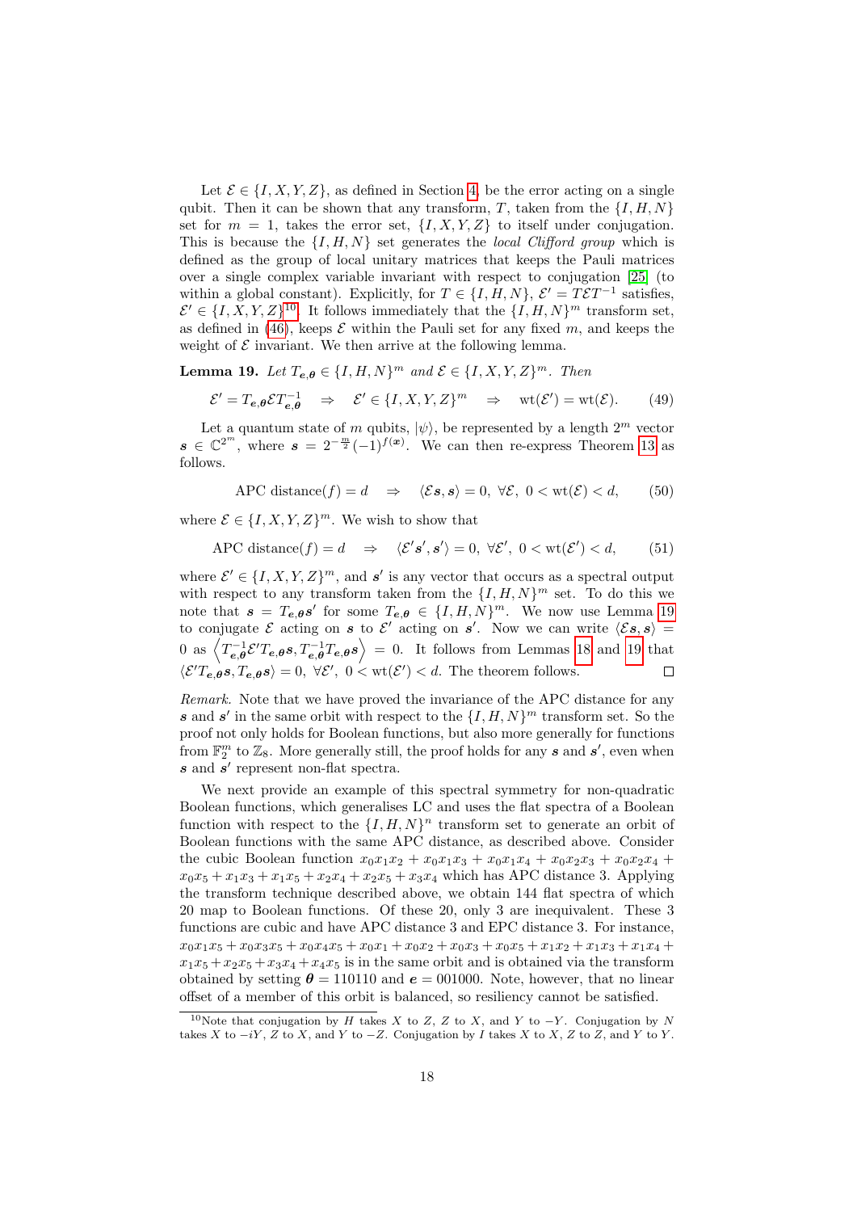Let $\mathcal{E} \in \{I, X, Y, Z\}$, as defined in Section 4, be the error acting on a single qubit. Then it can be shown that any transform, $T$, taken from the $\{I, H, N\}$ set for $m = 1$, takes the error set, $\{I, X, Y, Z\}$ to itself under conjugation. This is because the $\{I, H, N\}$ set generates the *local Clifford group* which is defined as the group of local unitary matrices that keeps the Pauli matrices over a single complex variable invariant with respect to conjugation [25] (to within a global constant). Explicitly, for $T \in \{I, H, N\}$, $\mathcal{E}' = T\mathcal{E}T^{-1}$ satisfies, $\mathcal{E}' \in \{I, X, Y, Z\}$[10]. It follows immediately that the $\{I, H, N\}^m$ transform set, as defined in (46), keeps $\mathcal{E}$ within the Pauli set for any fixed $m$, and keeps the weight of $\mathcal{E}$ invariant. We then arrive at the following lemma.

**Lemma 19.** *Let $T_{\boldsymbol{e},\boldsymbol{\theta}} \in \{I, H, N\}^m$ and $\mathcal{E} \in \{I, X, Y, Z\}^m$. Then*

$$\mathcal{E}' = T_{\boldsymbol{e},\boldsymbol{\theta}} \mathcal{E} T^{-1}_{\boldsymbol{e},\boldsymbol{\theta}} \quad \Rightarrow \quad \mathcal{E}' \in \{I, X, Y, Z\}^m \quad \Rightarrow \quad \mathrm{wt}(\mathcal{E}') = \mathrm{wt}(\mathcal{E}). \tag{49}$$

Let a quantum state of $m$ qubits, $|\psi\rangle$, be represented by a length $2^m$ vector $\boldsymbol{s} \in \mathbb{C}^{2^m}$, where $\boldsymbol{s} = 2^{-\frac{m}{2}}(-1)^{f(\boldsymbol{x})}$. We can then re-express Theorem 13 as follows.

$$\text{APC distance}(f) = d \quad \Rightarrow \quad \langle \mathcal{E}\boldsymbol{s}, \boldsymbol{s}\rangle = 0, \ \forall \mathcal{E}, \ 0 < \mathrm{wt}(\mathcal{E}) < d, \tag{50}$$

where $\mathcal{E} \in \{I, X, Y, Z\}^m$. We wish to show that

$$\text{APC distance}(f) = d \quad \Rightarrow \quad \langle \mathcal{E}'\boldsymbol{s}', \boldsymbol{s}'\rangle = 0, \ \forall \mathcal{E}', \ 0 < \mathrm{wt}(\mathcal{E}') < d, \tag{51}$$

where $\mathcal{E}' \in \{I, X, Y, Z\}^m$, and $\boldsymbol{s}'$ is any vector that occurs as a spectral output with respect to any transform taken from the $\{I, H, N\}^m$ set. To do this we note that $\boldsymbol{s} = T_{\boldsymbol{e},\boldsymbol{\theta}}\boldsymbol{s}'$ for some $T_{\boldsymbol{e},\boldsymbol{\theta}} \in \{I, H, N\}^m$. We now use Lemma 19 to conjugate $\mathcal{E}$ acting on $\boldsymbol{s}$ to $\mathcal{E}'$ acting on $\boldsymbol{s}'$. Now we can write $\langle \mathcal{E}\boldsymbol{s}, \boldsymbol{s}\rangle = 0$ as $\left\langle T^{-1}_{\boldsymbol{e},\boldsymbol{\theta}}\mathcal{E}'T_{\boldsymbol{e},\boldsymbol{\theta}}\boldsymbol{s}, T^{-1}_{\boldsymbol{e},\boldsymbol{\theta}}T_{\boldsymbol{e},\boldsymbol{\theta}}\boldsymbol{s}\right\rangle = 0$. It follows from Lemmas 18 and 19 that $\langle \mathcal{E}'T_{\boldsymbol{e},\boldsymbol{\theta}}\boldsymbol{s}, T_{\boldsymbol{e},\boldsymbol{\theta}}\boldsymbol{s}\rangle = 0, \ \forall \mathcal{E}', \ 0 < \mathrm{wt}(\mathcal{E}') < d$. The theorem follows. ◻

*Remark.* Note that we have proved the invariance of the APC distance for any $\boldsymbol{s}$ and $\boldsymbol{s}'$ in the same orbit with respect to the $\{I, H, N\}^m$ transform set. So the proof not only holds for Boolean functions, but also more generally for functions from $\mathbb{F}_2^m$ to $\mathbb{Z}_8$. More generally still, the proof holds for any $\boldsymbol{s}$ and $\boldsymbol{s}'$, even when $\boldsymbol{s}$ and $\boldsymbol{s}'$ represent non-flat spectra.

We next provide an example of this spectral symmetry for non-quadratic Boolean functions, which generalises LC and uses the flat spectra of a Boolean function with respect to the $\{I, H, N\}^n$ transform set to generate an orbit of Boolean functions with the same APC distance, as described above. Consider the cubic Boolean function $x_0x_1x_2 + x_0x_1x_3 + x_0x_1x_4 + x_0x_2x_3 + x_0x_2x_4 + x_0x_5 + x_1x_3 + x_1x_5 + x_2x_4 + x_2x_5 + x_3x_4$ which has APC distance 3. Applying the transform technique described above, we obtain 144 flat spectra of which 20 map to Boolean functions. Of these 20, only 3 are inequivalent. These 3 functions are cubic and have APC distance 3 and EPC distance 3. For instance, $x_0x_1x_5 + x_0x_3x_5 + x_0x_4x_5 + x_0x_1 + x_0x_2 + x_0x_3 + x_0x_5 + x_1x_2 + x_1x_3 + x_1x_4 + x_1x_5 + x_2x_5 + x_3x_4 + x_4x_5$ is in the same orbit and is obtained via the transform obtained by setting $\boldsymbol{\theta} = 110110$ and $\boldsymbol{e} = 001000$. Note, however, that no linear offset of a member of this orbit is balanced, so resiliency cannot be satisfied.

[10] Note that conjugation by $H$ takes $X$ to $Z$, $Z$ to $X$, and $Y$ to $-Y$. Conjugation by $N$ takes $X$ to $-iY$, $Z$ to $X$, and $Y$ to $-Z$. Conjugation by $I$ takes $X$ to $X$, $Z$ to $Z$, and $Y$ to $Y$.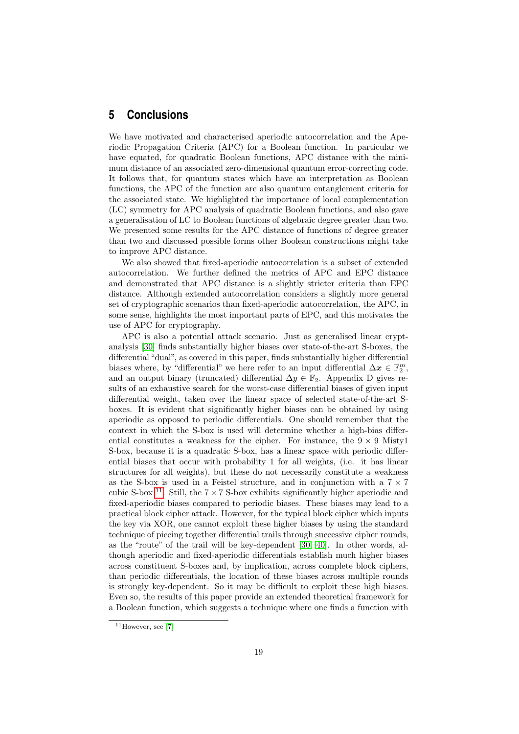## 5 Conclusions

We have motivated and characterised aperiodic autocorrelation and the Aperiodic Propagation Criteria (APC) for a Boolean function. In particular we have equated, for quadratic Boolean functions, APC distance with the minimum distance of an associated zero-dimensional quantum error-correcting code. It follows that, for quantum states which have an interpretation as Boolean functions, the APC of the function are also quantum entanglement criteria for the associated state. We highlighted the importance of local complementation (LC) symmetry for APC analysis of quadratic Boolean functions, and also gave a generalisation of LC to Boolean functions of algebraic degree greater than two. We presented some results for the APC distance of functions of degree greater than two and discussed possible forms other Boolean constructions might take to improve APC distance.

We also showed that fixed-aperiodic autocorrelation is a subset of extended autocorrelation. We further defined the metrics of APC and EPC distance and demonstrated that APC distance is a slightly stricter criteria than EPC distance. Although extended autocorrelation considers a slightly more general set of cryptographic scenarios than fixed-aperiodic autocorrelation, the APC, in some sense, highlights the most important parts of EPC, and this motivates the use of APC for cryptography.

APC is also a potential attack scenario. Just as generalised linear cryptanalysis [30] finds substantially higher biases over state-of-the-art S-boxes, the differential "dual", as covered in this paper, finds substantially higher differential biases where, by "differential" we here refer to an input differential $\Delta \boldsymbol{x} \in \mathbb{F}_2^m$, and an output binary (truncated) differential $\Delta y \in \mathbb{F}_2$. Appendix D gives results of an exhaustive search for the worst-case differential biases of given input differential weight, taken over the linear space of selected state-of-the-art S-boxes. It is evident that significantly higher biases can be obtained by using aperiodic as opposed to periodic differentials. One should remember that the context in which the S-box is used will determine whether a high-bias differential constitutes a weakness for the cipher. For instance, the $9 \times 9$ Misty1 S-box, because it is a quadratic S-box, has a linear space with periodic differential biases that occur with probability 1 for all weights, (i.e. it has linear structures for all weights), but these do not necessarily constitute a weakness as the S-box is used in a Feistel structure, and in conjunction with a $7 \times 7$ cubic S-box [11]. Still, the $7 \times 7$ S-box exhibits significantly higher aperiodic and fixed-aperiodic biases compared to periodic biases. These biases may lead to a practical block cipher attack. However, for the typical block cipher which inputs the key via XOR, one cannot exploit these higher biases by using the standard technique of piecing together differential trails through successive cipher rounds, as the "route" of the trail will be key-dependent [30, 40]. In other words, although aperiodic and fixed-aperiodic differentials establish much higher biases across constituent S-boxes and, by implication, across complete block ciphers, than periodic differentials, the location of these biases across multiple rounds is strongly key-dependent. So it may be difficult to exploit these high biases. Even so, the results of this paper provide an extended theoretical framework for a Boolean function, which suggests a technique where one finds a function with

[11] However, see [7]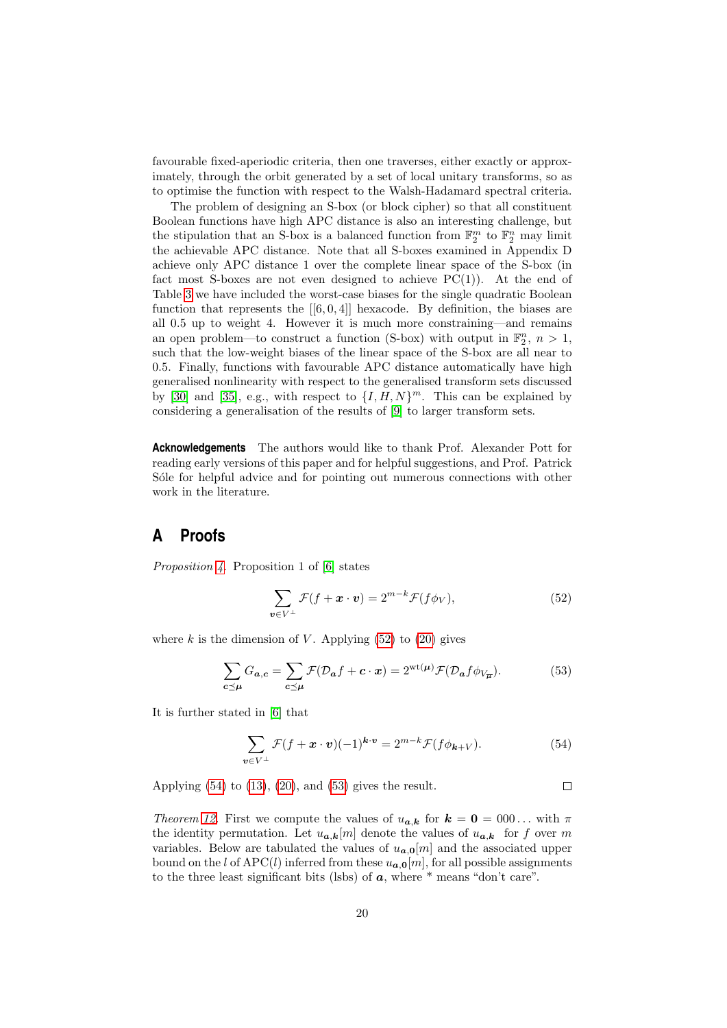favourable fixed-aperiodic criteria, then one traverses, either exactly or approximately, through the orbit generated by a set of local unitary transforms, so as to optimise the function with respect to the Walsh-Hadamard spectral criteria.

The problem of designing an S-box (or block cipher) so that all constituent Boolean functions have high APC distance is also an interesting challenge, but the stipulation that an S-box is a balanced function from $\mathbb{F}_2^m$ to $\mathbb{F}_2^n$ may limit the achievable APC distance. Note that all S-boxes examined in Appendix D achieve only APC distance 1 over the complete linear space of the S-box (in fact most S-boxes are not even designed to achieve PC(1)). At the end of Table 3 we have included the worst-case biases for the single quadratic Boolean function that represents the $[[6, 0, 4]]$ hexacode. By definition, the biases are all 0.5 up to weight 4. However it is much more constraining—and remains an open problem—to construct a function (S-box) with output in $\mathbb{F}_2^n$, $n > 1$, such that the low-weight biases of the linear space of the S-box are all near to 0.5. Finally, functions with favourable APC distance automatically have high generalised nonlinearity with respect to the generalised transform sets discussed by [30] and [35], e.g., with respect to $\{I, H, N\}^m$. This can be explained by considering a generalisation of the results of [9] to larger transform sets.

**Acknowledgements** The authors would like to thank Prof. Alexander Pott for reading early versions of this paper and for helpful suggestions, and Prof. Patrick Sóle for helpful advice and for pointing out numerous connections with other work in the literature.

# A Proofs

*Proposition 4.* Proposition 1 of [6] states

$$\sum_{\boldsymbol{v} \in V^\perp} \mathcal{F}(f + \boldsymbol{x} \cdot \boldsymbol{v}) = 2^{m-k} \mathcal{F}(f \phi_V), \tag{52}$$

where $k$ is the dimension of $V$. Applying (52) to (20) gives

$$\sum_{\boldsymbol{c} \preceq \boldsymbol{\mu}} G_{\boldsymbol{a},\boldsymbol{c}} = \sum_{\boldsymbol{c} \preceq \boldsymbol{\mu}} \mathcal{F}(\mathcal{D}_{\boldsymbol{a}} f + \boldsymbol{c} \cdot \boldsymbol{x}) = 2^{\mathrm{wt}(\boldsymbol{\mu})} \mathcal{F}(\mathcal{D}_{\boldsymbol{a}} f \phi_{V_{\overline{\boldsymbol{\mu}}}}). \tag{53}$$

It is further stated in [6] that

$$\sum_{\boldsymbol{v} \in V^\perp} \mathcal{F}(f + \boldsymbol{x} \cdot \boldsymbol{v})(-1)^{\boldsymbol{k} \cdot \boldsymbol{v}} = 2^{m-k} \mathcal{F}(f \phi_{\boldsymbol{k}+V}). \tag{54}$$

Applying (54) to (13), (20), and (53) gives the result. $\square$

*Theorem 12.* First we compute the values of $u_{\boldsymbol{a},\boldsymbol{k}}$ for $\boldsymbol{k} = \boldsymbol{0} = 000\ldots$ with $\pi$ the identity permutation. Let $u_{\boldsymbol{a},\boldsymbol{k}}[m]$ denote the values of $u_{\boldsymbol{a},\boldsymbol{k}}$ for $f$ over $m$ variables. Below are tabulated the values of $u_{\boldsymbol{a},\boldsymbol{0}}[m]$ and the associated upper bound on the $l$ of APC($l$) inferred from these $u_{\boldsymbol{a},\boldsymbol{0}}[m]$, for all possible assignments to the three least significant bits (lsbs) of $\boldsymbol{a}$, where * means "don't care".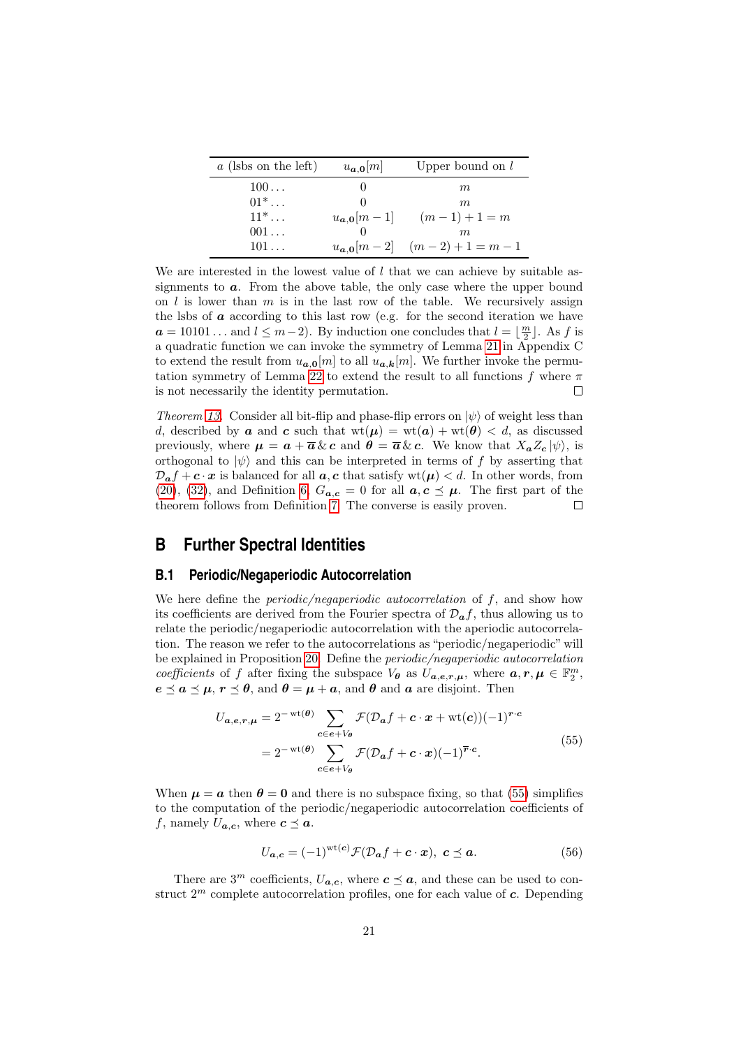| $a$ (lsbs on the left) | $u_{\boldsymbol{a},\boldsymbol{0}}[m]$ | Upper bound on $l$ |
|---|---|---|
| $100\ldots$ | $0$ | $m$ |
| $01*\ldots$ | $0$ | $m$ |
| $11*\ldots$ | $u_{\boldsymbol{a},\boldsymbol{0}}[m-1]$ | $(m-1)+1=m$ |
| $001\ldots$ | $0$ | $m$ |
| $101\ldots$ | $u_{\boldsymbol{a},\boldsymbol{0}}[m-2]$ | $(m-2)+1=m-1$ |

We are interested in the lowest value of $l$ that we can achieve by suitable assignments to $\boldsymbol{a}$. From the above table, the only case where the upper bound on $l$ is lower than $m$ is in the last row of the table. We recursively assign the lsbs of $\boldsymbol{a}$ according to this last row (e.g. for the second iteration we have $\boldsymbol{a} = 10101\ldots$ and $l \le m-2$). By induction one concludes that $l = \lfloor \frac{m}{2} \rfloor$. As $f$ is a quadratic function we can invoke the symmetry of Lemma 21 in Appendix C to extend the result from $u_{\boldsymbol{a},\boldsymbol{0}}[m]$ to all $u_{\boldsymbol{a},\boldsymbol{k}}[m]$. We further invoke the permutation symmetry of Lemma 22 to extend the result to all functions $f$ where $\pi$ is not necessarily the identity permutation. □

*Theorem 13.* Consider all bit-flip and phase-flip errors on $|\psi\rangle$ of weight less than $d$, described by $\boldsymbol{a}$ and $\boldsymbol{c}$ such that $\mathrm{wt}(\boldsymbol{\mu}) = \mathrm{wt}(\boldsymbol{a}) + \mathrm{wt}(\boldsymbol{\theta}) < d$, as discussed previously, where $\boldsymbol{\mu} = \boldsymbol{a} + \overline{\boldsymbol{a}} \,\&\, \boldsymbol{c}$ and $\boldsymbol{\theta} = \overline{\boldsymbol{a}} \,\&\, \boldsymbol{c}$. We know that $X_{\boldsymbol{a}} Z_{\boldsymbol{c}} |\psi\rangle$, is orthogonal to $|\psi\rangle$ and this can be interpreted in terms of $f$ by asserting that $\mathcal{D}_{\boldsymbol{a}} f + \boldsymbol{c}\cdot\boldsymbol{x}$ is balanced for all $\boldsymbol{a}, \boldsymbol{c}$ that satisfy $\mathrm{wt}(\boldsymbol{\mu}) < d$. In other words, from (20), (32), and Definition 6, $G_{\boldsymbol{a},\boldsymbol{c}} = 0$ for all $\boldsymbol{a}, \boldsymbol{c} \preceq \boldsymbol{\mu}$. The first part of the theorem follows from Definition 7. The converse is easily proven. □

## B Further Spectral Identities

### B.1 Periodic/Negaperiodic Autocorrelation

We here define the *periodic/negaperiodic autocorrelation* of $f$, and show how its coefficients are derived from the Fourier spectra of $\mathcal{D}_{\boldsymbol{a}} f$, thus allowing us to relate the periodic/negaperiodic autocorrelation with the aperiodic autocorrelation. The reason we refer to the autocorrelations as "periodic/negaperiodic" will be explained in Proposition 20. Define the *periodic/negaperiodic autocorrelation coefficients* of $f$ after fixing the subspace $V_{\boldsymbol{\theta}}$ as $U_{\boldsymbol{a},\boldsymbol{e},\boldsymbol{r},\boldsymbol{\mu}}$, where $\boldsymbol{a}, \boldsymbol{r}, \boldsymbol{\mu} \in \mathbb{F}_2^m$, $\boldsymbol{e} \preceq \boldsymbol{a} \preceq \boldsymbol{\mu}$, $\boldsymbol{r} \preceq \boldsymbol{\theta}$, and $\boldsymbol{\theta} = \boldsymbol{\mu} + \boldsymbol{a}$, and $\boldsymbol{\theta}$ and $\boldsymbol{a}$ are disjoint. Then

$$
\begin{aligned}
U_{\boldsymbol{a},\boldsymbol{e},\boldsymbol{r},\boldsymbol{\mu}} &= 2^{-\mathrm{wt}(\boldsymbol{\theta})} \sum_{\boldsymbol{c}\in \boldsymbol{e}+V_{\boldsymbol{\theta}}} \mathcal{F}(\mathcal{D}_{\boldsymbol{a}} f + \boldsymbol{c}\cdot\boldsymbol{x} + \mathrm{wt}(\boldsymbol{c}))(-1)^{\boldsymbol{r}\cdot\boldsymbol{c}} \\
&= 2^{-\mathrm{wt}(\boldsymbol{\theta})} \sum_{\boldsymbol{c}\in \boldsymbol{e}+V_{\boldsymbol{\theta}}} \mathcal{F}(\mathcal{D}_{\boldsymbol{a}} f + \boldsymbol{c}\cdot\boldsymbol{x})(-1)^{\overline{\boldsymbol{r}}\cdot\boldsymbol{c}}.
\end{aligned} \tag{55}
$$

When $\boldsymbol{\mu} = \boldsymbol{a}$ then $\boldsymbol{\theta} = \boldsymbol{0}$ and there is no subspace fixing, so that (55) simplifies to the computation of the periodic/negaperiodic autocorrelation coefficients of $f$, namely $U_{\boldsymbol{a},\boldsymbol{c}}$, where $\boldsymbol{c} \preceq \boldsymbol{a}$.

$$
U_{\boldsymbol{a},\boldsymbol{c}} = (-1)^{\mathrm{wt}(\boldsymbol{c})} \mathcal{F}(\mathcal{D}_{\boldsymbol{a}} f + \boldsymbol{c}\cdot\boldsymbol{x}), \;\; \boldsymbol{c} \preceq \boldsymbol{a}. \tag{56}
$$

There are $3^m$ coefficients, $U_{\boldsymbol{a},\boldsymbol{c}}$, where $\boldsymbol{c} \preceq \boldsymbol{a}$, and these can be used to construct $2^m$ complete autocorrelation profiles, one for each value of $\boldsymbol{c}$. Depending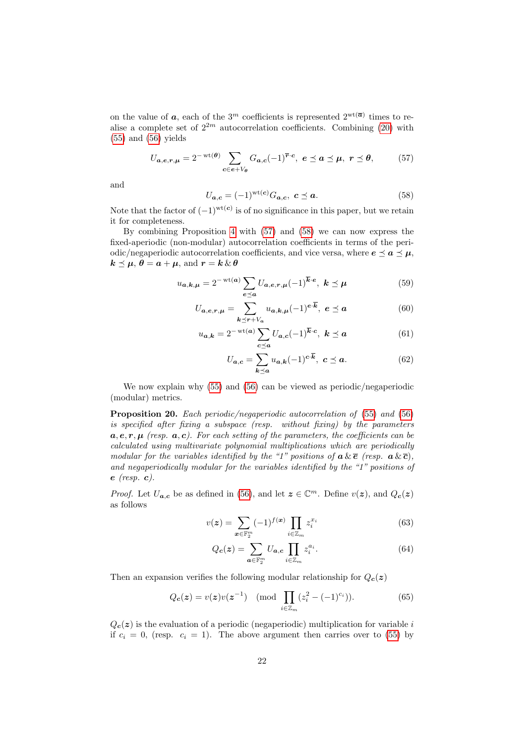on the value of $\boldsymbol{a}$, each of the $3^m$ coefficients is represented $2^{\mathrm{wt}(\overline{\boldsymbol{a}})}$ times to realise a complete set of $2^{2m}$ autocorrelation coefficients. Combining (20) with (55) and (56) yields

$$U_{\boldsymbol{a},\boldsymbol{e},\boldsymbol{r},\boldsymbol{\mu}} = 2^{-\mathrm{wt}(\boldsymbol{\theta})} \sum_{\boldsymbol{c} \in \boldsymbol{e}+V_{\boldsymbol{\theta}}} G_{\boldsymbol{a},\boldsymbol{c}} (-1)^{\overline{\boldsymbol{r}} \cdot \boldsymbol{c}}, \ \boldsymbol{e} \preceq \boldsymbol{a} \preceq \boldsymbol{\mu}, \ \boldsymbol{r} \preceq \boldsymbol{\theta}, \tag{57}$$

and

$$U_{\boldsymbol{a},\boldsymbol{c}} = (-1)^{\mathrm{wt}(\boldsymbol{c})} G_{\boldsymbol{a},\boldsymbol{c}}, \ \boldsymbol{c} \preceq \boldsymbol{a}. \tag{58}$$

Note that the factor of $(-1)^{\mathrm{wt}(\boldsymbol{c})}$ is of no significance in this paper, but we retain it for completeness.

By combining Proposition 4 with (57) and (58) we can now express the fixed-aperiodic (non-modular) autocorrelation coefficients in terms of the periodic/negaperiodic autocorrelation coefficients, and vice versa, where $\boldsymbol{e} \preceq \boldsymbol{a} \preceq \boldsymbol{\mu}$, $\boldsymbol{k} \preceq \boldsymbol{\mu}$, $\boldsymbol{\theta} = \boldsymbol{a} + \boldsymbol{\mu}$, and $\boldsymbol{r} = \boldsymbol{k} \,\&\, \boldsymbol{\theta}$

$$u_{\boldsymbol{a},\boldsymbol{k},\boldsymbol{\mu}} = 2^{-\mathrm{wt}(\boldsymbol{a})} \sum_{\boldsymbol{e} \preceq \boldsymbol{a}} U_{\boldsymbol{a},\boldsymbol{e},\boldsymbol{r},\boldsymbol{\mu}} (-1)^{\overline{\boldsymbol{k}} \cdot \boldsymbol{e}}, \ \boldsymbol{k} \preceq \boldsymbol{\mu} \tag{59}$$

$$U_{\boldsymbol{a},\boldsymbol{e},\boldsymbol{r},\boldsymbol{\mu}} = \sum_{\boldsymbol{k} \preceq \boldsymbol{r}+V_{\boldsymbol{a}}} u_{\boldsymbol{a},\boldsymbol{k},\boldsymbol{\mu}} (-1)^{\boldsymbol{e} \cdot \overline{\boldsymbol{k}}}, \ \boldsymbol{e} \preceq \boldsymbol{a} \tag{60}$$

$$u_{\boldsymbol{a},\boldsymbol{k}} = 2^{-\mathrm{wt}(\boldsymbol{a})} \sum_{\boldsymbol{c} \preceq \boldsymbol{a}} U_{\boldsymbol{a},\boldsymbol{c}} (-1)^{\overline{\boldsymbol{k}} \cdot \boldsymbol{c}}, \ \boldsymbol{k} \preceq \boldsymbol{a} \tag{61}$$

$$U_{\boldsymbol{a},\boldsymbol{c}} = \sum_{\boldsymbol{k} \preceq \boldsymbol{a}} u_{\boldsymbol{a},\boldsymbol{k}} (-1)^{\boldsymbol{c} \cdot \overline{\boldsymbol{k}}}, \ \boldsymbol{c} \preceq \boldsymbol{a}. \tag{62}$$

We now explain why (55) and (56) can be viewed as periodic/negaperiodic (modular) metrics.

**Proposition 20.** *Each periodic/negaperiodic autocorrelation of (55) and (56) is specified after fixing a subspace (resp. without fixing) by the parameters $\boldsymbol{a}, \boldsymbol{e}, \boldsymbol{r}, \boldsymbol{\mu}$ (resp. $\boldsymbol{a}, \boldsymbol{c}$). For each setting of the parameters, the coefficients can be calculated using multivariate polynomial multiplications which are periodically modular for the variables identified by the "1" positions of $\boldsymbol{a} \,\&\, \overline{\boldsymbol{e}}$ (resp. $\boldsymbol{a} \,\&\, \overline{\boldsymbol{c}}$), and negaperiodically modular for the variables identified by the "1" positions of $\boldsymbol{e}$ (resp. $\boldsymbol{c}$).*

*Proof.* Let $U_{\boldsymbol{a},\boldsymbol{c}}$ be as defined in (56), and let $\boldsymbol{z} \in \mathbb{C}^m$. Define $v(\boldsymbol{z})$, and $Q_{\boldsymbol{c}}(\boldsymbol{z})$ as follows

$$v(\boldsymbol{z}) = \sum_{\boldsymbol{x} \in \mathbb{F}_2^m} (-1)^{f(\boldsymbol{x})} \prod_{i \in \mathbb{Z}_m} z_i^{x_i} \tag{63}$$

$$Q_{\boldsymbol{c}}(\boldsymbol{z}) = \sum_{\boldsymbol{a} \in \mathbb{F}_2^m} U_{\boldsymbol{a},\boldsymbol{c}} \prod_{i \in \mathbb{Z}_m} z_i^{a_i}. \tag{64}$$

Then an expansion verifies the following modular relationship for $Q_{\boldsymbol{c}}(\boldsymbol{z})$

$$Q_{\boldsymbol{c}}(\boldsymbol{z}) = v(\boldsymbol{z}) v(\boldsymbol{z}^{-1}) \pmod{\prod_{i \in \mathbb{Z}_m} (z_i^2 - (-1)^{c_i})}. \tag{65}$$

$Q_{\boldsymbol{c}}(\boldsymbol{z})$ is the evaluation of a periodic (negaperiodic) multiplication for variable $i$ if $c_i = 0$, (resp. $c_i = 1$). The above argument then carries over to (55) by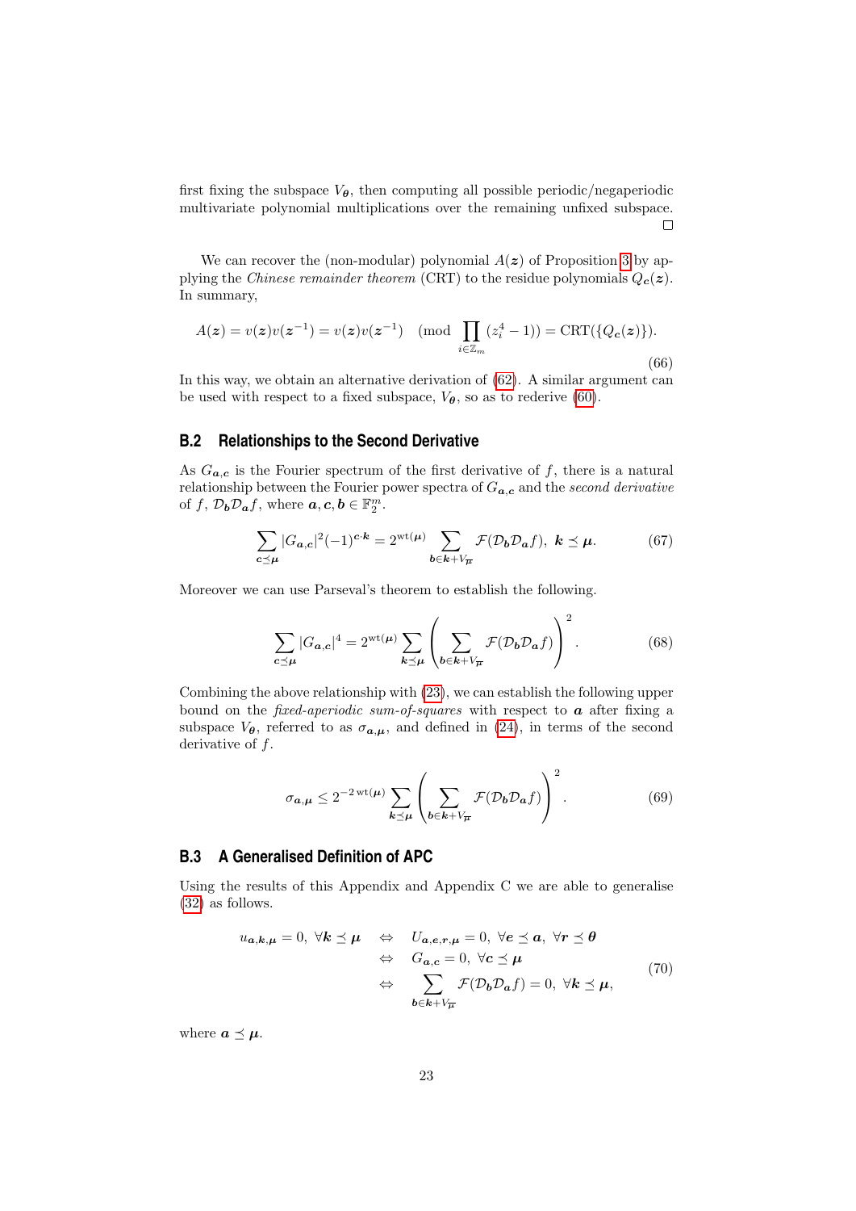first fixing the subspace $V_{\boldsymbol{\theta}}$, then computing all possible periodic/negaperiodic multivariate polynomial multiplications over the remaining unfixed subspace. □

We can recover the (non-modular) polynomial $A(\boldsymbol{z})$ of Proposition 3 by applying the *Chinese remainder theorem* (CRT) to the residue polynomials $Q_{\boldsymbol{c}}(\boldsymbol{z})$. In summary,

$$A(\boldsymbol{z}) = v(\boldsymbol{z})v(\boldsymbol{z}^{-1}) = v(\boldsymbol{z})v(\boldsymbol{z}^{-1}) \pmod{\prod_{i\in\mathbb{Z}_m}(z_i^4 - 1)} = \mathrm{CRT}(\{Q_{\boldsymbol{c}}(\boldsymbol{z})\}). \tag{66}$$

In this way, we obtain an alternative derivation of (62). A similar argument can be used with respect to a fixed subspace, $V_{\boldsymbol{\theta}}$, so as to rederive (60).

## B.2 Relationships to the Second Derivative

As $G_{\boldsymbol{a},\boldsymbol{c}}$ is the Fourier spectrum of the first derivative of $f$, there is a natural relationship between the Fourier power spectra of $G_{\boldsymbol{a},\boldsymbol{c}}$ and the *second derivative* of $f$, $\mathcal{D}_{\boldsymbol{b}}\mathcal{D}_{\boldsymbol{a}}f$, where $\boldsymbol{a},\boldsymbol{c},\boldsymbol{b} \in \mathbb{F}_2^m$.

$$\sum_{\boldsymbol{c}\preceq\boldsymbol{\mu}} |G_{\boldsymbol{a},\boldsymbol{c}}|^2(-1)^{\boldsymbol{c}\cdot\boldsymbol{k}} = 2^{\mathrm{wt}(\boldsymbol{\mu})} \sum_{\boldsymbol{b}\in\boldsymbol{k}+V_{\overline{\boldsymbol{\mu}}}} \mathcal{F}(\mathcal{D}_{\boldsymbol{b}}\mathcal{D}_{\boldsymbol{a}}f), \ \boldsymbol{k}\preceq\boldsymbol{\mu}. \tag{67}$$

Moreover we can use Parseval's theorem to establish the following.

$$\sum_{\boldsymbol{c}\preceq\boldsymbol{\mu}} |G_{\boldsymbol{a},\boldsymbol{c}}|^4 = 2^{\mathrm{wt}(\boldsymbol{\mu})} \sum_{\boldsymbol{k}\preceq\boldsymbol{\mu}} \left( \sum_{\boldsymbol{b}\in\boldsymbol{k}+V_{\overline{\boldsymbol{\mu}}}} \mathcal{F}(\mathcal{D}_{\boldsymbol{b}}\mathcal{D}_{\boldsymbol{a}}f) \right)^2. \tag{68}$$

Combining the above relationship with (23), we can establish the following upper bound on the *fixed-aperiodic sum-of-squares* with respect to $\boldsymbol{a}$ after fixing a subspace $V_{\boldsymbol{\theta}}$, referred to as $\sigma_{\boldsymbol{a},\boldsymbol{\mu}}$, and defined in (24), in terms of the second derivative of $f$.

$$\sigma_{\boldsymbol{a},\boldsymbol{\mu}} \le 2^{-2\,\mathrm{wt}(\boldsymbol{\mu})} \sum_{\boldsymbol{k}\preceq\boldsymbol{\mu}} \left( \sum_{\boldsymbol{b}\in\boldsymbol{k}+V_{\overline{\boldsymbol{\mu}}}} \mathcal{F}(\mathcal{D}_{\boldsymbol{b}}\mathcal{D}_{\boldsymbol{a}}f) \right)^2. \tag{69}$$

## B.3 A Generalised Definition of APC

Using the results of this Appendix and Appendix C we are able to generalise (32) as follows.

$$\begin{aligned} u_{\boldsymbol{a},\boldsymbol{k},\boldsymbol{\mu}} = 0, \ \forall \boldsymbol{k}\preceq\boldsymbol{\mu} \quad &\Leftrightarrow \quad U_{\boldsymbol{a},\boldsymbol{e},\boldsymbol{r},\boldsymbol{\mu}} = 0, \ \forall \boldsymbol{e}\preceq\boldsymbol{a}, \ \forall \boldsymbol{r}\preceq\boldsymbol{\theta} \\ &\Leftrightarrow \quad G_{\boldsymbol{a},\boldsymbol{c}} = 0, \ \forall \boldsymbol{c}\preceq\boldsymbol{\mu} \\ &\Leftrightarrow \quad \sum_{\boldsymbol{b}\in\boldsymbol{k}+V_{\overline{\boldsymbol{\mu}}}} \mathcal{F}(\mathcal{D}_{\boldsymbol{b}}\mathcal{D}_{\boldsymbol{a}}f) = 0, \ \forall \boldsymbol{k}\preceq\boldsymbol{\mu}, \end{aligned} \tag{70}$$

where $\boldsymbol{a}\preceq\boldsymbol{\mu}$.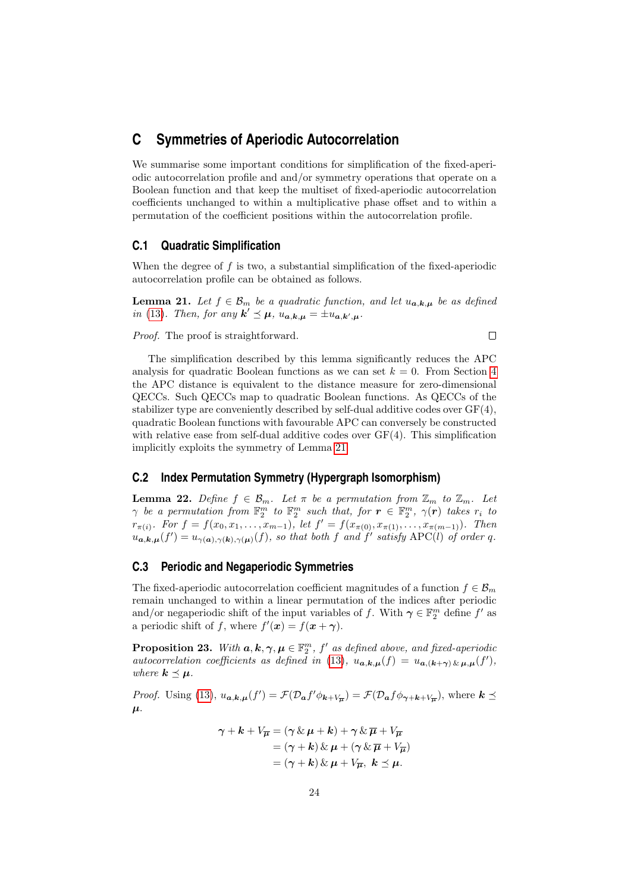# C Symmetries of Aperiodic Autocorrelation

We summarise some important conditions for simplification of the fixed-aperiodic autocorrelation profile and and/or symmetry operations that operate on a Boolean function and that keep the multiset of fixed-aperiodic autocorrelation coefficients unchanged to within a multiplicative phase offset and to within a permutation of the coefficient positions within the autocorrelation profile.

## C.1 Quadratic Simplification

When the degree of $f$ is two, a substantial simplification of the fixed-aperiodic autocorrelation profile can be obtained as follows.

**Lemma 21.** *Let $f \in \mathcal{B}_m$ be a quadratic function, and let $u_{\boldsymbol{a},\boldsymbol{k},\boldsymbol{\mu}}$ be as defined in (13). Then, for any $\boldsymbol{k}' \preceq \boldsymbol{\mu}$, $u_{\boldsymbol{a},\boldsymbol{k},\boldsymbol{\mu}} = \pm u_{\boldsymbol{a},\boldsymbol{k}',\boldsymbol{\mu}}$.*

*Proof.* The proof is straightforward. □

The simplification described by this lemma significantly reduces the APC analysis for quadratic Boolean functions as we can set $k = 0$. From Section 4 the APC distance is equivalent to the distance measure for zero-dimensional QECCs. Such QECCs map to quadratic Boolean functions. As QECCs of the stabilizer type are conveniently described by self-dual additive codes over GF(4), quadratic Boolean functions with favourable APC can conversely be constructed with relative ease from self-dual additive codes over GF(4). This simplification implicitly exploits the symmetry of Lemma 21.

## C.2 Index Permutation Symmetry (Hypergraph Isomorphism)

**Lemma 22.** *Define $f \in \mathcal{B}_m$. Let $\pi$ be a permutation from $\mathbb{Z}_m$ to $\mathbb{Z}_m$. Let $\gamma$ be a permutation from $\mathbb{F}_2^m$ to $\mathbb{F}_2^m$ such that, for $\boldsymbol{r} \in \mathbb{F}_2^m$, $\gamma(\boldsymbol{r})$ takes $r_i$ to $r_{\pi(i)}$. For $f = f(x_0, x_1, \ldots, x_{m-1})$, let $f' = f(x_{\pi(0)}, x_{\pi(1)}, \ldots, x_{\pi(m-1)})$. Then $u_{\boldsymbol{a},\boldsymbol{k},\boldsymbol{\mu}}(f') = u_{\gamma(\boldsymbol{a}),\gamma(\boldsymbol{k}),\gamma(\boldsymbol{\mu})}(f)$, so that both $f$ and $f'$ satisfy* APC$(l)$ *of order $q$.*

## C.3 Periodic and Negaperiodic Symmetries

The fixed-aperiodic autocorrelation coefficient magnitudes of a function $f \in \mathcal{B}_m$ remain unchanged to within a linear permutation of the indices after periodic and/or negaperiodic shift of the input variables of $f$. With $\boldsymbol{\gamma} \in \mathbb{F}_2^m$ define $f'$ as a periodic shift of $f$, where $f'(\boldsymbol{x}) = f(\boldsymbol{x} + \boldsymbol{\gamma})$.

**Proposition 23.** *With $\boldsymbol{a}, \boldsymbol{k}, \boldsymbol{\gamma}, \boldsymbol{\mu} \in \mathbb{F}_2^m$, $f'$ as defined above, and fixed-aperiodic autocorrelation coefficients as defined in (13), $u_{\boldsymbol{a},\boldsymbol{k},\boldsymbol{\mu}}(f) = u_{\boldsymbol{a},(\boldsymbol{k}+\boldsymbol{\gamma})\,\&\,\boldsymbol{\mu},\boldsymbol{\mu}}(f')$, where $\boldsymbol{k} \preceq \boldsymbol{\mu}$.*

*Proof.* Using (13), $u_{\boldsymbol{a},\boldsymbol{k},\boldsymbol{\mu}}(f') = \mathcal{F}(\mathcal{D}_{\boldsymbol{a}} f' \phi_{\boldsymbol{k}+V_{\overline{\boldsymbol{\mu}}}}) = \mathcal{F}(\mathcal{D}_{\boldsymbol{a}} f \phi_{\boldsymbol{\gamma}+\boldsymbol{k}+V_{\overline{\boldsymbol{\mu}}}})$, where $\boldsymbol{k} \preceq \boldsymbol{\mu}$.

$$
\begin{aligned}
\boldsymbol{\gamma} + \boldsymbol{k} + V_{\overline{\boldsymbol{\mu}}} &= (\boldsymbol{\gamma} \,\&\, \boldsymbol{\mu} + \boldsymbol{k}) + \boldsymbol{\gamma} \,\&\, \overline{\boldsymbol{\mu}} + V_{\overline{\boldsymbol{\mu}}} \\
&= (\boldsymbol{\gamma} + \boldsymbol{k}) \,\&\, \boldsymbol{\mu} + (\boldsymbol{\gamma} \,\&\, \overline{\boldsymbol{\mu}} + V_{\overline{\boldsymbol{\mu}}}) \\
&= (\boldsymbol{\gamma} + \boldsymbol{k}) \,\&\, \boldsymbol{\mu} + V_{\overline{\boldsymbol{\mu}}}, \ \ \boldsymbol{k} \preceq \boldsymbol{\mu}.
\end{aligned}
$$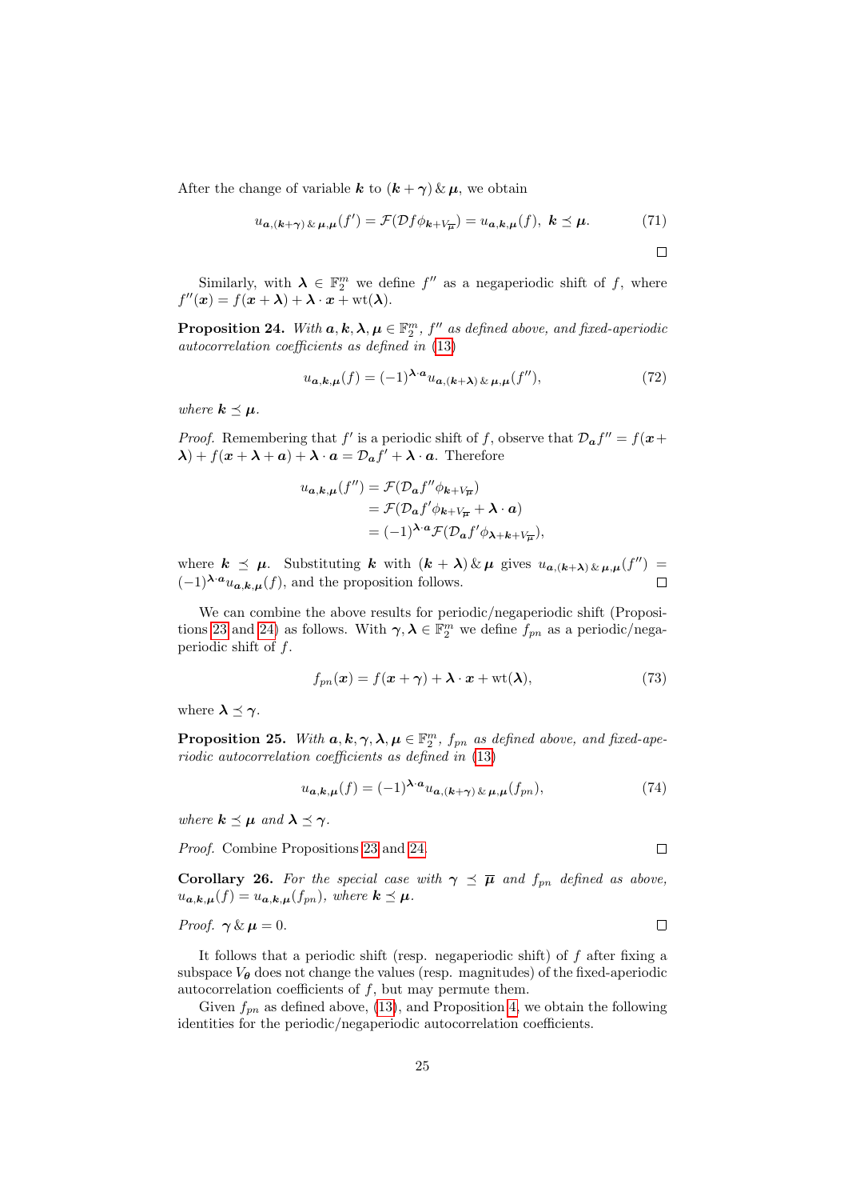After the change of variable $\boldsymbol{k}$ to $(\boldsymbol{k}+\boldsymbol{\gamma})\,\&\,\boldsymbol{\mu}$, we obtain

$$u_{\boldsymbol{a},(\boldsymbol{k}+\boldsymbol{\gamma})\,\&\,\boldsymbol{\mu},\boldsymbol{\mu}}(f') = \mathcal{F}(\mathcal{D}f\phi_{\boldsymbol{k}+V_{\overline{\boldsymbol{\mu}}}}) = u_{\boldsymbol{a},\boldsymbol{k},\boldsymbol{\mu}}(f),\ \boldsymbol{k} \preceq \boldsymbol{\mu}. \tag{71}$$

□

Similarly, with $\boldsymbol{\lambda} \in \mathbb{F}_2^m$ we define $f''$ as a negaperiodic shift of $f$, where $f''(\boldsymbol{x}) = f(\boldsymbol{x}+\boldsymbol{\lambda}) + \boldsymbol{\lambda}\cdot\boldsymbol{x} + \mathrm{wt}(\boldsymbol{\lambda})$.

**Proposition 24.** *With $\boldsymbol{a},\boldsymbol{k},\boldsymbol{\lambda},\boldsymbol{\mu} \in \mathbb{F}_2^m$, $f''$ as defined above, and fixed-aperiodic autocorrelation coefficients as defined in (13)*

$$u_{\boldsymbol{a},\boldsymbol{k},\boldsymbol{\mu}}(f) = (-1)^{\boldsymbol{\lambda}\cdot\boldsymbol{a}} u_{\boldsymbol{a},(\boldsymbol{k}+\boldsymbol{\lambda})\,\&\,\boldsymbol{\mu},\boldsymbol{\mu}}(f''), \tag{72}$$

*where $\boldsymbol{k} \preceq \boldsymbol{\mu}$.*

*Proof.* Remembering that $f'$ is a periodic shift of $f$, observe that $\mathcal{D}_{\boldsymbol{a}}f'' = f(\boldsymbol{x}+\boldsymbol{\lambda}) + f(\boldsymbol{x}+\boldsymbol{\lambda}+\boldsymbol{a}) + \boldsymbol{\lambda}\cdot\boldsymbol{a} = \mathcal{D}_{\boldsymbol{a}}f' + \boldsymbol{\lambda}\cdot\boldsymbol{a}$. Therefore

$$\begin{aligned}
u_{\boldsymbol{a},\boldsymbol{k},\boldsymbol{\mu}}(f'') &= \mathcal{F}(\mathcal{D}_{\boldsymbol{a}}f''\phi_{\boldsymbol{k}+V_{\overline{\boldsymbol{\mu}}}}) \\
&= \mathcal{F}(\mathcal{D}_{\boldsymbol{a}}f'\phi_{\boldsymbol{k}+V_{\overline{\boldsymbol{\mu}}}} + \boldsymbol{\lambda}\cdot\boldsymbol{a}) \\
&= (-1)^{\boldsymbol{\lambda}\cdot\boldsymbol{a}}\mathcal{F}(\mathcal{D}_{\boldsymbol{a}}f'\phi_{\boldsymbol{\lambda}+\boldsymbol{k}+V_{\overline{\boldsymbol{\mu}}}}),
\end{aligned}$$

where $\boldsymbol{k} \preceq \boldsymbol{\mu}$. Substituting $\boldsymbol{k}$ with $(\boldsymbol{k}+\boldsymbol{\lambda})\,\&\,\boldsymbol{\mu}$ gives $u_{\boldsymbol{a},(\boldsymbol{k}+\boldsymbol{\lambda})\,\&\,\boldsymbol{\mu},\boldsymbol{\mu}}(f'') = (-1)^{\boldsymbol{\lambda}\cdot\boldsymbol{a}}u_{\boldsymbol{a},\boldsymbol{k},\boldsymbol{\mu}}(f)$, and the proposition follows. □

We can combine the above results for periodic/negaperiodic shift (Propositions 23 and 24) as follows. With $\boldsymbol{\gamma},\boldsymbol{\lambda} \in \mathbb{F}_2^m$ we define $f_{pn}$ as a periodic/negaperiodic shift of $f$.

$$f_{pn}(\boldsymbol{x}) = f(\boldsymbol{x}+\boldsymbol{\gamma}) + \boldsymbol{\lambda}\cdot\boldsymbol{x} + \mathrm{wt}(\boldsymbol{\lambda}), \tag{73}$$

where $\boldsymbol{\lambda} \preceq \boldsymbol{\gamma}$.

**Proposition 25.** *With $\boldsymbol{a},\boldsymbol{k},\boldsymbol{\gamma},\boldsymbol{\lambda},\boldsymbol{\mu} \in \mathbb{F}_2^m$, $f_{pn}$ as defined above, and fixed-aperiodic autocorrelation coefficients as defined in (13)*

$$u_{\boldsymbol{a},\boldsymbol{k},\boldsymbol{\mu}}(f) = (-1)^{\boldsymbol{\lambda}\cdot\boldsymbol{a}} u_{\boldsymbol{a},(\boldsymbol{k}+\boldsymbol{\gamma})\,\&\,\boldsymbol{\mu},\boldsymbol{\mu}}(f_{pn}), \tag{74}$$

*where $\boldsymbol{k} \preceq \boldsymbol{\mu}$ and $\boldsymbol{\lambda} \preceq \boldsymbol{\gamma}$.*

*Proof.* Combine Propositions 23 and 24. □

**Corollary 26.** *For the special case with $\boldsymbol{\gamma} \preceq \overline{\boldsymbol{\mu}}$ and $f_{pn}$ defined as above, $u_{\boldsymbol{a},\boldsymbol{k},\boldsymbol{\mu}}(f) = u_{\boldsymbol{a},\boldsymbol{k},\boldsymbol{\mu}}(f_{pn})$, where $\boldsymbol{k} \preceq \boldsymbol{\mu}$.*

*Proof.* $\boldsymbol{\gamma}\,\&\,\boldsymbol{\mu} = 0$. □

It follows that a periodic shift (resp. negaperiodic shift) of $f$ after fixing a subspace $V_{\boldsymbol{\theta}}$ does not change the values (resp. magnitudes) of the fixed-aperiodic autocorrelation coefficients of $f$, but may permute them.

Given $f_{pn}$ as defined above, (13), and Proposition 4, we obtain the following identities for the periodic/negaperiodic autocorrelation coefficients.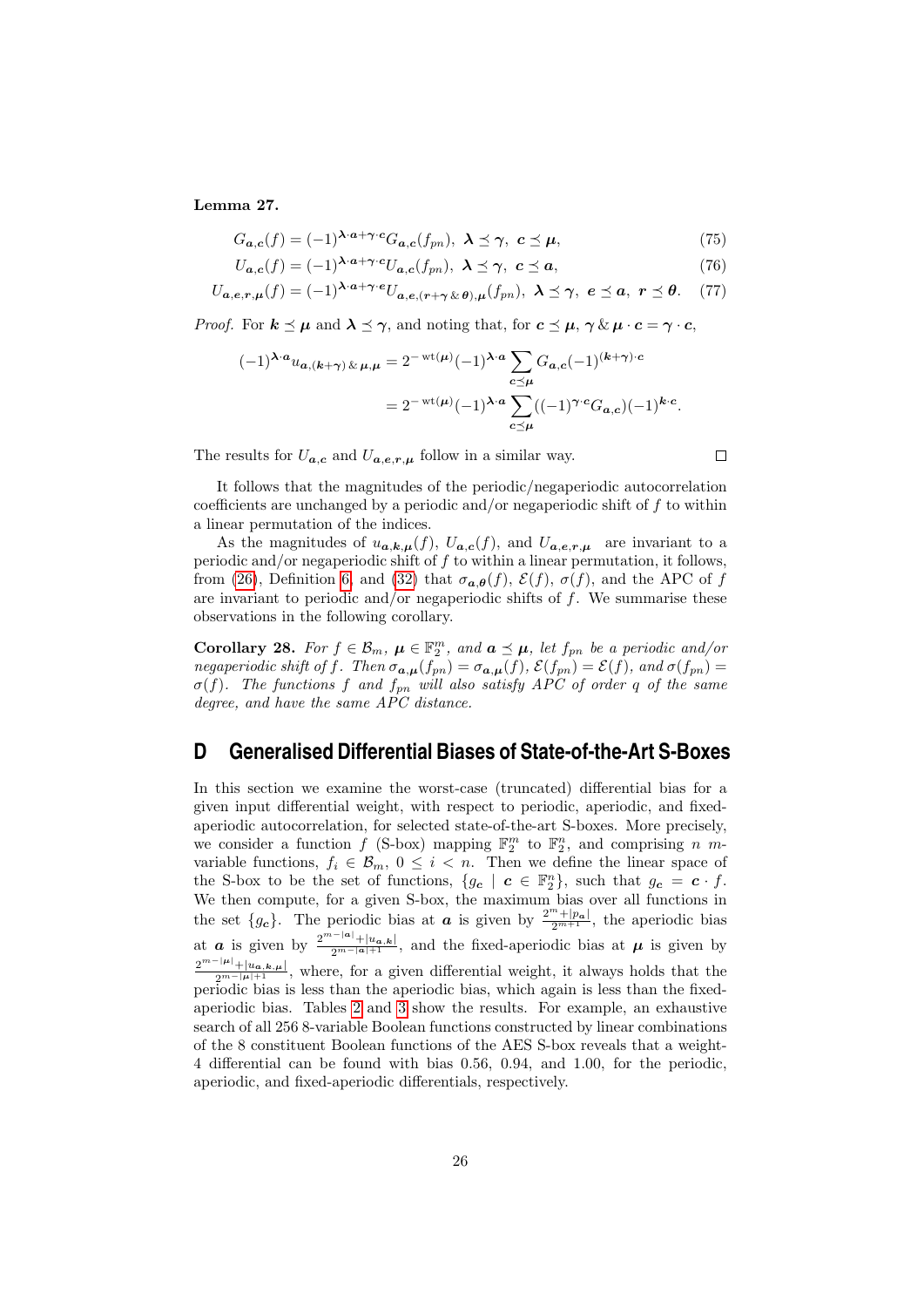**Lemma 27.**

$$G_{\boldsymbol{a},\boldsymbol{c}}(f) = (-1)^{\boldsymbol{\lambda}\cdot\boldsymbol{a}+\boldsymbol{\gamma}\cdot\boldsymbol{c}} G_{\boldsymbol{a},\boldsymbol{c}}(f_{pn}),\ \boldsymbol{\lambda} \preceq \boldsymbol{\gamma},\ \boldsymbol{c} \preceq \boldsymbol{\mu}, \tag{75}$$

$$U_{\boldsymbol{a},\boldsymbol{c}}(f) = (-1)^{\boldsymbol{\lambda}\cdot\boldsymbol{a}+\boldsymbol{\gamma}\cdot\boldsymbol{c}} U_{\boldsymbol{a},\boldsymbol{c}}(f_{pn}),\ \boldsymbol{\lambda} \preceq \boldsymbol{\gamma},\ \boldsymbol{c} \preceq \boldsymbol{a}, \tag{76}$$

$$U_{\boldsymbol{a},\boldsymbol{e},\boldsymbol{r},\boldsymbol{\mu}}(f) = (-1)^{\boldsymbol{\lambda}\cdot\boldsymbol{a}+\boldsymbol{\gamma}\cdot\boldsymbol{e}} U_{\boldsymbol{a},\boldsymbol{e},(\boldsymbol{r}+\boldsymbol{\gamma}\,\&\,\boldsymbol{\theta}),\boldsymbol{\mu}}(f_{pn}),\ \boldsymbol{\lambda} \preceq \boldsymbol{\gamma},\ \boldsymbol{e} \preceq \boldsymbol{a},\ \boldsymbol{r} \preceq \boldsymbol{\theta}. \tag{77}$$

*Proof.* For $\boldsymbol{k} \preceq \boldsymbol{\mu}$ and $\boldsymbol{\lambda} \preceq \boldsymbol{\gamma}$, and noting that, for $\boldsymbol{c} \preceq \boldsymbol{\mu}$, $\boldsymbol{\gamma}\,\&\,\boldsymbol{\mu}\cdot\boldsymbol{c} = \boldsymbol{\gamma}\cdot\boldsymbol{c}$,

$$\begin{aligned}(-1)^{\boldsymbol{\lambda}\cdot\boldsymbol{a}} u_{\boldsymbol{a},(\boldsymbol{k}+\boldsymbol{\gamma})\,\&\,\boldsymbol{\mu},\boldsymbol{\mu}} &= 2^{-\operatorname{wt}(\boldsymbol{\mu})}(-1)^{\boldsymbol{\lambda}\cdot\boldsymbol{a}} \sum_{\boldsymbol{c}\preceq\boldsymbol{\mu}} G_{\boldsymbol{a},\boldsymbol{c}}(-1)^{(\boldsymbol{k}+\boldsymbol{\gamma})\cdot\boldsymbol{c}} \\ &= 2^{-\operatorname{wt}(\boldsymbol{\mu})}(-1)^{\boldsymbol{\lambda}\cdot\boldsymbol{a}} \sum_{\boldsymbol{c}\preceq\boldsymbol{\mu}} ((-1)^{\boldsymbol{\gamma}\cdot\boldsymbol{c}} G_{\boldsymbol{a},\boldsymbol{c}})(-1)^{\boldsymbol{k}\cdot\boldsymbol{c}}.\end{aligned}$$

The results for $U_{\boldsymbol{a},\boldsymbol{c}}$ and $U_{\boldsymbol{a},\boldsymbol{e},\boldsymbol{r},\boldsymbol{\mu}}$ follow in a similar way. □

It follows that the magnitudes of the periodic/negaperiodic autocorrelation coefficients are unchanged by a periodic and/or negaperiodic shift of $f$ to within a linear permutation of the indices.

As the magnitudes of $u_{\boldsymbol{a},\boldsymbol{k},\boldsymbol{\mu}}(f)$, $U_{\boldsymbol{a},\boldsymbol{c}}(f)$, and $U_{\boldsymbol{a},\boldsymbol{e},\boldsymbol{r},\boldsymbol{\mu}}$ are invariant to a periodic and/or negaperiodic shift of $f$ to within a linear permutation, it follows, from (26), Definition 6, and (32) that $\sigma_{\boldsymbol{a},\boldsymbol{\theta}}(f)$, $\mathcal{E}(f)$, $\sigma(f)$, and the APC of $f$ are invariant to periodic and/or negaperiodic shifts of $f$. We summarise these observations in the following corollary.

**Corollary 28.** *For $f \in \mathcal{B}_m$, $\boldsymbol{\mu} \in \mathbb{F}_2^m$, and $\boldsymbol{a} \preceq \boldsymbol{\mu}$, let $f_{pn}$ be a periodic and/or negaperiodic shift of $f$. Then $\sigma_{\boldsymbol{a},\boldsymbol{\mu}}(f_{pn}) = \sigma_{\boldsymbol{a},\boldsymbol{\mu}}(f)$, $\mathcal{E}(f_{pn}) = \mathcal{E}(f)$, and $\sigma(f_{pn}) = \sigma(f)$. The functions $f$ and $f_{pn}$ will also satisfy APC of order $q$ of the same degree, and have the same APC distance.*

## D Generalised Differential Biases of State-of-the-Art S-Boxes

In this section we examine the worst-case (truncated) differential bias for a given input differential weight, with respect to periodic, aperiodic, and fixed-aperiodic autocorrelation, for selected state-of-the-art S-boxes. More precisely, we consider a function $f$ (S-box) mapping $\mathbb{F}_2^m$ to $\mathbb{F}_2^n$, and comprising $n$ $m$-variable functions, $f_i \in \mathcal{B}_m$, $0 \le i < n$. Then we define the linear space of the S-box to be the set of functions, $\{g_{\boldsymbol{c}} \mid \boldsymbol{c} \in \mathbb{F}_2^n\}$, such that $g_{\boldsymbol{c}} = \boldsymbol{c}\cdot f$. We then compute, for a given S-box, the maximum bias over all functions in the set $\{g_{\boldsymbol{c}}\}$. The periodic bias at $\boldsymbol{a}$ is given by $\frac{2^m+|p_{\boldsymbol{a}}|}{2^{m+1}}$, the aperiodic bias at $\boldsymbol{a}$ is given by $\frac{2^{m-|\boldsymbol{a}|}+|u_{\boldsymbol{a},\boldsymbol{k}}|}{2^{m-|\boldsymbol{a}|+1}}$, and the fixed-aperiodic bias at $\boldsymbol{\mu}$ is given by $\frac{2^{m-|\boldsymbol{\mu}|}+|u_{\boldsymbol{a},\boldsymbol{k},\boldsymbol{\mu}}|}{2^{m-|\boldsymbol{\mu}|+1}}$, where, for a given differential weight, it always holds that the periodic bias is less than the aperiodic bias, which again is less than the fixed-aperiodic bias. Tables 2 and 3 show the results. For example, an exhaustive search of all 256 8-variable Boolean functions constructed by linear combinations of the 8 constituent Boolean functions of the AES S-box reveals that a weight-4 differential can be found with bias 0.56, 0.94, and 1.00, for the periodic, aperiodic, and fixed-aperiodic differentials, respectively.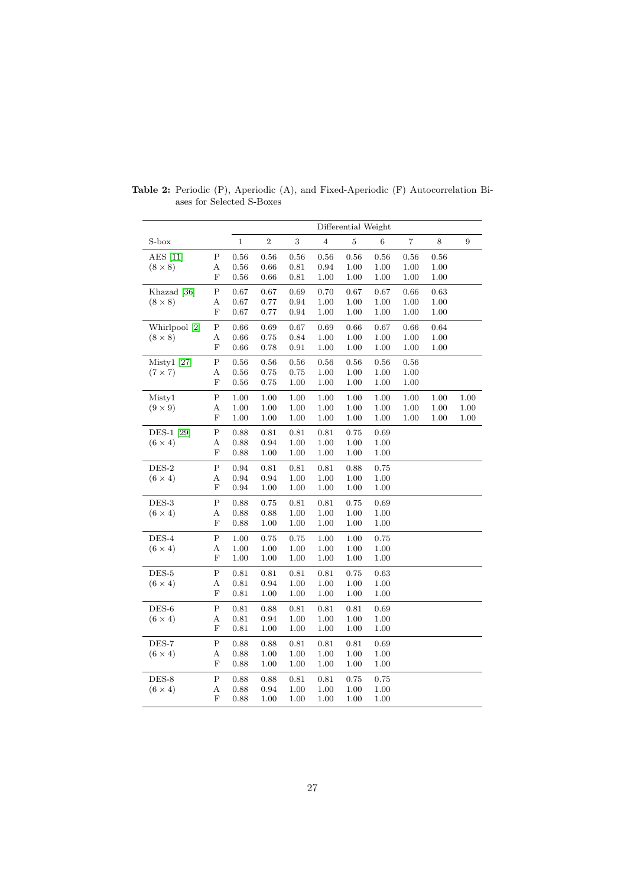**Table 2:** Periodic (P), Aperiodic (A), and Fixed-Aperiodic (F) Autocorrelation Biases for Selected S-Boxes

| | | Differential Weight | | | | | | | | |
|---|---|---|---|---|---|---|---|---|---|---|
| S-box | | 1 | 2 | 3 | 4 | 5 | 6 | 7 | 8 | 9 |
| AES [11] ($8 \times 8$) | P | 0.56 | 0.56 | 0.56 | 0.56 | 0.56 | 0.56 | 0.56 | 0.56 | |
| | A | 0.56 | 0.66 | 0.81 | 0.94 | 1.00 | 1.00 | 1.00 | 1.00 | |
| | F | 0.56 | 0.66 | 0.81 | 1.00 | 1.00 | 1.00 | 1.00 | 1.00 | |
| Khazad [36] ($8 \times 8$) | P | 0.67 | 0.67 | 0.69 | 0.70 | 0.67 | 0.67 | 0.66 | 0.63 | |
| | A | 0.67 | 0.77 | 0.94 | 1.00 | 1.00 | 1.00 | 1.00 | 1.00 | |
| | F | 0.67 | 0.77 | 0.94 | 1.00 | 1.00 | 1.00 | 1.00 | 1.00 | |
| Whirlpool [2] ($8 \times 8$) | P | 0.66 | 0.69 | 0.67 | 0.69 | 0.66 | 0.67 | 0.66 | 0.64 | |
| | A | 0.66 | 0.75 | 0.84 | 1.00 | 1.00 | 1.00 | 1.00 | 1.00 | |
| | F | 0.66 | 0.78 | 0.91 | 1.00 | 1.00 | 1.00 | 1.00 | 1.00 | |
| Misty1 [27] ($7 \times 7$) | P | 0.56 | 0.56 | 0.56 | 0.56 | 0.56 | 0.56 | 0.56 | | |
| | A | 0.56 | 0.75 | 0.75 | 1.00 | 1.00 | 1.00 | 1.00 | | |
| | F | 0.56 | 0.75 | 1.00 | 1.00 | 1.00 | 1.00 | 1.00 | | |
| Misty1 ($9 \times 9$) | P | 1.00 | 1.00 | 1.00 | 1.00 | 1.00 | 1.00 | 1.00 | 1.00 | 1.00 |
| | A | 1.00 | 1.00 | 1.00 | 1.00 | 1.00 | 1.00 | 1.00 | 1.00 | 1.00 |
| | F | 1.00 | 1.00 | 1.00 | 1.00 | 1.00 | 1.00 | 1.00 | 1.00 | 1.00 |
| DES-1 [29] ($6 \times 4$) | P | 0.88 | 0.81 | 0.81 | 0.81 | 0.75 | 0.69 | | | |
| | A | 0.88 | 0.94 | 1.00 | 1.00 | 1.00 | 1.00 | | | |
| | F | 0.88 | 1.00 | 1.00 | 1.00 | 1.00 | 1.00 | | | |
| DES-2 ($6 \times 4$) | P | 0.94 | 0.81 | 0.81 | 0.81 | 0.88 | 0.75 | | | |
| | A | 0.94 | 0.94 | 1.00 | 1.00 | 1.00 | 1.00 | | | |
| | F | 0.94 | 1.00 | 1.00 | 1.00 | 1.00 | 1.00 | | | |
| DES-3 ($6 \times 4$) | P | 0.88 | 0.75 | 0.81 | 0.81 | 0.75 | 0.69 | | | |
| | A | 0.88 | 0.88 | 1.00 | 1.00 | 1.00 | 1.00 | | | |
| | F | 0.88 | 1.00 | 1.00 | 1.00 | 1.00 | 1.00 | | | |
| DES-4 ($6 \times 4$) | P | 1.00 | 0.75 | 0.75 | 1.00 | 1.00 | 0.75 | | | |
| | A | 1.00 | 1.00 | 1.00 | 1.00 | 1.00 | 1.00 | | | |
| | F | 1.00 | 1.00 | 1.00 | 1.00 | 1.00 | 1.00 | | | |
| DES-5 ($6 \times 4$) | P | 0.81 | 0.81 | 0.81 | 0.81 | 0.75 | 0.63 | | | |
| | A | 0.81 | 0.94 | 1.00 | 1.00 | 1.00 | 1.00 | | | |
| | F | 0.81 | 1.00 | 1.00 | 1.00 | 1.00 | 1.00 | | | |
| DES-6 ($6 \times 4$) | P | 0.81 | 0.88 | 0.81 | 0.81 | 0.81 | 0.69 | | | |
| | A | 0.81 | 0.94 | 1.00 | 1.00 | 1.00 | 1.00 | | | |
| | F | 0.81 | 1.00 | 1.00 | 1.00 | 1.00 | 1.00 | | | |
| DES-7 ($6 \times 4$) | P | 0.88 | 0.88 | 0.81 | 0.81 | 0.81 | 0.69 | | | |
| | A | 0.88 | 1.00 | 1.00 | 1.00 | 1.00 | 1.00 | | | |
| | F | 0.88 | 1.00 | 1.00 | 1.00 | 1.00 | 1.00 | | | |
| DES-8 ($6 \times 4$) | P | 0.88 | 0.88 | 0.81 | 0.81 | 0.75 | 0.75 | | | |
| | A | 0.88 | 0.94 | 1.00 | 1.00 | 1.00 | 1.00 | | | |
| | F | 0.88 | 1.00 | 1.00 | 1.00 | 1.00 | 1.00 | | | |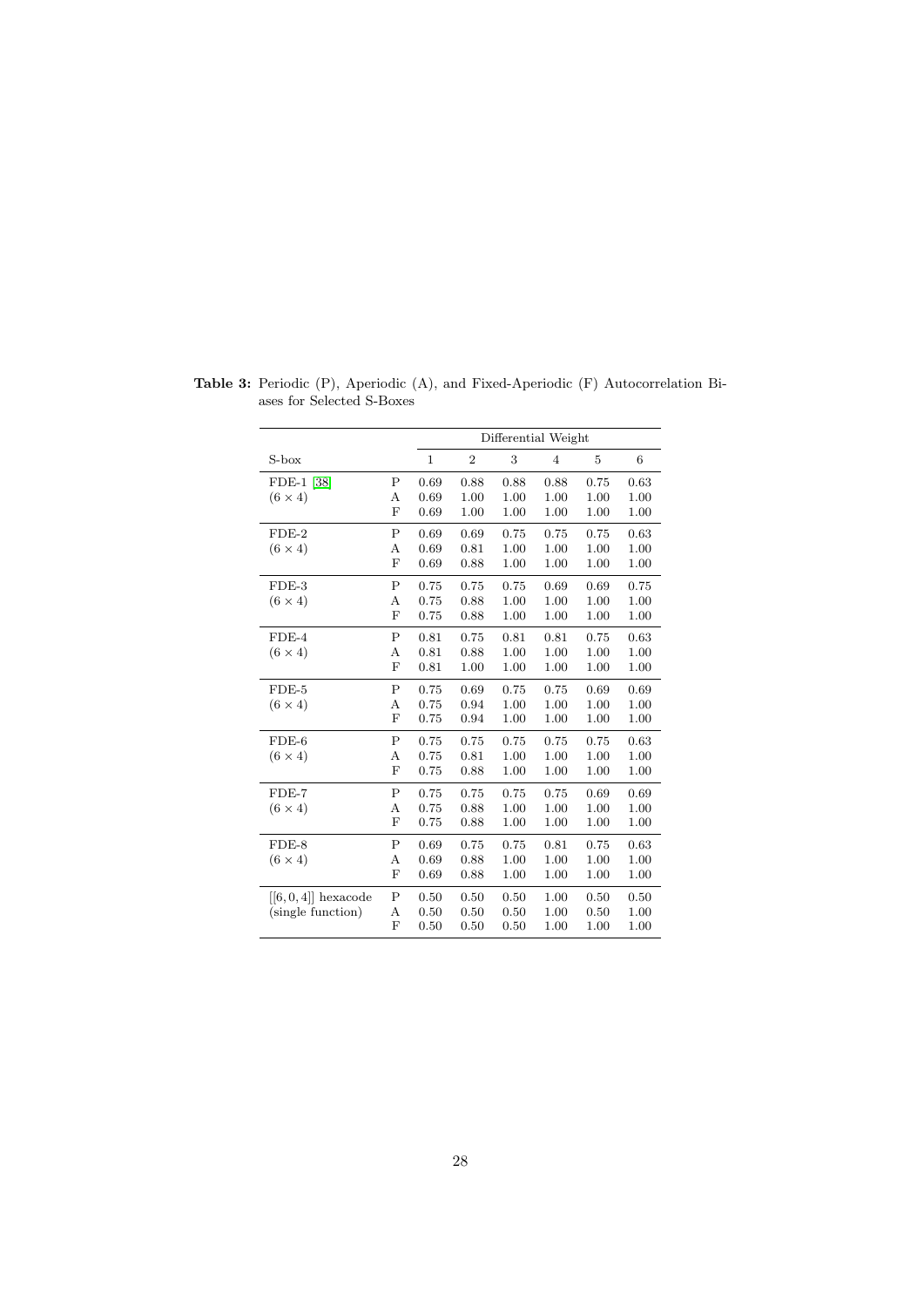**Table 3:** Periodic (P), Aperiodic (A), and Fixed-Aperiodic (F) Autocorrelation Biases for Selected S-Boxes

| | | Differential Weight | | | | | |
|---|---|---|---|---|---|---|---|
| S-box | | 1 | 2 | 3 | 4 | 5 | 6 |
| FDE-1 [38] | P | 0.69 | 0.88 | 0.88 | 0.88 | 0.75 | 0.63 |
| $(6 \times 4)$ | A | 0.69 | 1.00 | 1.00 | 1.00 | 1.00 | 1.00 |
| | F | 0.69 | 1.00 | 1.00 | 1.00 | 1.00 | 1.00 |
| FDE-2 | P | 0.69 | 0.69 | 0.75 | 0.75 | 0.75 | 0.63 |
| $(6 \times 4)$ | A | 0.69 | 0.81 | 1.00 | 1.00 | 1.00 | 1.00 |
| | F | 0.69 | 0.88 | 1.00 | 1.00 | 1.00 | 1.00 |
| FDE-3 | P | 0.75 | 0.75 | 0.75 | 0.69 | 0.69 | 0.75 |
| $(6 \times 4)$ | A | 0.75 | 0.88 | 1.00 | 1.00 | 1.00 | 1.00 |
| | F | 0.75 | 0.88 | 1.00 | 1.00 | 1.00 | 1.00 |
| FDE-4 | P | 0.81 | 0.75 | 0.81 | 0.81 | 0.75 | 0.63 |
| $(6 \times 4)$ | A | 0.81 | 0.88 | 1.00 | 1.00 | 1.00 | 1.00 |
| | F | 0.81 | 1.00 | 1.00 | 1.00 | 1.00 | 1.00 |
| FDE-5 | P | 0.75 | 0.69 | 0.75 | 0.75 | 0.69 | 0.69 |
| $(6 \times 4)$ | A | 0.75 | 0.94 | 1.00 | 1.00 | 1.00 | 1.00 |
| | F | 0.75 | 0.94 | 1.00 | 1.00 | 1.00 | 1.00 |
| FDE-6 | P | 0.75 | 0.75 | 0.75 | 0.75 | 0.75 | 0.63 |
| $(6 \times 4)$ | A | 0.75 | 0.81 | 1.00 | 1.00 | 1.00 | 1.00 |
| | F | 0.75 | 0.88 | 1.00 | 1.00 | 1.00 | 1.00 |
| FDE-7 | P | 0.75 | 0.75 | 0.75 | 0.75 | 0.69 | 0.69 |
| $(6 \times 4)$ | A | 0.75 | 0.88 | 1.00 | 1.00 | 1.00 | 1.00 |
| | F | 0.75 | 0.88 | 1.00 | 1.00 | 1.00 | 1.00 |
| FDE-8 | P | 0.69 | 0.75 | 0.75 | 0.81 | 0.75 | 0.63 |
| $(6 \times 4)$ | A | 0.69 | 0.88 | 1.00 | 1.00 | 1.00 | 1.00 |
| | F | 0.69 | 0.88 | 1.00 | 1.00 | 1.00 | 1.00 |
| $[[6, 0, 4]]$ hexacode | P | 0.50 | 0.50 | 0.50 | 1.00 | 0.50 | 0.50 |
| (single function) | A | 0.50 | 0.50 | 0.50 | 1.00 | 0.50 | 1.00 |
| | F | 0.50 | 0.50 | 0.50 | 1.00 | 1.00 | 1.00 |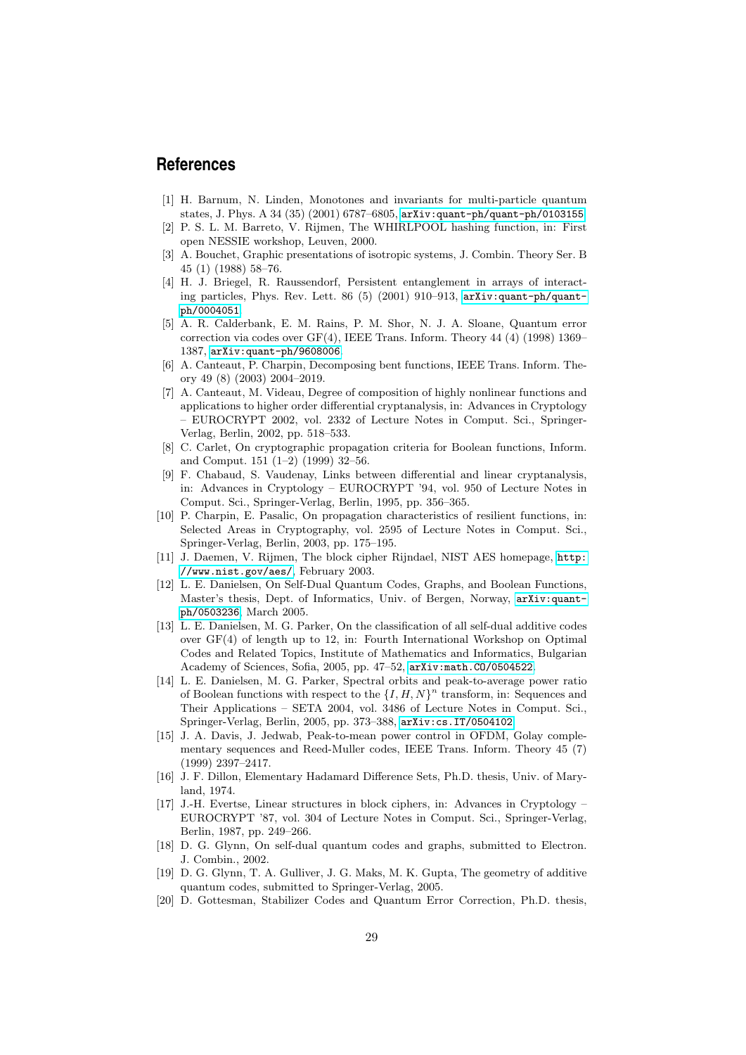## References

[1] H. Barnum, N. Linden, Monotones and invariants for multi-particle quantum states, J. Phys. A 34 (35) (2001) 6787–6805, arXiv:quant-ph/quant-ph/0103155.

[2] P. S. L. M. Barreto, V. Rijmen, The WHIRLPOOL hashing function, in: First open NESSIE workshop, Leuven, 2000.

[3] A. Bouchet, Graphic presentations of isotropic systems, J. Combin. Theory Ser. B 45 (1) (1988) 58–76.

[4] H. J. Briegel, R. Raussendorf, Persistent entanglement in arrays of interacting particles, Phys. Rev. Lett. 86 (5) (2001) 910–913, arXiv:quant-ph/quant-ph/0004051.

[5] A. R. Calderbank, E. M. Rains, P. M. Shor, N. J. A. Sloane, Quantum error correction via codes over GF(4), IEEE Trans. Inform. Theory 44 (4) (1998) 1369–1387, arXiv:quant-ph/9608006.

[6] A. Canteaut, P. Charpin, Decomposing bent functions, IEEE Trans. Inform. Theory 49 (8) (2003) 2004–2019.

[7] A. Canteaut, M. Videau, Degree of composition of highly nonlinear functions and applications to higher order differential cryptanalysis, in: Advances in Cryptology – EUROCRYPT 2002, vol. 2332 of Lecture Notes in Comput. Sci., Springer-Verlag, Berlin, 2002, pp. 518–533.

[8] C. Carlet, On cryptographic propagation criteria for Boolean functions, Inform. and Comput. 151 (1–2) (1999) 32–56.

[9] F. Chabaud, S. Vaudenay, Links between differential and linear cryptanalysis, in: Advances in Cryptology – EUROCRYPT '94, vol. 950 of Lecture Notes in Comput. Sci., Springer-Verlag, Berlin, 1995, pp. 356–365.

[10] P. Charpin, E. Pasalic, On propagation characteristics of resilient functions, in: Selected Areas in Cryptography, vol. 2595 of Lecture Notes in Comput. Sci., Springer-Verlag, Berlin, 2003, pp. 175–195.

[11] J. Daemen, V. Rijmen, The block cipher Rijndael, NIST AES homepage, http://www.nist.gov/aes/, February 2003.

[12] L. E. Danielsen, On Self-Dual Quantum Codes, Graphs, and Boolean Functions, Master's thesis, Dept. of Informatics, Univ. of Bergen, Norway, arXiv:quant-ph/0503236, March 2005.

[13] L. E. Danielsen, M. G. Parker, On the classification of all self-dual additive codes over GF(4) of length up to 12, in: Fourth International Workshop on Optimal Codes and Related Topics, Institute of Mathematics and Informatics, Bulgarian Academy of Sciences, Sofia, 2005, pp. 47–52, arXiv:math.CO/0504522.

[14] L. E. Danielsen, M. G. Parker, Spectral orbits and peak-to-average power ratio of Boolean functions with respect to the $\{I, H, N\}^n$ transform, in: Sequences and Their Applications – SETA 2004, vol. 3486 of Lecture Notes in Comput. Sci., Springer-Verlag, Berlin, 2005, pp. 373–388, arXiv:cs.IT/0504102.

[15] J. A. Davis, J. Jedwab, Peak-to-mean power control in OFDM, Golay complementary sequences and Reed-Muller codes, IEEE Trans. Inform. Theory 45 (7) (1999) 2397–2417.

[16] J. F. Dillon, Elementary Hadamard Difference Sets, Ph.D. thesis, Univ. of Maryland, 1974.

[17] J.-H. Evertse, Linear structures in block ciphers, in: Advances in Cryptology – EUROCRYPT '87, vol. 304 of Lecture Notes in Comput. Sci., Springer-Verlag, Berlin, 1987, pp. 249–266.

[18] D. G. Glynn, On self-dual quantum codes and graphs, submitted to Electron. J. Combin., 2002.

[19] D. G. Glynn, T. A. Gulliver, J. G. Maks, M. K. Gupta, The geometry of additive quantum codes, submitted to Springer-Verlag, 2005.

[20] D. Gottesman, Stabilizer Codes and Quantum Error Correction, Ph.D. thesis,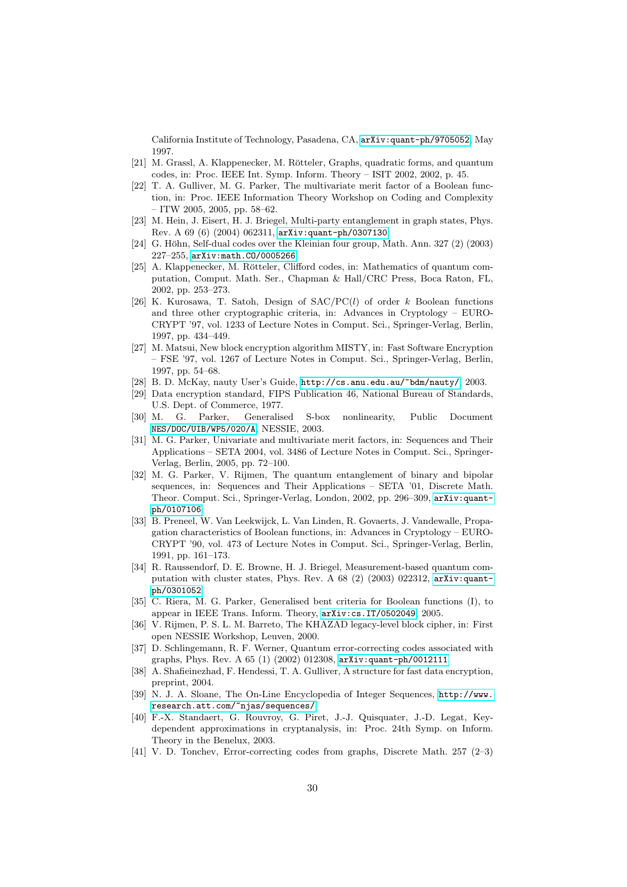California Institute of Technology, Pasadena, CA, arXiv:quant-ph/9705052, May 1997.

[21] M. Grassl, A. Klappenecker, M. Rötteler, Graphs, quadratic forms, and quantum codes, in: Proc. IEEE Int. Symp. Inform. Theory – ISIT 2002, 2002, p. 45.

[22] T. A. Gulliver, M. G. Parker, The multivariate merit factor of a Boolean function, in: Proc. IEEE Information Theory Workshop on Coding and Complexity – ITW 2005, 2005, pp. 58–62.

[23] M. Hein, J. Eisert, H. J. Briegel, Multi-party entanglement in graph states, Phys. Rev. A 69 (6) (2004) 062311, arXiv:quant-ph/0307130.

[24] G. Höhn, Self-dual codes over the Kleinian four group, Math. Ann. 327 (2) (2003) 227–255, arXiv:math.CO/0005266.

[25] A. Klappenecker, M. Rötteler, Clifford codes, in: Mathematics of quantum computation, Comput. Math. Ser., Chapman & Hall/CRC Press, Boca Raton, FL, 2002, pp. 253–273.

[26] K. Kurosawa, T. Satoh, Design of SAC/PC($l$) of order $k$ Boolean functions and three other cryptographic criteria, in: Advances in Cryptology – EUROCRYPT '97, vol. 1233 of Lecture Notes in Comput. Sci., Springer-Verlag, Berlin, 1997, pp. 434–449.

[27] M. Matsui, New block encryption algorithm MISTY, in: Fast Software Encryption – FSE '97, vol. 1267 of Lecture Notes in Comput. Sci., Springer-Verlag, Berlin, 1997, pp. 54–68.

[28] B. D. McKay, nauty User's Guide, http://cs.anu.edu.au/~bdm/nauty/, 2003.

[29] Data encryption standard, FIPS Publication 46, National Bureau of Standards, U.S. Dept. of Commerce, 1977.

[30] M. G. Parker, Generalised S-box nonlinearity, Public Document NES/DOC/UIB/WP5/020/A, NESSIE, 2003.

[31] M. G. Parker, Univariate and multivariate merit factors, in: Sequences and Their Applications – SETA 2004, vol. 3486 of Lecture Notes in Comput. Sci., Springer-Verlag, Berlin, 2005, pp. 72–100.

[32] M. G. Parker, V. Rijmen, The quantum entanglement of binary and bipolar sequences, in: Sequences and Their Applications – SETA '01, Discrete Math. Theor. Comput. Sci., Springer-Verlag, London, 2002, pp. 296–309, arXiv:quant-ph/0107106.

[33] B. Preneel, W. Van Leekwijck, L. Van Linden, R. Govaerts, J. Vandewalle, Propagation characteristics of Boolean functions, in: Advances in Cryptology – EUROCRYPT '90, vol. 473 of Lecture Notes in Comput. Sci., Springer-Verlag, Berlin, 1991, pp. 161–173.

[34] R. Raussendorf, D. E. Browne, H. J. Briegel, Measurement-based quantum computation with cluster states, Phys. Rev. A 68 (2) (2003) 022312, arXiv:quant-ph/0301052.

[35] C. Riera, M. G. Parker, Generalised bent criteria for Boolean functions (I), to appear in IEEE Trans. Inform. Theory, arXiv:cs.IT/0502049, 2005.

[36] V. Rijmen, P. S. L. M. Barreto, The KHAZAD legacy-level block cipher, in: First open NESSIE Workshop, Leuven, 2000.

[37] D. Schlingemann, R. F. Werner, Quantum error-correcting codes associated with graphs, Phys. Rev. A 65 (1) (2002) 012308, arXiv:quant-ph/0012111.

[38] A. Shafieinezhad, F. Hendessi, T. A. Gulliver, A structure for fast data encryption, preprint, 2004.

[39] N. J. A. Sloane, The On-Line Encyclopedia of Integer Sequences, http://www.research.att.com/~njas/sequences/.

[40] F.-X. Standaert, G. Rouvroy, G. Piret, J.-J. Quisquater, J.-D. Legat, Key-dependent approximations in cryptanalysis, in: Proc. 24th Symp. on Inform. Theory in the Benelux, 2003.

[41] V. D. Tonchev, Error-correcting codes from graphs, Discrete Math. 257 (2–3)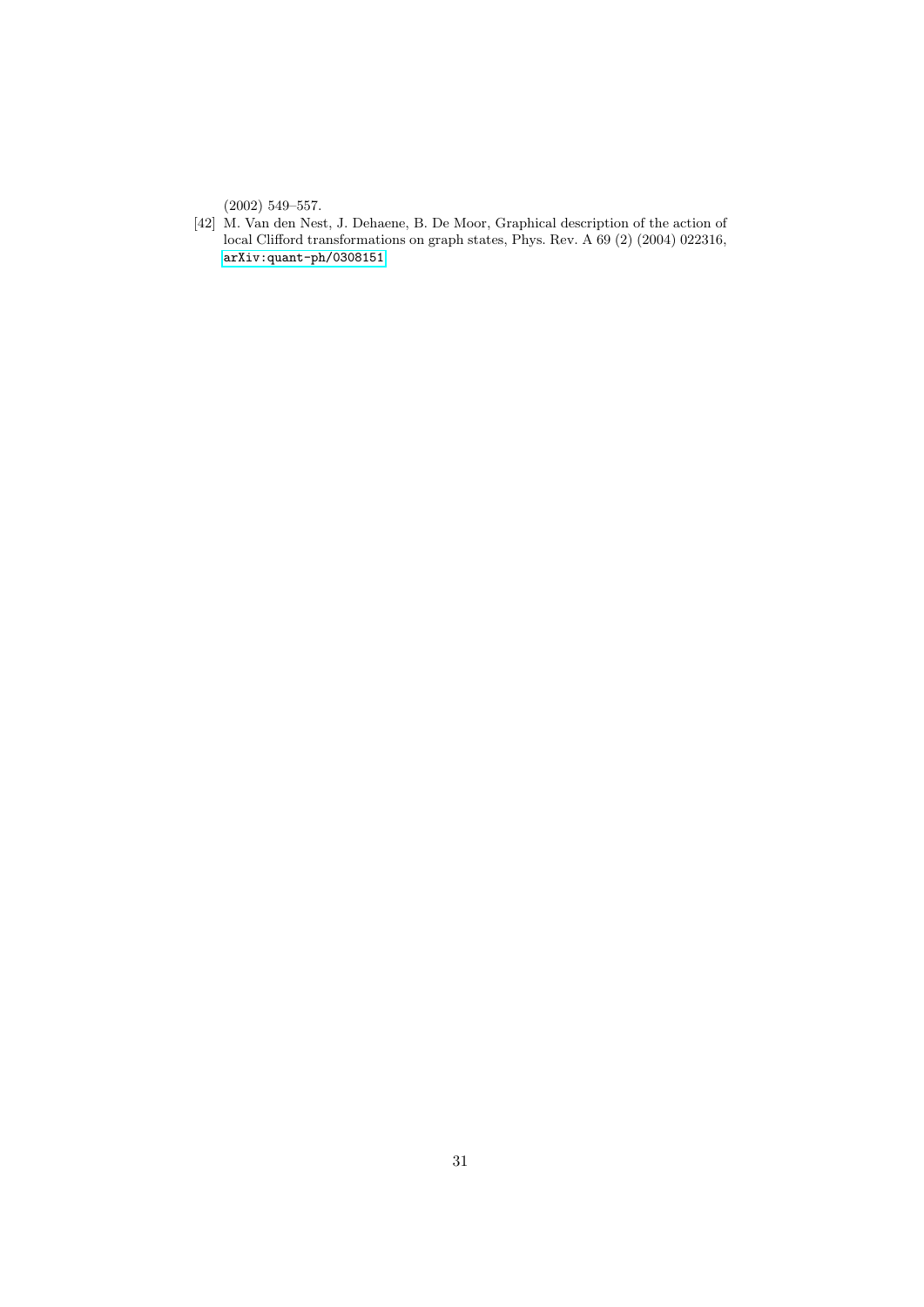(2002) 549–557.

[42] M. Van den Nest, J. Dehaene, B. De Moor, Graphical description of the action of local Clifford transformations on graph states, Phys. Rev. A 69 (2) (2004) 022316, arXiv:quant-ph/0308151